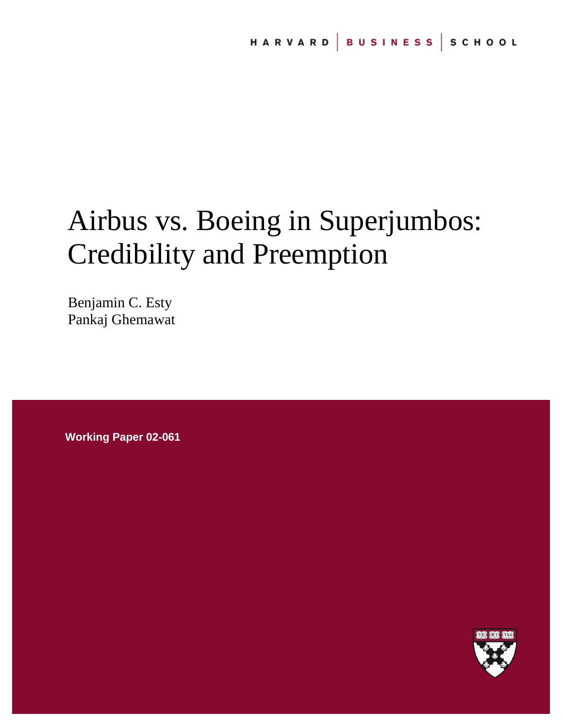HARVARD | BUSINESS | SCHOOL

# Airbus vs. Boeing in Superjumbos: Credibility and Preemption

Benjamin C. Esty
Pankaj Ghemawat

**Working Paper 02-061**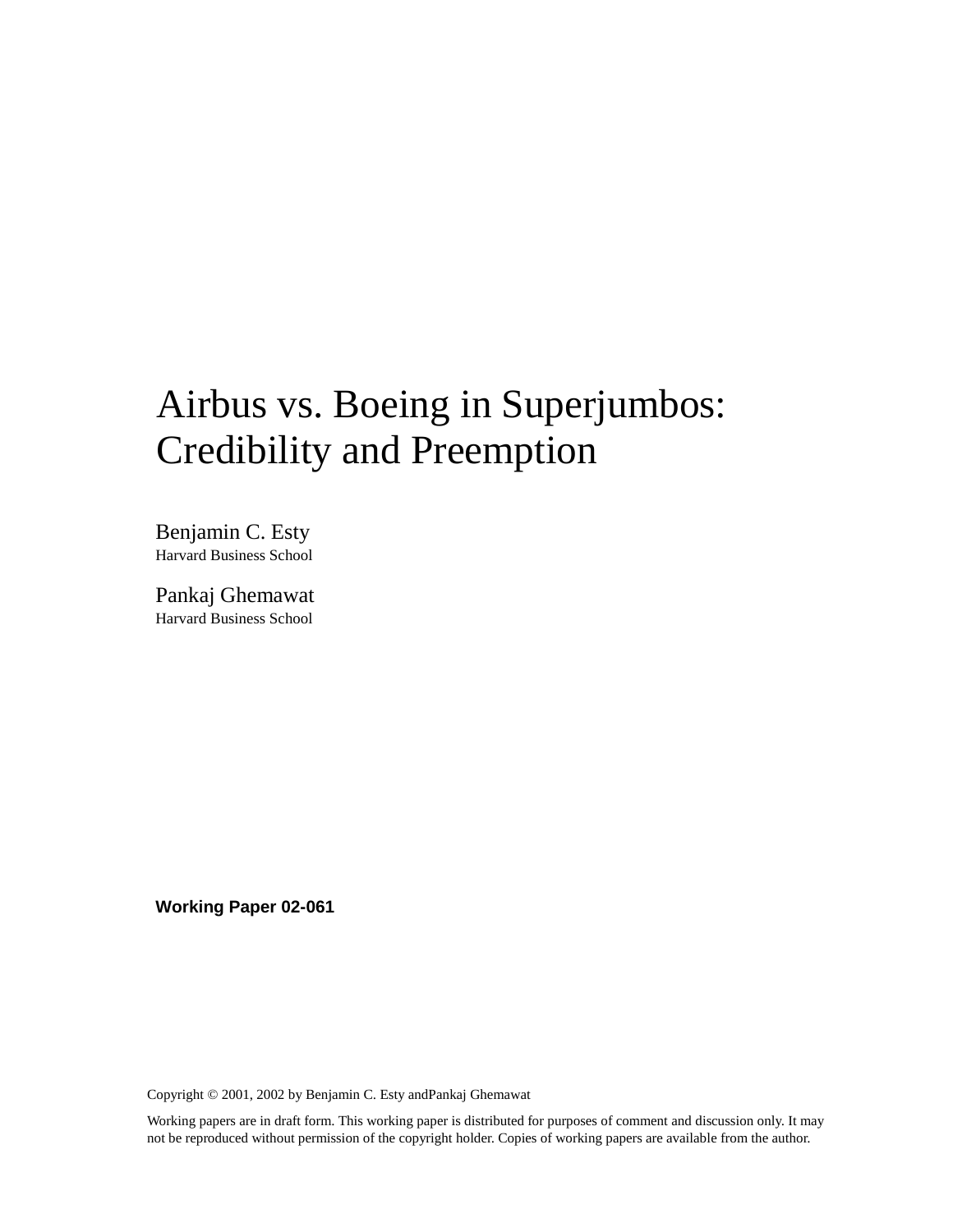# Airbus vs. Boeing in Superjumbos: Credibility and Preemption

Benjamin C. Esty
Harvard Business School

Pankaj Ghemawat
Harvard Business School

**Working Paper 02-061**

Copyright © 2001, 2002 by Benjamin C. Esty andPankaj Ghemawat

Working papers are in draft form. This working paper is distributed for purposes of comment and discussion only. It may not be reproduced without permission of the copyright holder. Copies of working papers are available from the author.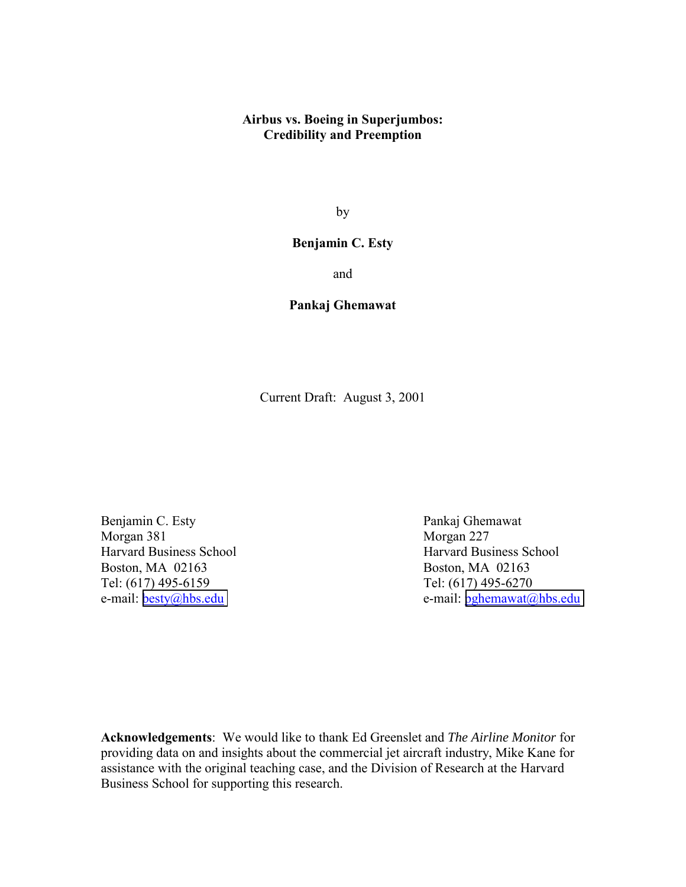# Airbus vs. Boeing in Superjumbos: Credibility and Preemption

by

**Benjamin C. Esty**

and

**Pankaj Ghemawat**

Current Draft: August 3, 2001

Benjamin C. Esty
Morgan 381
Harvard Business School
Boston, MA 02163
Tel: (617) 495-6159
e-mail: besty@hbs.edu

Pankaj Ghemawat
Morgan 227
Harvard Business School
Boston, MA 02163
Tel: (617) 495-6270
e-mail: pghemawat@hbs.edu

**Acknowledgements**: We would like to thank Ed Greenslet and *The Airline Monitor* for providing data on and insights about the commercial jet aircraft industry, Mike Kane for assistance with the original teaching case, and the Division of Research at the Harvard Business School for supporting this research.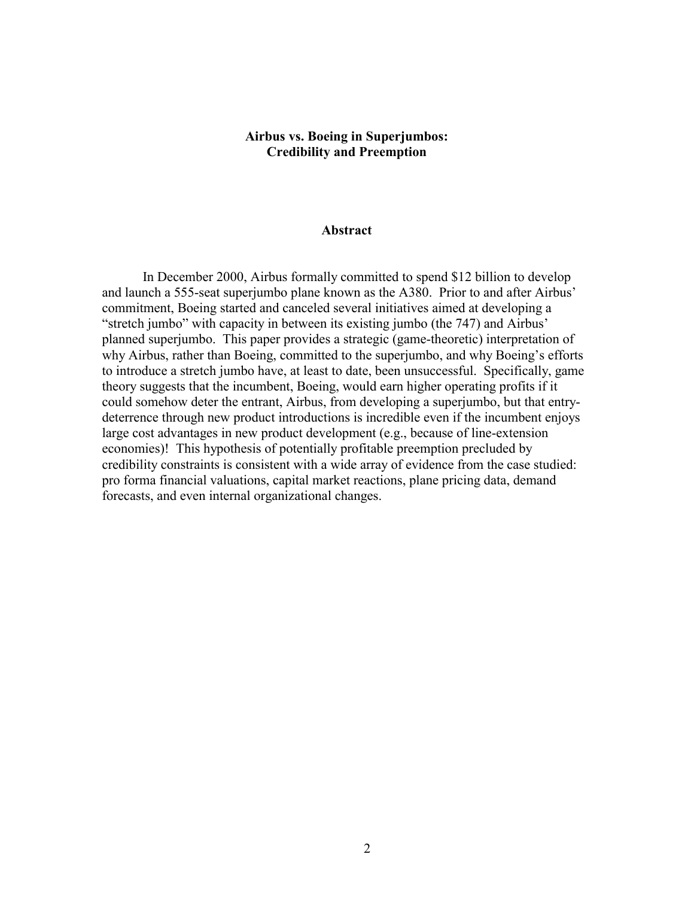**Airbus vs. Boeing in Superjumbos:**
**Credibility and Preemption**

**Abstract**

In December 2000, Airbus formally committed to spend $12 billion to develop and launch a 555-seat superjumbo plane known as the A380. Prior to and after Airbus' commitment, Boeing started and canceled several initiatives aimed at developing a "stretch jumbo" with capacity in between its existing jumbo (the 747) and Airbus' planned superjumbo. This paper provides a strategic (game-theoretic) interpretation of why Airbus, rather than Boeing, committed to the superjumbo, and why Boeing's efforts to introduce a stretch jumbo have, at least to date, been unsuccessful. Specifically, game theory suggests that the incumbent, Boeing, would earn higher operating profits if it could somehow deter the entrant, Airbus, from developing a superjumbo, but that entry-deterrence through new product introductions is incredible even if the incumbent enjoys large cost advantages in new product development (e.g., because of line-extension economies)! This hypothesis of potentially profitable preemption precluded by credibility constraints is consistent with a wide array of evidence from the case studied: pro forma financial valuations, capital market reactions, plane pricing data, demand forecasts, and even internal organizational changes.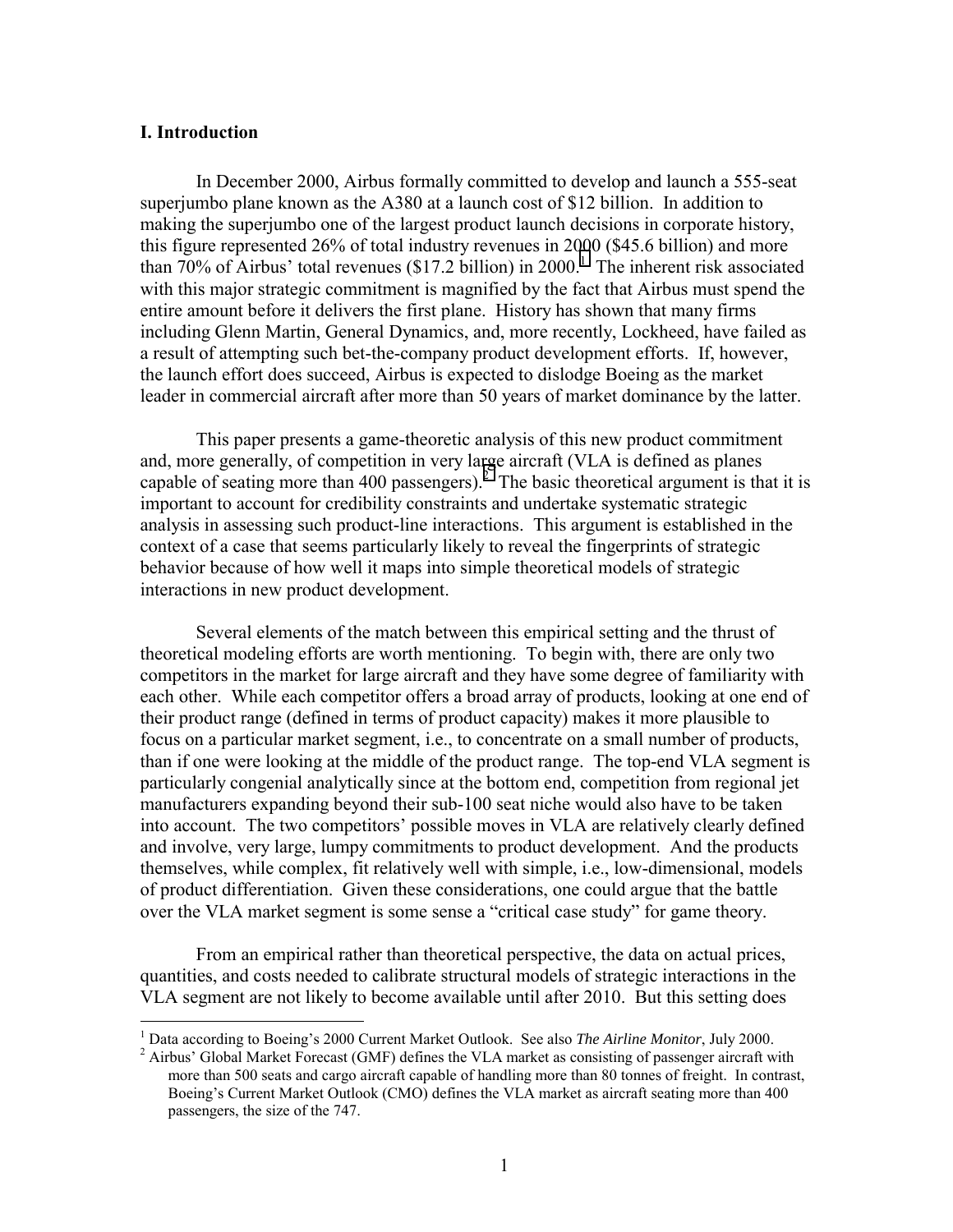## I. Introduction

In December 2000, Airbus formally committed to develop and launch a 555-seat superjumbo plane known as the A380 at a launch cost of $12 billion. In addition to making the superjumbo one of the largest product launch decisions in corporate history, this figure represented 26% of total industry revenues in 2000 ($45.6 billion) and more than 70% of Airbus' total revenues ($17.2 billion) in 2000.[1] The inherent risk associated with this major strategic commitment is magnified by the fact that Airbus must spend the entire amount before it delivers the first plane. History has shown that many firms including Glenn Martin, General Dynamics, and, more recently, Lockheed, have failed as a result of attempting such bet-the-company product development efforts. If, however, the launch effort does succeed, Airbus is expected to dislodge Boeing as the market leader in commercial aircraft after more than 50 years of market dominance by the latter.

This paper presents a game-theoretic analysis of this new product commitment and, more generally, of competition in very large aircraft (VLA is defined as planes capable of seating more than 400 passengers).[2] The basic theoretical argument is that it is important to account for credibility constraints and undertake systematic strategic analysis in assessing such product-line interactions. This argument is established in the context of a case that seems particularly likely to reveal the fingerprints of strategic behavior because of how well it maps into simple theoretical models of strategic interactions in new product development.

Several elements of the match between this empirical setting and the thrust of theoretical modeling efforts are worth mentioning. To begin with, there are only two competitors in the market for large aircraft and they have some degree of familiarity with each other. While each competitor offers a broad array of products, looking at one end of their product range (defined in terms of product capacity) makes it more plausible to focus on a particular market segment, i.e., to concentrate on a small number of products, than if one were looking at the middle of the product range. The top-end VLA segment is particularly congenial analytically since at the bottom end, competition from regional jet manufacturers expanding beyond their sub-100 seat niche would also have to be taken into account. The two competitors' possible moves in VLA are relatively clearly defined and involve, very large, lumpy commitments to product development. And the products themselves, while complex, fit relatively well with simple, i.e., low-dimensional, models of product differentiation. Given these considerations, one could argue that the battle over the VLA market segment is some sense a "critical case study" for game theory.

From an empirical rather than theoretical perspective, the data on actual prices, quantities, and costs needed to calibrate structural models of strategic interactions in the VLA segment are not likely to become available until after 2010. But this setting does

[1] Data according to Boeing's 2000 Current Market Outlook. See also *The Airline Monitor*, July 2000.

[2] Airbus' Global Market Forecast (GMF) defines the VLA market as consisting of passenger aircraft with more than 500 seats and cargo aircraft capable of handling more than 80 tonnes of freight. In contrast, Boeing's Current Market Outlook (CMO) defines the VLA market as aircraft seating more than 400 passengers, the size of the 747.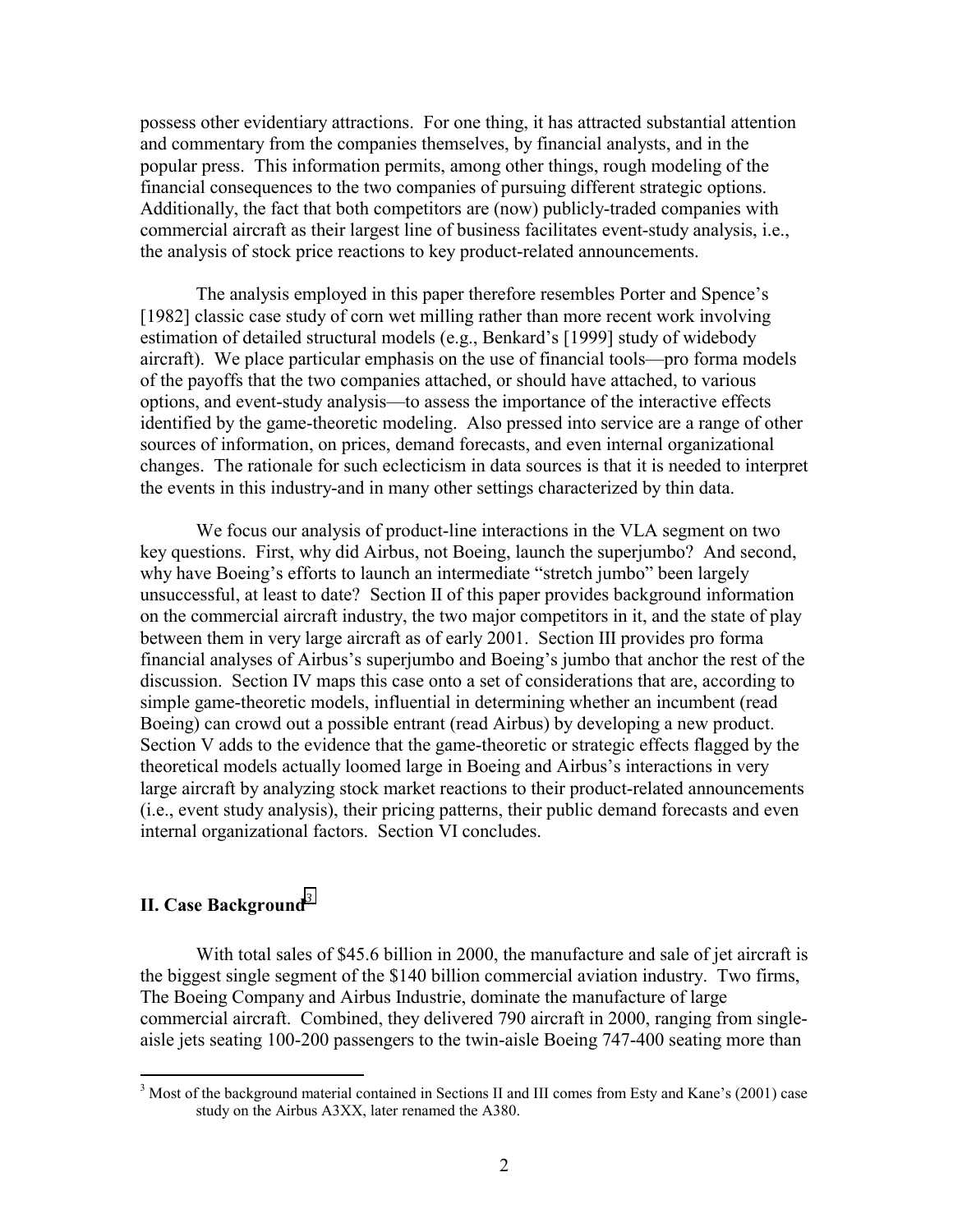possess other evidentiary attractions. For one thing, it has attracted substantial attention and commentary from the companies themselves, by financial analysts, and in the popular press. This information permits, among other things, rough modeling of the financial consequences to the two companies of pursuing different strategic options. Additionally, the fact that both competitors are (now) publicly-traded companies with commercial aircraft as their largest line of business facilitates event-study analysis, i.e., the analysis of stock price reactions to key product-related announcements.

The analysis employed in this paper therefore resembles Porter and Spence's [1982] classic case study of corn wet milling rather than more recent work involving estimation of detailed structural models (e.g., Benkard's [1999] study of widebody aircraft). We place particular emphasis on the use of financial tools—pro forma models of the payoffs that the two companies attached, or should have attached, to various options, and event-study analysis—to assess the importance of the interactive effects identified by the game-theoretic modeling. Also pressed into service are a range of other sources of information, on prices, demand forecasts, and even internal organizational changes. The rationale for such eclecticism in data sources is that it is needed to interpret the events in this industry-and in many other settings characterized by thin data.

We focus our analysis of product-line interactions in the VLA segment on two key questions. First, why did Airbus, not Boeing, launch the superjumbo? And second, why have Boeing's efforts to launch an intermediate "stretch jumbo" been largely unsuccessful, at least to date? Section II of this paper provides background information on the commercial aircraft industry, the two major competitors in it, and the state of play between them in very large aircraft as of early 2001. Section III provides pro forma financial analyses of Airbus's superjumbo and Boeing's jumbo that anchor the rest of the discussion. Section IV maps this case onto a set of considerations that are, according to simple game-theoretic models, influential in determining whether an incumbent (read Boeing) can crowd out a possible entrant (read Airbus) by developing a new product. Section V adds to the evidence that the game-theoretic or strategic effects flagged by the theoretical models actually loomed large in Boeing and Airbus's interactions in very large aircraft by analyzing stock market reactions to their product-related announcements (i.e., event study analysis), their pricing patterns, their public demand forecasts and even internal organizational factors. Section VI concludes.

## II. Case Background[3]

With total sales of $45.6 billion in 2000, the manufacture and sale of jet aircraft is the biggest single segment of the $140 billion commercial aviation industry. Two firms, The Boeing Company and Airbus Industrie, dominate the manufacture of large commercial aircraft. Combined, they delivered 790 aircraft in 2000, ranging from single-aisle jets seating 100-200 passengers to the twin-aisle Boeing 747-400 seating more than

---

[3] Most of the background material contained in Sections II and III comes from Esty and Kane's (2001) case study on the Airbus A3XX, later renamed the A380.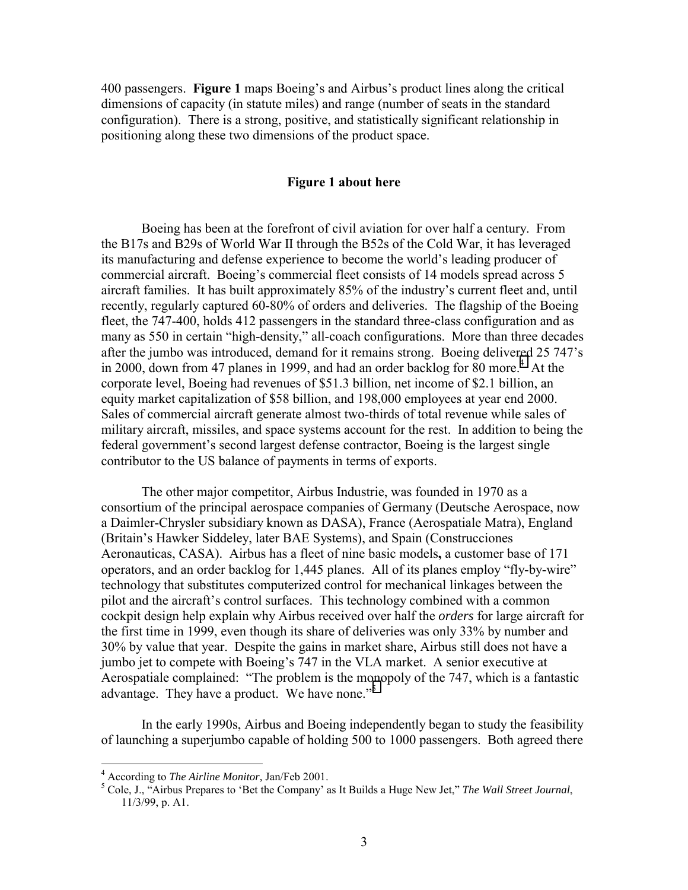400 passengers. **Figure 1** maps Boeing's and Airbus's product lines along the critical dimensions of capacity (in statute miles) and range (number of seats in the standard configuration). There is a strong, positive, and statistically significant relationship in positioning along these two dimensions of the product space.

**Figure 1 about here**

Boeing has been at the forefront of civil aviation for over half a century. From the B17s and B29s of World War II through the B52s of the Cold War, it has leveraged its manufacturing and defense experience to become the world's leading producer of commercial aircraft. Boeing's commercial fleet consists of 14 models spread across 5 aircraft families. It has built approximately 85% of the industry's current fleet and, until recently, regularly captured 60-80% of orders and deliveries. The flagship of the Boeing fleet, the 747-400, holds 412 passengers in the standard three-class configuration and as many as 550 in certain "high-density," all-coach configurations. More than three decades after the jumbo was introduced, demand for it remains strong. Boeing delivered 25 747's in 2000, down from 47 planes in 1999, and had an order backlog for 80 more.[4] At the corporate level, Boeing had revenues of \$51.3 billion, net income of \$2.1 billion, an equity market capitalization of \$58 billion, and 198,000 employees at year end 2000. Sales of commercial aircraft generate almost two-thirds of total revenue while sales of military aircraft, missiles, and space systems account for the rest. In addition to being the federal government's second largest defense contractor, Boeing is the largest single contributor to the US balance of payments in terms of exports.

The other major competitor, Airbus Industrie, was founded in 1970 as a consortium of the principal aerospace companies of Germany (Deutsche Aerospace, now a Daimler-Chrysler subsidiary known as DASA), France (Aerospatiale Matra), England (Britain's Hawker Siddeley, later BAE Systems), and Spain (Construcciones Aeronauticas, CASA). Airbus has a fleet of nine basic models**,** a customer base of 171 operators, and an order backlog for 1,445 planes. All of its planes employ "fly-by-wire" technology that substitutes computerized control for mechanical linkages between the pilot and the aircraft's control surfaces. This technology combined with a common cockpit design help explain why Airbus received over half the *orders* for large aircraft for the first time in 1999, even though its share of deliveries was only 33% by number and 30% by value that year. Despite the gains in market share, Airbus still does not have a jumbo jet to compete with Boeing's 747 in the VLA market. A senior executive at Aerospatiale complained: "The problem is the monopoly of the 747, which is a fantastic advantage. They have a product. We have none."[5]

In the early 1990s, Airbus and Boeing independently began to study the feasibility of launching a superjumbo capable of holding 500 to 1000 passengers. Both agreed there

---

[4] According to *The Airline Monitor,* Jan/Feb 2001.

[5] Cole, J., "Airbus Prepares to 'Bet the Company' as It Builds a Huge New Jet," *The Wall Street Journal*, 11/3/99, p. A1.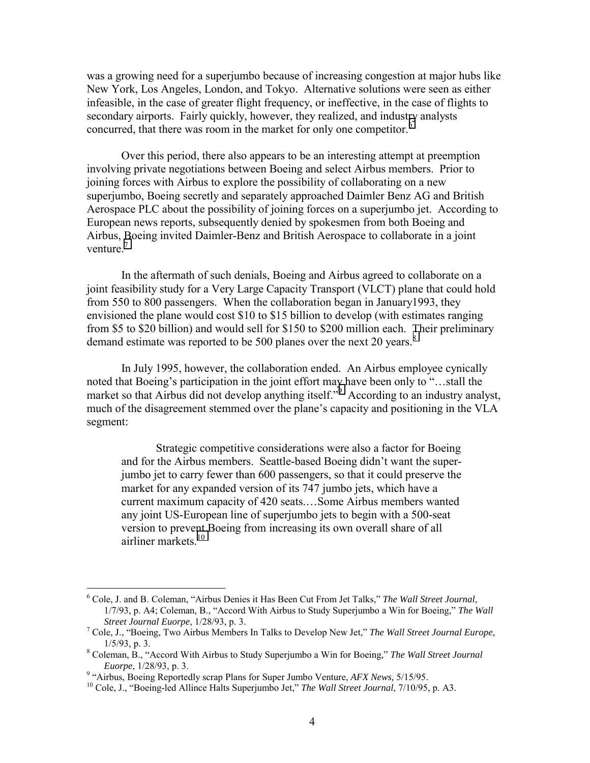was a growing need for a superjumbo because of increasing congestion at major hubs like New York, Los Angeles, London, and Tokyo. Alternative solutions were seen as either infeasible, in the case of greater flight frequency, or ineffective, in the case of flights to secondary airports. Fairly quickly, however, they realized, and industry analysts concurred, that there was room in the market for only one competitor.[6]

Over this period, there also appears to be an interesting attempt at preemption involving private negotiations between Boeing and select Airbus members. Prior to joining forces with Airbus to explore the possibility of collaborating on a new superjumbo, Boeing secretly and separately approached Daimler Benz AG and British Aerospace PLC about the possibility of joining forces on a superjumbo jet. According to European news reports, subsequently denied by spokesmen from both Boeing and Airbus, Boeing invited Daimler-Benz and British Aerospace to collaborate in a joint venture.[7]

In the aftermath of such denials, Boeing and Airbus agreed to collaborate on a joint feasibility study for a Very Large Capacity Transport (VLCT) plane that could hold from 550 to 800 passengers. When the collaboration began in January1993, they envisioned the plane would cost $10 to $15 billion to develop (with estimates ranging from $5 to $20 billion) and would sell for $150 to $200 million each. Their preliminary demand estimate was reported to be 500 planes over the next 20 years.[8]

In July 1995, however, the collaboration ended. An Airbus employee cynically noted that Boeing's participation in the joint effort may have been only to "…stall the market so that Airbus did not develop anything itself."[9] According to an industry analyst, much of the disagreement stemmed over the plane's capacity and positioning in the VLA segment:

> Strategic competitive considerations were also a factor for Boeing and for the Airbus members. Seattle-based Boeing didn't want the super-jumbo jet to carry fewer than 600 passengers, so that it could preserve the market for any expanded version of its 747 jumbo jets, which have a current maximum capacity of 420 seats.…Some Airbus members wanted any joint US-European line of superjumbo jets to begin with a 500-seat version to prevent Boeing from increasing its own overall share of all airliner markets.[10]

---

[6] Cole, J. and B. Coleman, "Airbus Denies it Has Been Cut From Jet Talks," *The Wall Street Journal*, 1/7/93, p. A4; Coleman, B., "Accord With Airbus to Study Superjumbo a Win for Boeing," *The Wall Street Journal Euorpe*, 1/28/93, p. 3.

[7] Cole, J., "Boeing, Two Airbus Members In Talks to Develop New Jet," *The Wall Street Journal Europe*, 1/5/93, p. 3.

[8] Coleman, B., "Accord With Airbus to Study Superjumbo a Win for Boeing," *The Wall Street Journal Euorpe*, 1/28/93, p. 3.

[9] "Airbus, Boeing Reportedly scrap Plans for Super Jumbo Venture, *AFX News,* 5/15/95.

[10] Cole, J., "Boeing-led Allince Halts Superjumbo Jet," *The Wall Street Journal*, 7/10/95, p. A3.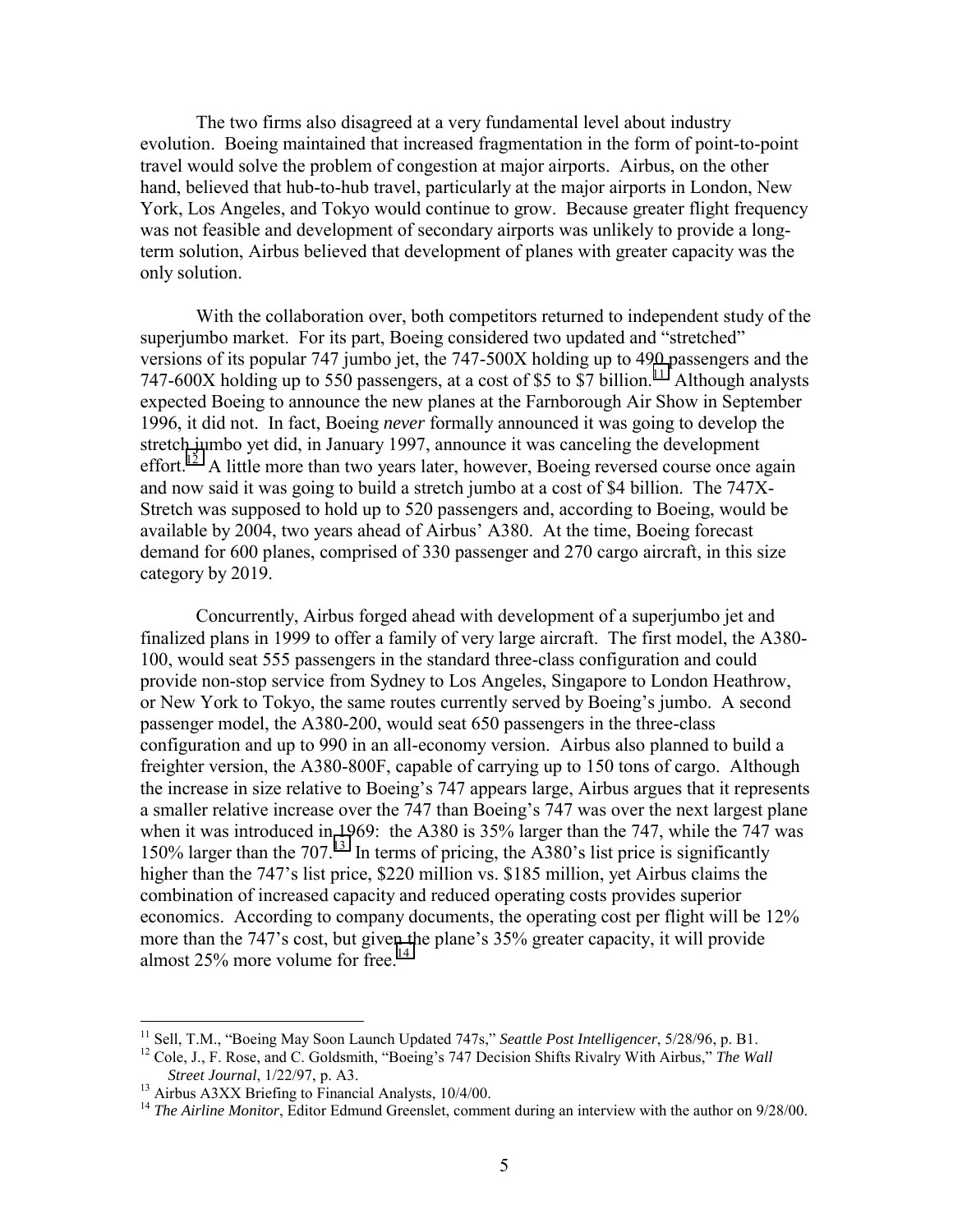The two firms also disagreed at a very fundamental level about industry evolution. Boeing maintained that increased fragmentation in the form of point-to-point travel would solve the problem of congestion at major airports. Airbus, on the other hand, believed that hub-to-hub travel, particularly at the major airports in London, New York, Los Angeles, and Tokyo would continue to grow. Because greater flight frequency was not feasible and development of secondary airports was unlikely to provide a long-term solution, Airbus believed that development of planes with greater capacity was the only solution.

With the collaboration over, both competitors returned to independent study of the superjumbo market. For its part, Boeing considered two updated and "stretched" versions of its popular 747 jumbo jet, the 747-500X holding up to 490 passengers and the 747-600X holding up to 550 passengers, at a cost of $5 to $7 billion.[11] Although analysts expected Boeing to announce the new planes at the Farnborough Air Show in September 1996, it did not. In fact, Boeing *never* formally announced it was going to develop the stretch jumbo yet did, in January 1997, announce it was canceling the development effort.[12] A little more than two years later, however, Boeing reversed course once again and now said it was going to build a stretch jumbo at a cost of $4 billion. The 747X-Stretch was supposed to hold up to 520 passengers and, according to Boeing, would be available by 2004, two years ahead of Airbus' A380. At the time, Boeing forecast demand for 600 planes, comprised of 330 passenger and 270 cargo aircraft, in this size category by 2019.

Concurrently, Airbus forged ahead with development of a superjumbo jet and finalized plans in 1999 to offer a family of very large aircraft. The first model, the A380-100, would seat 555 passengers in the standard three-class configuration and could provide non-stop service from Sydney to Los Angeles, Singapore to London Heathrow, or New York to Tokyo, the same routes currently served by Boeing's jumbo. A second passenger model, the A380-200, would seat 650 passengers in the three-class configuration and up to 990 in an all-economy version. Airbus also planned to build a freighter version, the A380-800F, capable of carrying up to 150 tons of cargo. Although the increase in size relative to Boeing's 747 appears large, Airbus argues that it represents a smaller relative increase over the 747 than Boeing's 747 was over the next largest plane when it was introduced in 1969: the A380 is 35% larger than the 747, while the 747 was 150% larger than the 707.[13] In terms of pricing, the A380's list price is significantly higher than the 747's list price, $220 million vs. $185 million, yet Airbus claims the combination of increased capacity and reduced operating costs provides superior economics. According to company documents, the operating cost per flight will be 12% more than the 747's cost, but given the plane's 35% greater capacity, it will provide almost 25% more volume for free.[14]

---

[11] Sell, T.M., "Boeing May Soon Launch Updated 747s," *Seattle Post Intelligencer*, 5/28/96, p. B1.

[12] Cole, J., F. Rose, and C. Goldsmith, "Boeing's 747 Decision Shifts Rivalry With Airbus," *The Wall Street Journal*, 1/22/97, p. A3.

[13] Airbus A3XX Briefing to Financial Analysts, 10/4/00.

[14] *The Airline Monitor*, Editor Edmund Greenslet, comment during an interview with the author on 9/28/00.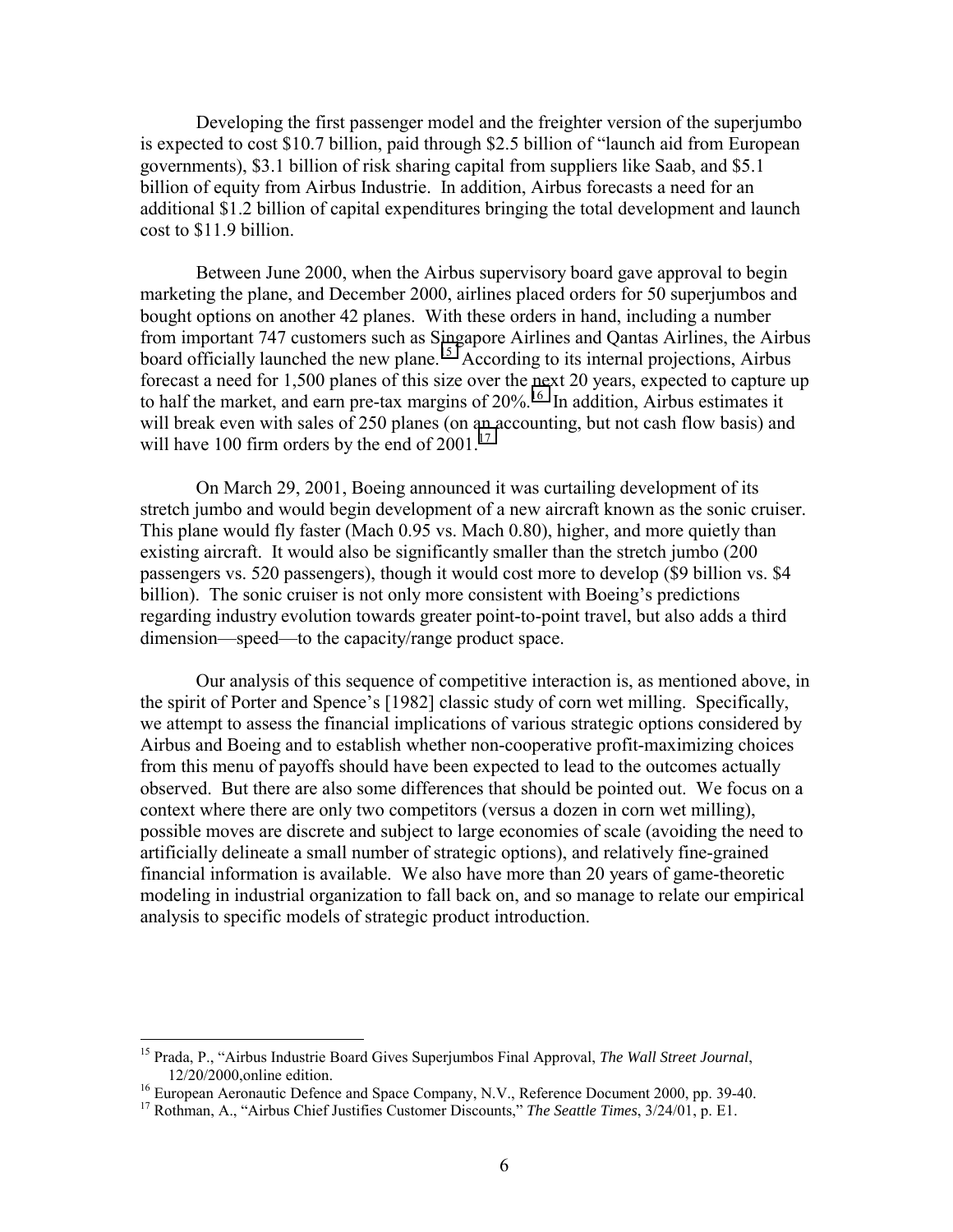Developing the first passenger model and the freighter version of the superjumbo is expected to cost $10.7 billion, paid through $2.5 billion of "launch aid from European governments), $3.1 billion of risk sharing capital from suppliers like Saab, and $5.1 billion of equity from Airbus Industrie. In addition, Airbus forecasts a need for an additional $1.2 billion of capital expenditures bringing the total development and launch cost to $11.9 billion.

Between June 2000, when the Airbus supervisory board gave approval to begin marketing the plane, and December 2000, airlines placed orders for 50 superjumbos and bought options on another 42 planes. With these orders in hand, including a number from important 747 customers such as Singapore Airlines and Qantas Airlines, the Airbus board officially launched the new plane.[15] According to its internal projections, Airbus forecast a need for 1,500 planes of this size over the next 20 years, expected to capture up to half the market, and earn pre-tax margins of 20%.[16] In addition, Airbus estimates it will break even with sales of 250 planes (on an accounting, but not cash flow basis) and will have 100 firm orders by the end of 2001.[17]

On March 29, 2001, Boeing announced it was curtailing development of its stretch jumbo and would begin development of a new aircraft known as the sonic cruiser. This plane would fly faster (Mach 0.95 vs. Mach 0.80), higher, and more quietly than existing aircraft. It would also be significantly smaller than the stretch jumbo (200 passengers vs. 520 passengers), though it would cost more to develop ($9 billion vs. $4 billion). The sonic cruiser is not only more consistent with Boeing's predictions regarding industry evolution towards greater point-to-point travel, but also adds a third dimension—speed—to the capacity/range product space.

Our analysis of this sequence of competitive interaction is, as mentioned above, in the spirit of Porter and Spence's [1982] classic study of corn wet milling. Specifically, we attempt to assess the financial implications of various strategic options considered by Airbus and Boeing and to establish whether non-cooperative profit-maximizing choices from this menu of payoffs should have been expected to lead to the outcomes actually observed. But there are also some differences that should be pointed out. We focus on a context where there are only two competitors (versus a dozen in corn wet milling), possible moves are discrete and subject to large economies of scale (avoiding the need to artificially delineate a small number of strategic options), and relatively fine-grained financial information is available. We also have more than 20 years of game-theoretic modeling in industrial organization to fall back on, and so manage to relate our empirical analysis to specific models of strategic product introduction.

---

[15] Prada, P., "Airbus Industrie Board Gives Superjumbos Final Approval, *The Wall Street Journal*, 12/20/2000,online edition.

[16] European Aeronautic Defence and Space Company, N.V., Reference Document 2000, pp. 39-40.

[17] Rothman, A., "Airbus Chief Justifies Customer Discounts," *The Seattle Times*, 3/24/01, p. E1.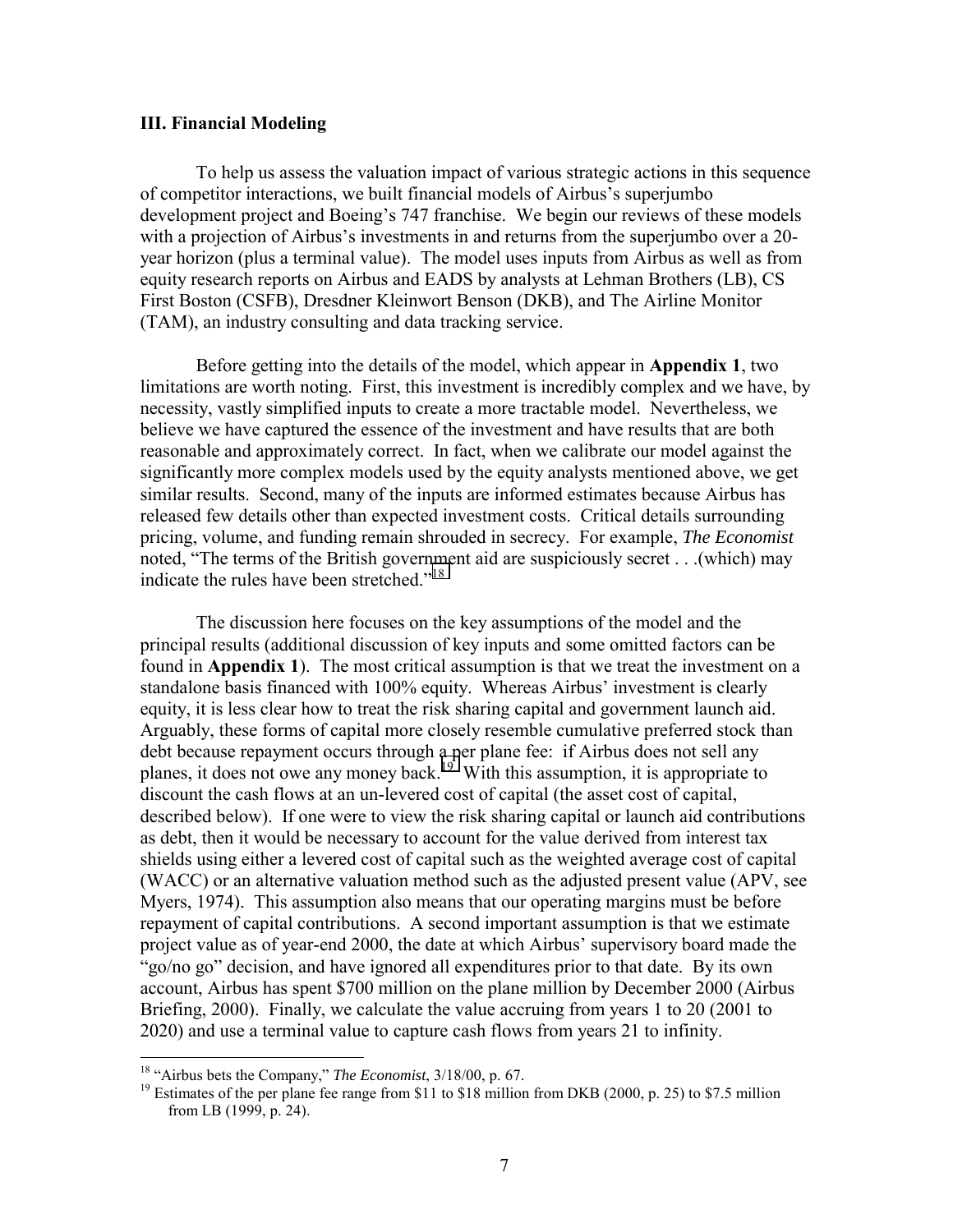### III. Financial Modeling

To help us assess the valuation impact of various strategic actions in this sequence of competitor interactions, we built financial models of Airbus's superjumbo development project and Boeing's 747 franchise. We begin our reviews of these models with a projection of Airbus's investments in and returns from the superjumbo over a 20-year horizon (plus a terminal value). The model uses inputs from Airbus as well as from equity research reports on Airbus and EADS by analysts at Lehman Brothers (LB), CS First Boston (CSFB), Dresdner Kleinwort Benson (DKB), and The Airline Monitor (TAM), an industry consulting and data tracking service.

Before getting into the details of the model, which appear in **Appendix 1**, two limitations are worth noting. First, this investment is incredibly complex and we have, by necessity, vastly simplified inputs to create a more tractable model. Nevertheless, we believe we have captured the essence of the investment and have results that are both reasonable and approximately correct. In fact, when we calibrate our model against the significantly more complex models used by the equity analysts mentioned above, we get similar results. Second, many of the inputs are informed estimates because Airbus has released few details other than expected investment costs. Critical details surrounding pricing, volume, and funding remain shrouded in secrecy. For example, *The Economist* noted, "The terms of the British government aid are suspiciously secret . . .(which) may indicate the rules have been stretched."[18]

The discussion here focuses on the key assumptions of the model and the principal results (additional discussion of key inputs and some omitted factors can be found in **Appendix 1**). The most critical assumption is that we treat the investment on a standalone basis financed with 100% equity. Whereas Airbus' investment is clearly equity, it is less clear how to treat the risk sharing capital and government launch aid. Arguably, these forms of capital more closely resemble cumulative preferred stock than debt because repayment occurs through a per plane fee: if Airbus does not sell any planes, it does not owe any money back.[19] With this assumption, it is appropriate to discount the cash flows at an un-levered cost of capital (the asset cost of capital, described below). If one were to view the risk sharing capital or launch aid contributions as debt, then it would be necessary to account for the value derived from interest tax shields using either a levered cost of capital such as the weighted average cost of capital (WACC) or an alternative valuation method such as the adjusted present value (APV, see Myers, 1974). This assumption also means that our operating margins must be before repayment of capital contributions. A second important assumption is that we estimate project value as of year-end 2000, the date at which Airbus' supervisory board made the "go/no go" decision, and have ignored all expenditures prior to that date. By its own account, Airbus has spent \$700 million on the plane million by December 2000 (Airbus Briefing, 2000). Finally, we calculate the value accruing from years 1 to 20 (2001 to 2020) and use a terminal value to capture cash flows from years 21 to infinity.

---

[18] "Airbus bets the Company," *The Economist*, 3/18/00, p. 67.

[19] Estimates of the per plane fee range from \$11 to \$18 million from DKB (2000, p. 25) to \$7.5 million from LB (1999, p. 24).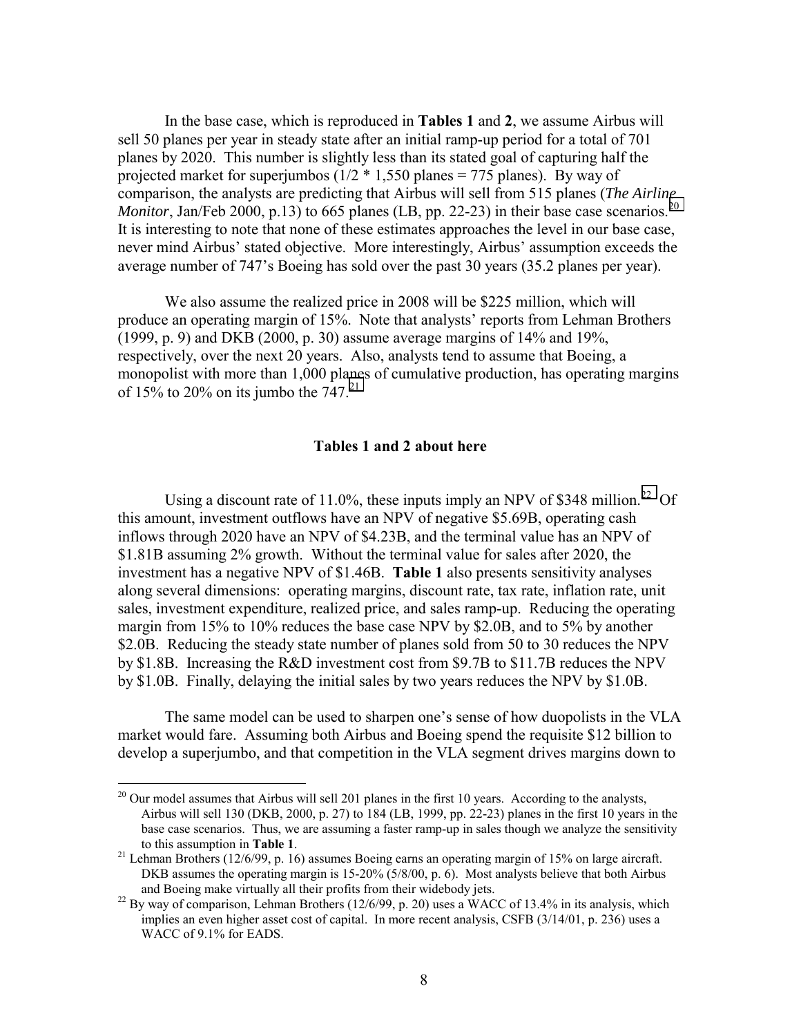In the base case, which is reproduced in **Tables 1** and **2**, we assume Airbus will sell 50 planes per year in steady state after an initial ramp-up period for a total of 701 planes by 2020. This number is slightly less than its stated goal of capturing half the projected market for superjumbos (1/2 * 1,550 planes = 775 planes). By way of comparison, the analysts are predicting that Airbus will sell from 515 planes (*The Airline Monitor*, Jan/Feb 2000, p.13) to 665 planes (LB, pp. 22-23) in their base case scenarios.[20] It is interesting to note that none of these estimates approaches the level in our base case, never mind Airbus' stated objective. More interestingly, Airbus' assumption exceeds the average number of 747's Boeing has sold over the past 30 years (35.2 planes per year).

We also assume the realized price in 2008 will be $225 million, which will produce an operating margin of 15%. Note that analysts' reports from Lehman Brothers (1999, p. 9) and DKB (2000, p. 30) assume average margins of 14% and 19%, respectively, over the next 20 years. Also, analysts tend to assume that Boeing, a monopolist with more than 1,000 planes of cumulative production, has operating margins of 15% to 20% on its jumbo the 747.[21]

**Tables 1 and 2 about here**

Using a discount rate of 11.0%, these inputs imply an NPV of $348 million.[22] Of this amount, investment outflows have an NPV of negative $5.69B, operating cash inflows through 2020 have an NPV of $4.23B, and the terminal value has an NPV of $1.81B assuming 2% growth. Without the terminal value for sales after 2020, the investment has a negative NPV of $1.46B. **Table 1** also presents sensitivity analyses along several dimensions: operating margins, discount rate, tax rate, inflation rate, unit sales, investment expenditure, realized price, and sales ramp-up. Reducing the operating margin from 15% to 10% reduces the base case NPV by $2.0B, and to 5% by another $2.0B. Reducing the steady state number of planes sold from 50 to 30 reduces the NPV by $1.8B. Increasing the R&D investment cost from $9.7B to $11.7B reduces the NPV by $1.0B. Finally, delaying the initial sales by two years reduces the NPV by $1.0B.

The same model can be used to sharpen one's sense of how duopolists in the VLA market would fare. Assuming both Airbus and Boeing spend the requisite $12 billion to develop a superjumbo, and that competition in the VLA segment drives margins down to

[20] Our model assumes that Airbus will sell 201 planes in the first 10 years. According to the analysts, Airbus will sell 130 (DKB, 2000, p. 27) to 184 (LB, 1999, pp. 22-23) planes in the first 10 years in the base case scenarios. Thus, we are assuming a faster ramp-up in sales though we analyze the sensitivity to this assumption in **Table 1**.

[21] Lehman Brothers (12/6/99, p. 16) assumes Boeing earns an operating margin of 15% on large aircraft. DKB assumes the operating margin is 15-20% (5/8/00, p. 6). Most analysts believe that both Airbus and Boeing make virtually all their profits from their widebody jets.

[22] By way of comparison, Lehman Brothers (12/6/99, p. 20) uses a WACC of 13.4% in its analysis, which implies an even higher asset cost of capital. In more recent analysis, CSFB (3/14/01, p. 236) uses a WACC of 9.1% for EADS.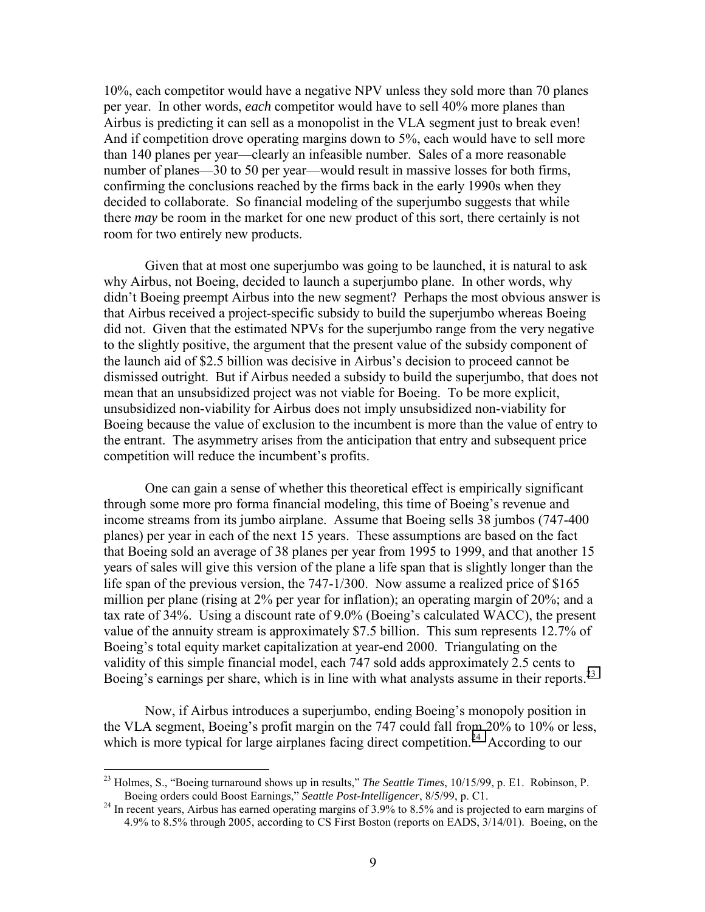10%, each competitor would have a negative NPV unless they sold more than 70 planes per year. In other words, *each* competitor would have to sell 40% more planes than Airbus is predicting it can sell as a monopolist in the VLA segment just to break even! And if competition drove operating margins down to 5%, each would have to sell more than 140 planes per year—clearly an infeasible number. Sales of a more reasonable number of planes—30 to 50 per year—would result in massive losses for both firms, confirming the conclusions reached by the firms back in the early 1990s when they decided to collaborate. So financial modeling of the superjumbo suggests that while there *may* be room in the market for one new product of this sort, there certainly is not room for two entirely new products.

Given that at most one superjumbo was going to be launched, it is natural to ask why Airbus, not Boeing, decided to launch a superjumbo plane. In other words, why didn't Boeing preempt Airbus into the new segment? Perhaps the most obvious answer is that Airbus received a project-specific subsidy to build the superjumbo whereas Boeing did not. Given that the estimated NPVs for the superjumbo range from the very negative to the slightly positive, the argument that the present value of the subsidy component of the launch aid of $2.5 billion was decisive in Airbus's decision to proceed cannot be dismissed outright. But if Airbus needed a subsidy to build the superjumbo, that does not mean that an unsubsidized project was not viable for Boeing. To be more explicit, unsubsidized non-viability for Airbus does not imply unsubsidized non-viability for Boeing because the value of exclusion to the incumbent is more than the value of entry to the entrant. The asymmetry arises from the anticipation that entry and subsequent price competition will reduce the incumbent's profits.

One can gain a sense of whether this theoretical effect is empirically significant through some more pro forma financial modeling, this time of Boeing's revenue and income streams from its jumbo airplane. Assume that Boeing sells 38 jumbos (747-400 planes) per year in each of the next 15 years. These assumptions are based on the fact that Boeing sold an average of 38 planes per year from 1995 to 1999, and that another 15 years of sales will give this version of the plane a life span that is slightly longer than the life span of the previous version, the 747-1/300. Now assume a realized price of $165 million per plane (rising at 2% per year for inflation); an operating margin of 20%; and a tax rate of 34%. Using a discount rate of 9.0% (Boeing's calculated WACC), the present value of the annuity stream is approximately $7.5 billion. This sum represents 12.7% of Boeing's total equity market capitalization at year-end 2000. Triangulating on the validity of this simple financial model, each 747 sold adds approximately 2.5 cents to Boeing's earnings per share, which is in line with what analysts assume in their reports.[23]

Now, if Airbus introduces a superjumbo, ending Boeing's monopoly position in the VLA segment, Boeing's profit margin on the 747 could fall from 20% to 10% or less, which is more typical for large airplanes facing direct competition.[24] According to our

---

[23] Holmes, S., "Boeing turnaround shows up in results," *The Seattle Times*, 10/15/99, p. E1. Robinson, P. Boeing orders could Boost Earnings," *Seattle Post-Intelligencer*, 8/5/99, p. C1.

[24] In recent years, Airbus has earned operating margins of 3.9% to 8.5% and is projected to earn margins of 4.9% to 8.5% through 2005, according to CS First Boston (reports on EADS, 3/14/01). Boeing, on the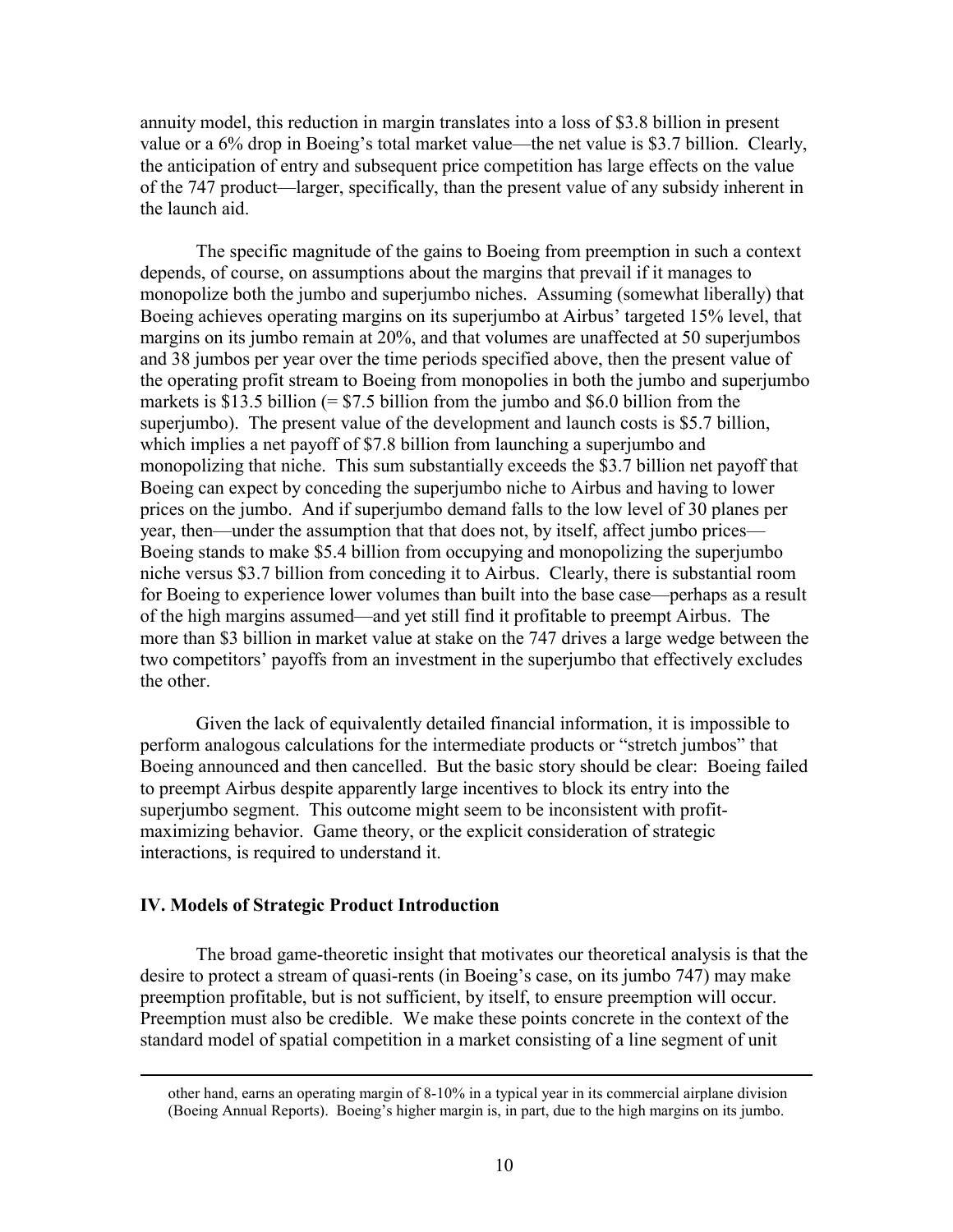annuity model, this reduction in margin translates into a loss of $3.8 billion in present value or a 6% drop in Boeing's total market value—the net value is $3.7 billion. Clearly, the anticipation of entry and subsequent price competition has large effects on the value of the 747 product—larger, specifically, than the present value of any subsidy inherent in the launch aid.

The specific magnitude of the gains to Boeing from preemption in such a context depends, of course, on assumptions about the margins that prevail if it manages to monopolize both the jumbo and superjumbo niches. Assuming (somewhat liberally) that Boeing achieves operating margins on its superjumbo at Airbus' targeted 15% level, that margins on its jumbo remain at 20%, and that volumes are unaffected at 50 superjumbos and 38 jumbos per year over the time periods specified above, then the present value of the operating profit stream to Boeing from monopolies in both the jumbo and superjumbo markets is $13.5 billion (= $7.5 billion from the jumbo and $6.0 billion from the superjumbo). The present value of the development and launch costs is $5.7 billion, which implies a net payoff of $7.8 billion from launching a superjumbo and monopolizing that niche. This sum substantially exceeds the $3.7 billion net payoff that Boeing can expect by conceding the superjumbo niche to Airbus and having to lower prices on the jumbo. And if superjumbo demand falls to the low level of 30 planes per year, then—under the assumption that that does not, by itself, affect jumbo prices—Boeing stands to make $5.4 billion from occupying and monopolizing the superjumbo niche versus $3.7 billion from conceding it to Airbus. Clearly, there is substantial room for Boeing to experience lower volumes than built into the base case—perhaps as a result of the high margins assumed—and yet still find it profitable to preempt Airbus. The more than $3 billion in market value at stake on the 747 drives a large wedge between the two competitors' payoffs from an investment in the superjumbo that effectively excludes the other.

Given the lack of equivalently detailed financial information, it is impossible to perform analogous calculations for the intermediate products or "stretch jumbos" that Boeing announced and then cancelled. But the basic story should be clear: Boeing failed to preempt Airbus despite apparently large incentives to block its entry into the superjumbo segment. This outcome might seem to be inconsistent with profit-maximizing behavior. Game theory, or the explicit consideration of strategic interactions, is required to understand it.

## IV. Models of Strategic Product Introduction

The broad game-theoretic insight that motivates our theoretical analysis is that the desire to protect a stream of quasi-rents (in Boeing's case, on its jumbo 747) may make preemption profitable, but is not sufficient, by itself, to ensure preemption will occur. Preemption must also be credible. We make these points concrete in the context of the standard model of spatial competition in a market consisting of a line segment of unit

---

other hand, earns an operating margin of 8-10% in a typical year in its commercial airplane division (Boeing Annual Reports). Boeing's higher margin is, in part, due to the high margins on its jumbo.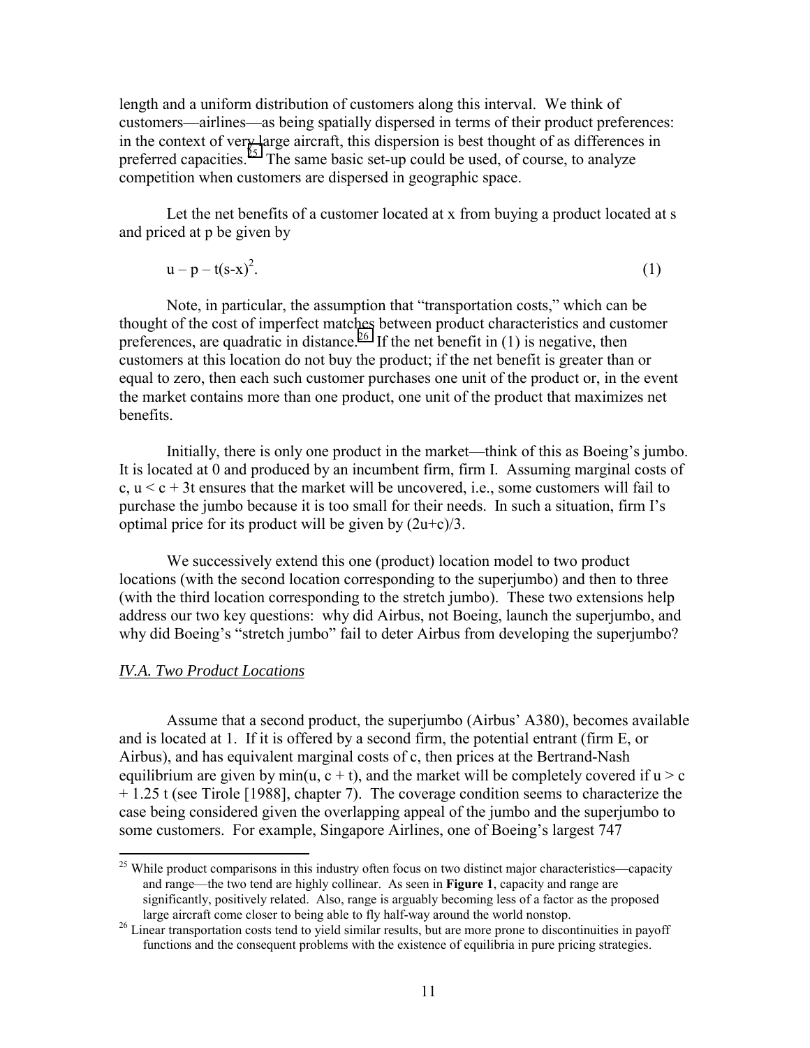length and a uniform distribution of customers along this interval. We think of customers—airlines—as being spatially dispersed in terms of their product preferences: in the context of very large aircraft, this dispersion is best thought of as differences in preferred capacities.[25] The same basic set-up could be used, of course, to analyze competition when customers are dispersed in geographic space.

Let the net benefits of a customer located at x from buying a product located at s and priced at p be given by

$$u - p - t(s-x)^2. \qquad (1)$$

Note, in particular, the assumption that "transportation costs," which can be thought of the cost of imperfect matches between product characteristics and customer preferences, are quadratic in distance.[26] If the net benefit in (1) is negative, then customers at this location do not buy the product; if the net benefit is greater than or equal to zero, then each such customer purchases one unit of the product or, in the event the market contains more than one product, one unit of the product that maximizes net benefits.

Initially, there is only one product in the market—think of this as Boeing's jumbo. It is located at 0 and produced by an incumbent firm, firm I. Assuming marginal costs of c, $u < c + 3t$ ensures that the market will be uncovered, i.e., some customers will fail to purchase the jumbo because it is too small for their needs. In such a situation, firm I's optimal price for its product will be given by $(2u+c)/3$.

We successively extend this one (product) location model to two product locations (with the second location corresponding to the superjumbo) and then to three (with the third location corresponding to the stretch jumbo). These two extensions help address our two key questions: why did Airbus, not Boeing, launch the superjumbo, and why did Boeing's "stretch jumbo" fail to deter Airbus from developing the superjumbo?

### *IV.A. Two Product Locations*

Assume that a second product, the superjumbo (Airbus' A380), becomes available and is located at 1. If it is offered by a second firm, the potential entrant (firm E, or Airbus), and has equivalent marginal costs of c, then prices at the Bertrand-Nash equilibrium are given by $\min(u, c + t)$, and the market will be completely covered if $u > c + 1.25\,t$ (see Tirole [1988], chapter 7). The coverage condition seems to characterize the case being considered given the overlapping appeal of the jumbo and the superjumbo to some customers. For example, Singapore Airlines, one of Boeing's largest 747

---

[25] While product comparisons in this industry often focus on two distinct major characteristics—capacity and range—the two tend are highly collinear. As seen in **Figure 1**, capacity and range are significantly, positively related. Also, range is arguably becoming less of a factor as the proposed large aircraft come closer to being able to fly half-way around the world nonstop.

[26] Linear transportation costs tend to yield similar results, but are more prone to discontinuities in payoff functions and the consequent problems with the existence of equilibria in pure pricing strategies.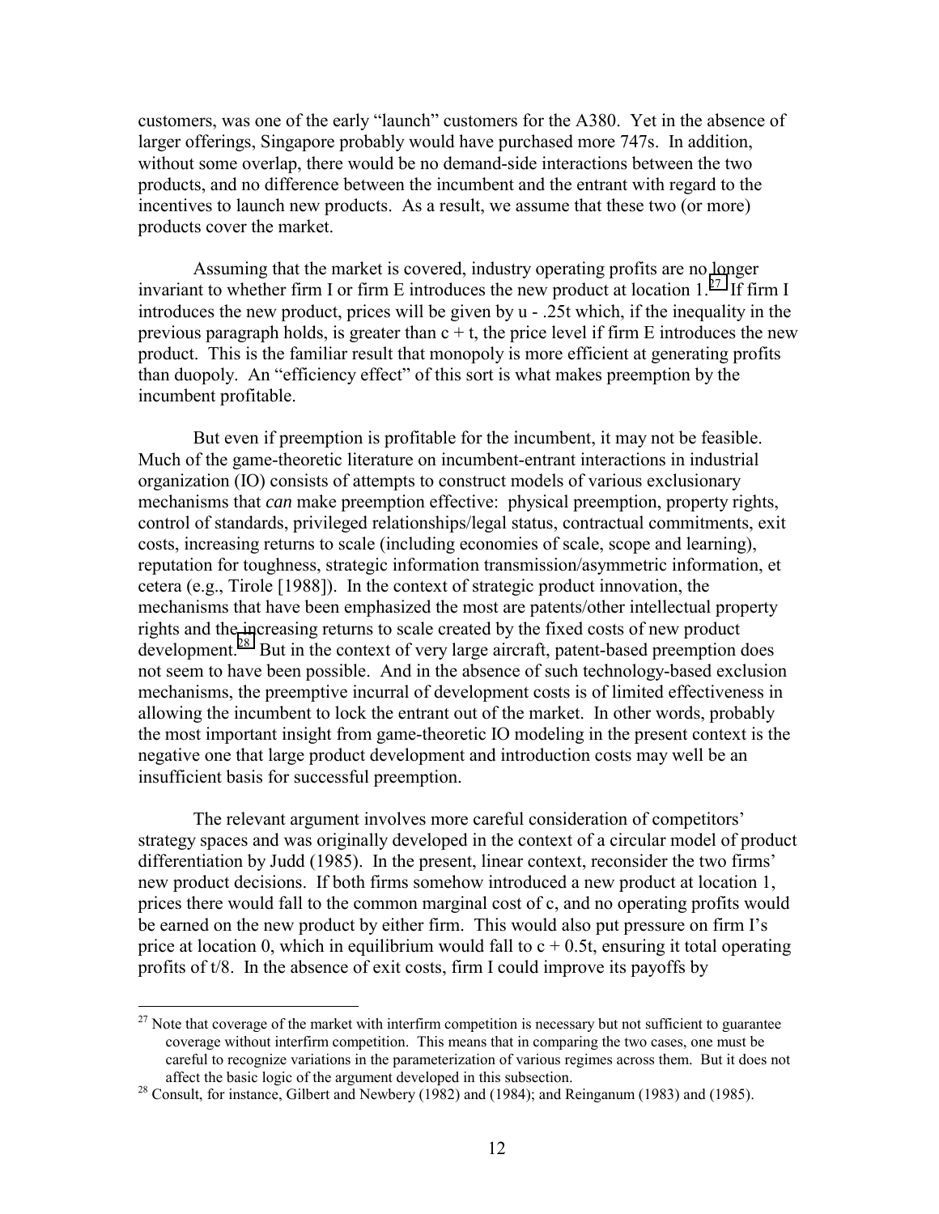customers, was one of the early "launch" customers for the A380. Yet in the absence of larger offerings, Singapore probably would have purchased more 747s. In addition, without some overlap, there would be no demand-side interactions between the two products, and no difference between the incumbent and the entrant with regard to the incentives to launch new products. As a result, we assume that these two (or more) products cover the market.

Assuming that the market is covered, industry operating profits are no longer invariant to whether firm I or firm E introduces the new product at location 1.[27] If firm I introduces the new product, prices will be given by $u - .25t$ which, if the inequality in the previous paragraph holds, is greater than $c + t$, the price level if firm E introduces the new product. This is the familiar result that monopoly is more efficient at generating profits than duopoly. An "efficiency effect" of this sort is what makes preemption by the incumbent profitable.

But even if preemption is profitable for the incumbent, it may not be feasible. Much of the game-theoretic literature on incumbent-entrant interactions in industrial organization (IO) consists of attempts to construct models of various exclusionary mechanisms that *can* make preemption effective: physical preemption, property rights, control of standards, privileged relationships/legal status, contractual commitments, exit costs, increasing returns to scale (including economies of scale, scope and learning), reputation for toughness, strategic information transmission/asymmetric information, et cetera (e.g., Tirole [1988]). In the context of strategic product innovation, the mechanisms that have been emphasized the most are patents/other intellectual property rights and the increasing returns to scale created by the fixed costs of new product development.[28] But in the context of very large aircraft, patent-based preemption does not seem to have been possible. And in the absence of such technology-based exclusion mechanisms, the preemptive incurral of development costs is of limited effectiveness in allowing the incumbent to lock the entrant out of the market. In other words, probably the most important insight from game-theoretic IO modeling in the present context is the negative one that large product development and introduction costs may well be an insufficient basis for successful preemption.

The relevant argument involves more careful consideration of competitors' strategy spaces and was originally developed in the context of a circular model of product differentiation by Judd (1985). In the present, linear context, reconsider the two firms' new product decisions. If both firms somehow introduced a new product at location 1, prices there would fall to the common marginal cost of c, and no operating profits would be earned on the new product by either firm. This would also put pressure on firm I's price at location 0, which in equilibrium would fall to $c + 0.5t$, ensuring it total operating profits of $t/8$. In the absence of exit costs, firm I could improve its payoffs by

[27] Note that coverage of the market with interfirm competition is necessary but not sufficient to guarantee coverage without interfirm competition. This means that in comparing the two cases, one must be careful to recognize variations in the parameterization of various regimes across them. But it does not affect the basic logic of the argument developed in this subsection.

[28] Consult, for instance, Gilbert and Newbery (1982) and (1984); and Reinganum (1983) and (1985).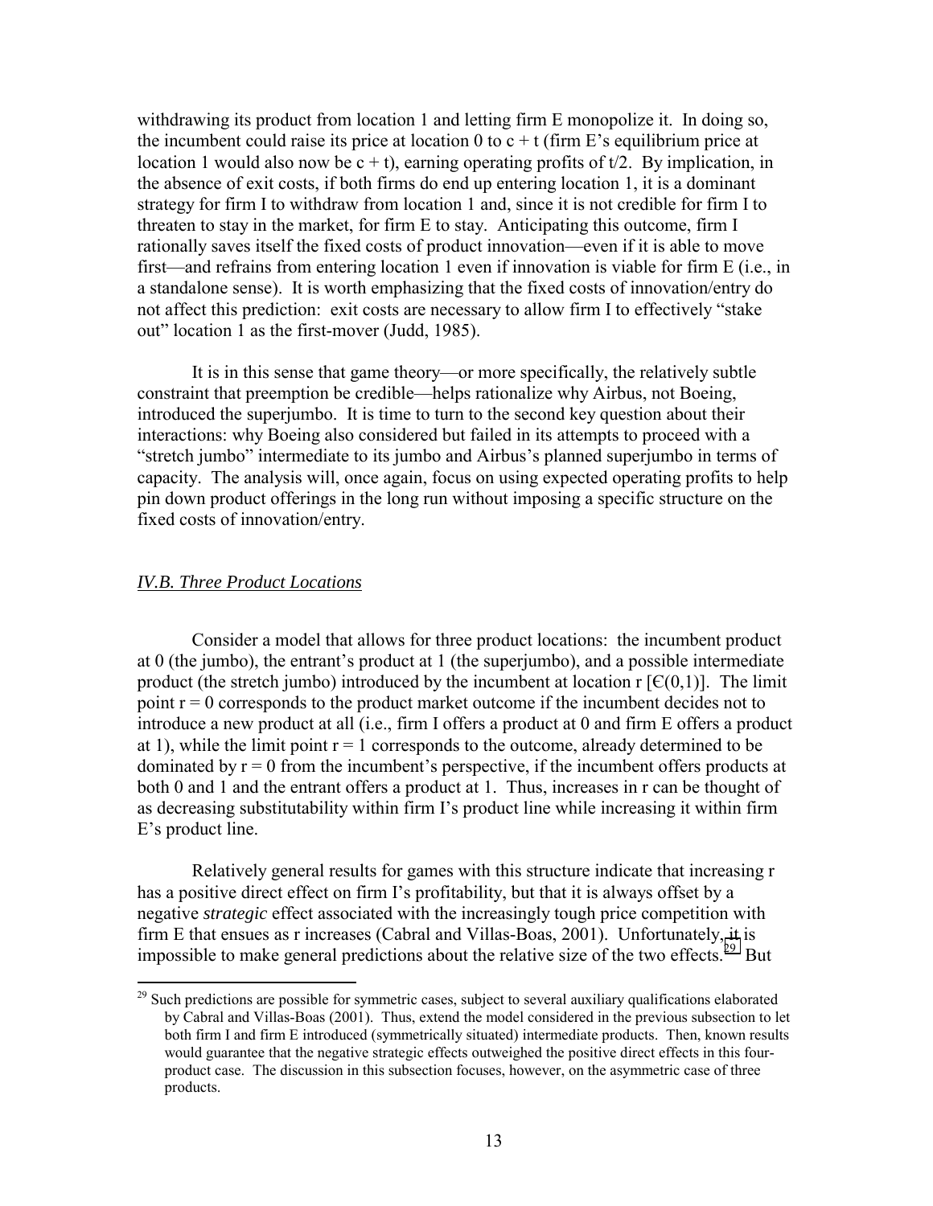withdrawing its product from location 1 and letting firm E monopolize it. In doing so, the incumbent could raise its price at location 0 to $c + t$ (firm E's equilibrium price at location 1 would also now be $c + t$), earning operating profits of $t/2$. By implication, in the absence of exit costs, if both firms do end up entering location 1, it is a dominant strategy for firm I to withdraw from location 1 and, since it is not credible for firm I to threaten to stay in the market, for firm E to stay. Anticipating this outcome, firm I rationally saves itself the fixed costs of product innovation—even if it is able to move first—and refrains from entering location 1 even if innovation is viable for firm E (i.e., in a standalone sense). It is worth emphasizing that the fixed costs of innovation/entry do not affect this prediction: exit costs are necessary to allow firm I to effectively "stake out" location 1 as the first-mover (Judd, 1985).

It is in this sense that game theory—or more specifically, the relatively subtle constraint that preemption be credible—helps rationalize why Airbus, not Boeing, introduced the superjumbo. It is time to turn to the second key question about their interactions: why Boeing also considered but failed in its attempts to proceed with a "stretch jumbo" intermediate to its jumbo and Airbus's planned superjumbo in terms of capacity. The analysis will, once again, focus on using expected operating profits to help pin down product offerings in the long run without imposing a specific structure on the fixed costs of innovation/entry.

### *IV.B. Three Product Locations*

Consider a model that allows for three product locations: the incumbent product at 0 (the jumbo), the entrant's product at 1 (the superjumbo), and a possible intermediate product (the stretch jumbo) introduced by the incumbent at location r [$\in(0,1)$]. The limit point $r = 0$ corresponds to the product market outcome if the incumbent decides not to introduce a new product at all (i.e., firm I offers a product at 0 and firm E offers a product at 1), while the limit point $r = 1$ corresponds to the outcome, already determined to be dominated by $r = 0$ from the incumbent's perspective, if the incumbent offers products at both 0 and 1 and the entrant offers a product at 1. Thus, increases in r can be thought of as decreasing substitutability within firm I's product line while increasing it within firm E's product line.

Relatively general results for games with this structure indicate that increasing r has a positive direct effect on firm I's profitability, but that it is always offset by a negative *strategic* effect associated with the increasingly tough price competition with firm E that ensues as r increases (Cabral and Villas-Boas, 2001). Unfortunately, it is impossible to make general predictions about the relative size of the two effects.[29] But

[29] Such predictions are possible for symmetric cases, subject to several auxiliary qualifications elaborated by Cabral and Villas-Boas (2001). Thus, extend the model considered in the previous subsection to let both firm I and firm E introduced (symmetrically situated) intermediate products. Then, known results would guarantee that the negative strategic effects outweighed the positive direct effects in this four-product case. The discussion in this subsection focuses, however, on the asymmetric case of three products.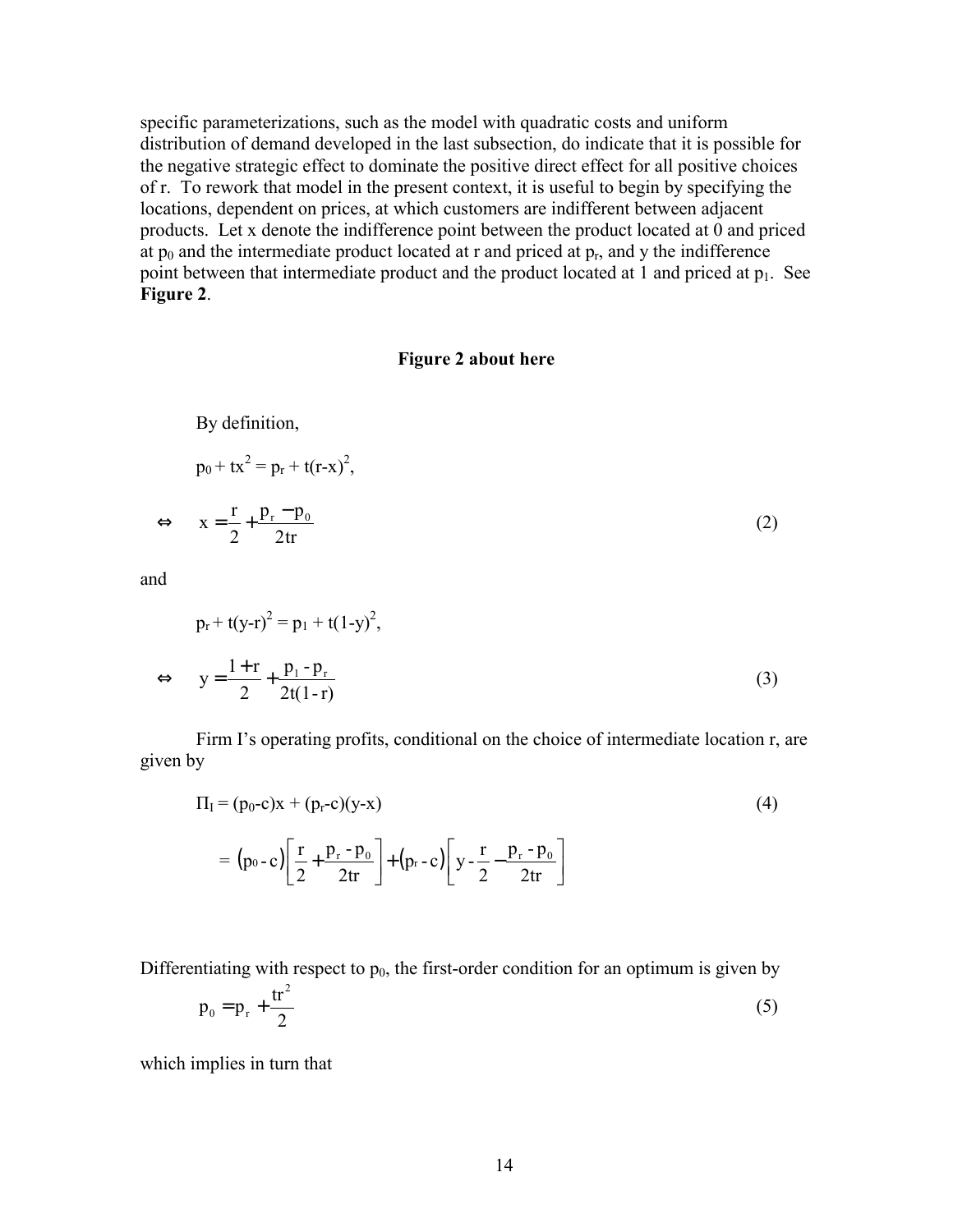specific parameterizations, such as the model with quadratic costs and uniform distribution of demand developed in the last subsection, do indicate that it is possible for the negative strategic effect to dominate the positive direct effect for all positive choices of r. To rework that model in the present context, it is useful to begin by specifying the locations, dependent on prices, at which customers are indifferent between adjacent products. Let x denote the indifference point between the product located at 0 and priced at $p_0$ and the intermediate product located at r and priced at $p_r$, and y the indifference point between that intermediate product and the product located at 1 and priced at $p_1$. See **Figure 2**.

**Figure 2 about here**

By definition,

$$p_0 + tx^2 = p_r + t(r-x)^2,$$

$$\Leftrightarrow \quad x = \frac{r}{2} + \frac{p_r - p_0}{2tr} \tag{2}$$

and

$$p_r + t(y-r)^2 = p_1 + t(1-y)^2,$$

$$\Leftrightarrow \quad y = \frac{1+r}{2} + \frac{p_1 - p_r}{2t(1-r)} \tag{3}$$

Firm I's operating profits, conditional on the choice of intermediate location r, are given by

$$\Pi_I = (p_0 - c)x + (p_r - c)(y - x) \tag{4}$$

$$= (p_0 - c)\left[\frac{r}{2} + \frac{p_r - p_0}{2tr}\right] + (p_r - c)\left[y - \frac{r}{2} - \frac{p_r - p_0}{2tr}\right]$$

Differentiating with respect to $p_0$, the first-order condition for an optimum is given by

$$p_0 = p_r + \frac{tr^2}{2} \tag{5}$$

which implies in turn that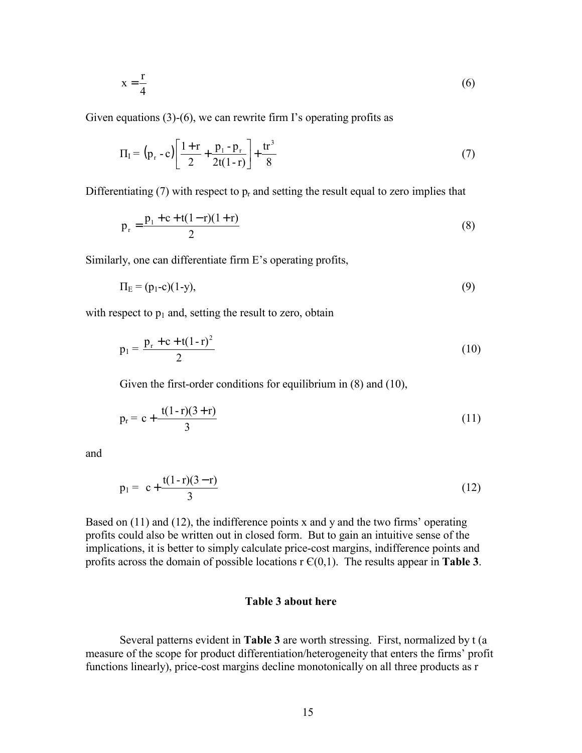$$x = \frac{r}{4} \tag{6}$$

Given equations (3)-(6), we can rewrite firm I's operating profits as

$$\Pi_I = (p_r - c)\left[\frac{1+r}{2} + \frac{p_1 - p_r}{2t(1-r)}\right] + \frac{tr^3}{8} \tag{7}$$

Differentiating (7) with respect to $p_r$ and setting the result equal to zero implies that

$$p_r = \frac{p_1 + c + t(1-r)(1+r)}{2} \tag{8}$$

Similarly, one can differentiate firm E's operating profits,

$$\Pi_E = (p_1 - c)(1-y), \tag{9}$$

with respect to $p_1$ and, setting the result to zero, obtain

$$p_1 = \frac{p_r + c + t(1-r)^2}{2} \tag{10}$$

Given the first-order conditions for equilibrium in (8) and (10),

$$p_r = c + \frac{t(1-r)(3+r)}{3} \tag{11}$$

and

$$p_1 = c + \frac{t(1-r)(3-r)}{3} \tag{12}$$

Based on (11) and (12), the indifference points x and y and the two firms' operating profits could also be written out in closed form. But to gain an intuitive sense of the implications, it is better to simply calculate price-cost margins, indifference points and profits across the domain of possible locations $r \in (0,1)$. The results appear in **Table 3**.

**Table 3 about here**

Several patterns evident in **Table 3** are worth stressing. First, normalized by t (a measure of the scope for product differentiation/heterogeneity that enters the firms' profit functions linearly), price-cost margins decline monotonically on all three products as r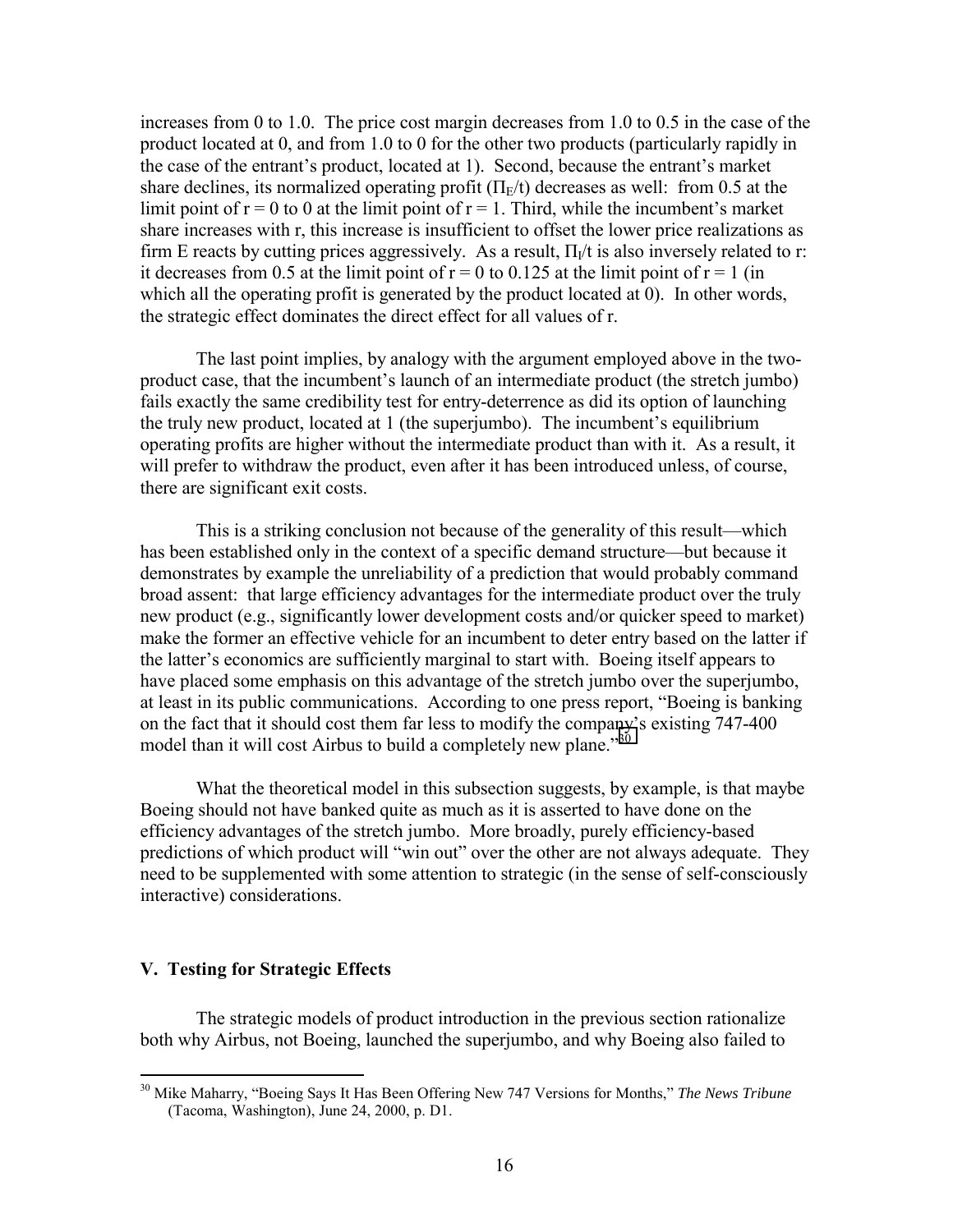increases from 0 to 1.0. The price cost margin decreases from 1.0 to 0.5 in the case of the product located at 0, and from 1.0 to 0 for the other two products (particularly rapidly in the case of the entrant's product, located at 1). Second, because the entrant's market share declines, its normalized operating profit ($\Pi_E/t$) decreases as well: from 0.5 at the limit point of r = 0 to 0 at the limit point of r = 1. Third, while the incumbent's market share increases with r, this increase is insufficient to offset the lower price realizations as firm E reacts by cutting prices aggressively. As a result, $\Pi_I/t$ is also inversely related to r: it decreases from 0.5 at the limit point of r = 0 to 0.125 at the limit point of r = 1 (in which all the operating profit is generated by the product located at 0). In other words, the strategic effect dominates the direct effect for all values of r.

The last point implies, by analogy with the argument employed above in the two-product case, that the incumbent's launch of an intermediate product (the stretch jumbo) fails exactly the same credibility test for entry-deterrence as did its option of launching the truly new product, located at 1 (the superjumbo). The incumbent's equilibrium operating profits are higher without the intermediate product than with it. As a result, it will prefer to withdraw the product, even after it has been introduced unless, of course, there are significant exit costs.

This is a striking conclusion not because of the generality of this result—which has been established only in the context of a specific demand structure—but because it demonstrates by example the unreliability of a prediction that would probably command broad assent: that large efficiency advantages for the intermediate product over the truly new product (e.g., significantly lower development costs and/or quicker speed to market) make the former an effective vehicle for an incumbent to deter entry based on the latter if the latter's economics are sufficiently marginal to start with. Boeing itself appears to have placed some emphasis on this advantage of the stretch jumbo over the superjumbo, at least in its public communications. According to one press report, "Boeing is banking on the fact that it should cost them far less to modify the company's existing 747-400 model than it will cost Airbus to build a completely new plane."[30]

What the theoretical model in this subsection suggests, by example, is that maybe Boeing should not have banked quite as much as it is asserted to have done on the efficiency advantages of the stretch jumbo. More broadly, purely efficiency-based predictions of which product will "win out" over the other are not always adequate. They need to be supplemented with some attention to strategic (in the sense of self-consciously interactive) considerations.

## V. Testing for Strategic Effects

The strategic models of product introduction in the previous section rationalize both why Airbus, not Boeing, launched the superjumbo, and why Boeing also failed to

[30] Mike Maharry, "Boeing Says It Has Been Offering New 747 Versions for Months," *The News Tribune* (Tacoma, Washington), June 24, 2000, p. D1.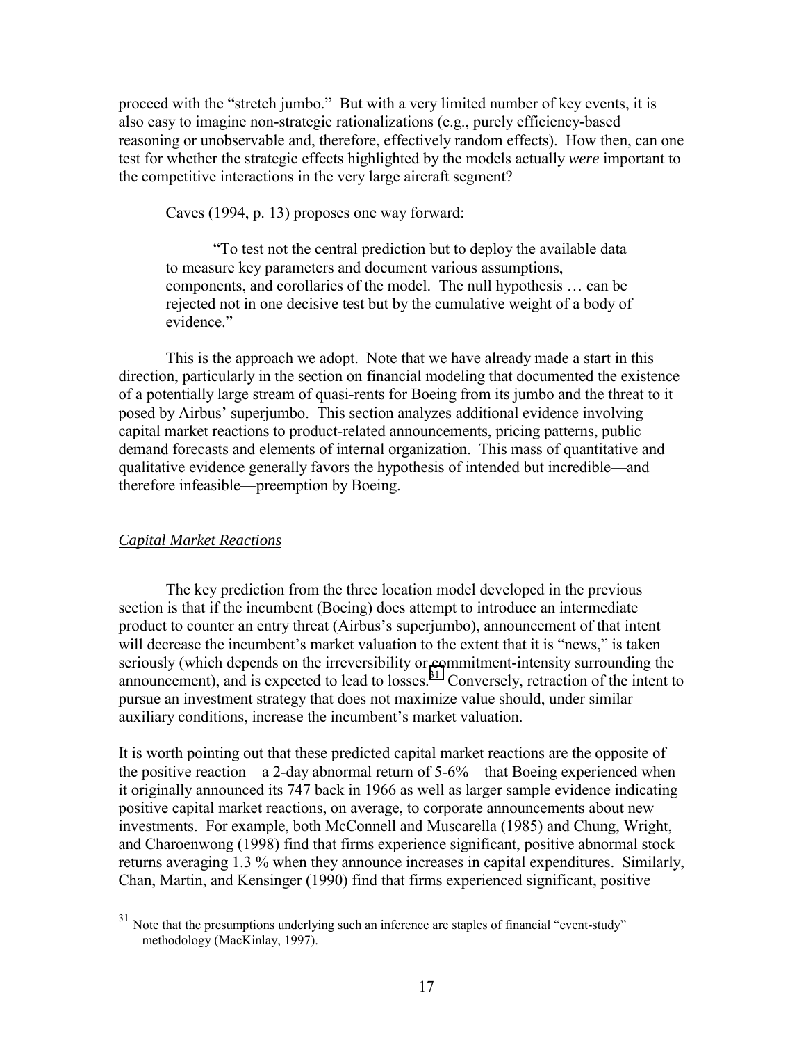proceed with the "stretch jumbo." But with a very limited number of key events, it is also easy to imagine non-strategic rationalizations (e.g., purely efficiency-based reasoning or unobservable and, therefore, effectively random effects). How then, can one test for whether the strategic effects highlighted by the models actually *were* important to the competitive interactions in the very large aircraft segment?

Caves (1994, p. 13) proposes one way forward:

> "To test not the central prediction but to deploy the available data to measure key parameters and document various assumptions, components, and corollaries of the model. The null hypothesis … can be rejected not in one decisive test but by the cumulative weight of a body of evidence."

This is the approach we adopt. Note that we have already made a start in this direction, particularly in the section on financial modeling that documented the existence of a potentially large stream of quasi-rents for Boeing from its jumbo and the threat to it posed by Airbus' superjumbo. This section analyzes additional evidence involving capital market reactions to product-related announcements, pricing patterns, public demand forecasts and elements of internal organization. This mass of quantitative and qualitative evidence generally favors the hypothesis of intended but incredible—and therefore infeasible—preemption by Boeing.

*Capital Market Reactions*

The key prediction from the three location model developed in the previous section is that if the incumbent (Boeing) does attempt to introduce an intermediate product to counter an entry threat (Airbus's superjumbo), announcement of that intent will decrease the incumbent's market valuation to the extent that it is "news," is taken seriously (which depends on the irreversibility or commitment-intensity surrounding the announcement), and is expected to lead to losses.[31] Conversely, retraction of the intent to pursue an investment strategy that does not maximize value should, under similar auxiliary conditions, increase the incumbent's market valuation.

It is worth pointing out that these predicted capital market reactions are the opposite of the positive reaction—a 2-day abnormal return of 5-6%—that Boeing experienced when it originally announced its 747 back in 1966 as well as larger sample evidence indicating positive capital market reactions, on average, to corporate announcements about new investments. For example, both McConnell and Muscarella (1985) and Chung, Wright, and Charoenwong (1998) find that firms experience significant, positive abnormal stock returns averaging 1.3 % when they announce increases in capital expenditures. Similarly, Chan, Martin, and Kensinger (1990) find that firms experienced significant, positive

[31] Note that the presumptions underlying such an inference are staples of financial "event-study" methodology (MacKinlay, 1997).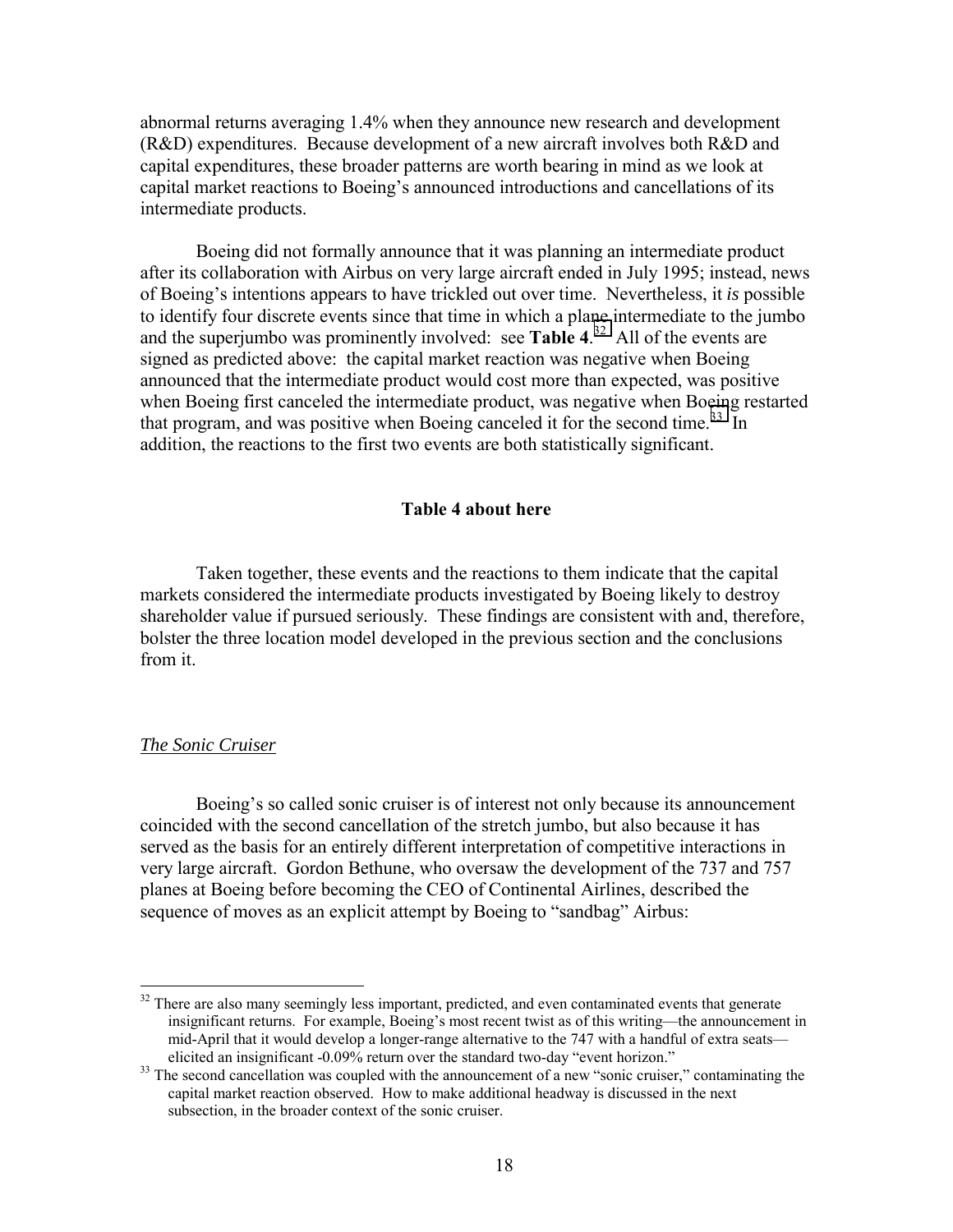abnormal returns averaging 1.4% when they announce new research and development (R&D) expenditures. Because development of a new aircraft involves both R&D and capital expenditures, these broader patterns are worth bearing in mind as we look at capital market reactions to Boeing's announced introductions and cancellations of its intermediate products.

Boeing did not formally announce that it was planning an intermediate product after its collaboration with Airbus on very large aircraft ended in July 1995; instead, news of Boeing's intentions appears to have trickled out over time. Nevertheless, it *is* possible to identify four discrete events since that time in which a plane intermediate to the jumbo and the superjumbo was prominently involved: see **Table 4**.[32] All of the events are signed as predicted above: the capital market reaction was negative when Boeing announced that the intermediate product would cost more than expected, was positive when Boeing first canceled the intermediate product, was negative when Boeing restarted that program, and was positive when Boeing canceled it for the second time.[33] In addition, the reactions to the first two events are both statistically significant.

**Table 4 about here**

Taken together, these events and the reactions to them indicate that the capital markets considered the intermediate products investigated by Boeing likely to destroy shareholder value if pursued seriously. These findings are consistent with and, therefore, bolster the three location model developed in the previous section and the conclusions from it.

*The Sonic Cruiser*

Boeing's so called sonic cruiser is of interest not only because its announcement coincided with the second cancellation of the stretch jumbo, but also because it has served as the basis for an entirely different interpretation of competitive interactions in very large aircraft. Gordon Bethune, who oversaw the development of the 737 and 757 planes at Boeing before becoming the CEO of Continental Airlines, described the sequence of moves as an explicit attempt by Boeing to "sandbag" Airbus:

---

[32] There are also many seemingly less important, predicted, and even contaminated events that generate insignificant returns. For example, Boeing's most recent twist as of this writing—the announcement in mid-April that it would develop a longer-range alternative to the 747 with a handful of extra seats—elicited an insignificant -0.09% return over the standard two-day "event horizon."

[33] The second cancellation was coupled with the announcement of a new "sonic cruiser," contaminating the capital market reaction observed. How to make additional headway is discussed in the next subsection, in the broader context of the sonic cruiser.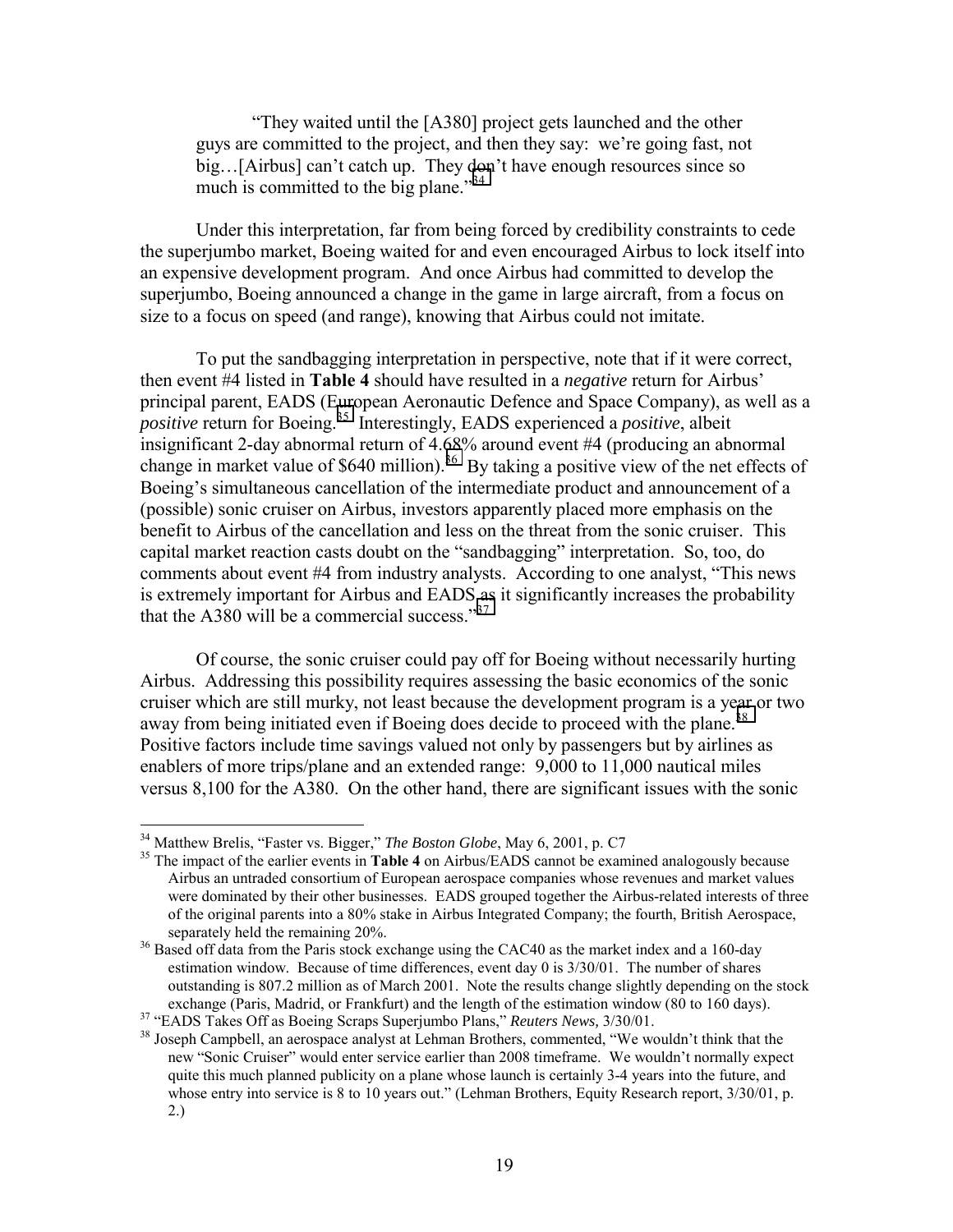> "They waited until the [A380] project gets launched and the other guys are committed to the project, and then they say: we're going fast, not big…[Airbus] can't catch up. They don't have enough resources since so much is committed to the big plane."[34]

Under this interpretation, far from being forced by credibility constraints to cede the superjumbo market, Boeing waited for and even encouraged Airbus to lock itself into an expensive development program. And once Airbus had committed to develop the superjumbo, Boeing announced a change in the game in large aircraft, from a focus on size to a focus on speed (and range), knowing that Airbus could not imitate.

To put the sandbagging interpretation in perspective, note that if it were correct, then event #4 listed in **Table 4** should have resulted in a *negative* return for Airbus' principal parent, EADS (European Aeronautic Defence and Space Company), as well as a *positive* return for Boeing.[35] Interestingly, EADS experienced a *positive*, albeit insignificant 2-day abnormal return of 4.68% around event #4 (producing an abnormal change in market value of $640 million).[36] By taking a positive view of the net effects of Boeing's simultaneous cancellation of the intermediate product and announcement of a (possible) sonic cruiser on Airbus, investors apparently placed more emphasis on the benefit to Airbus of the cancellation and less on the threat from the sonic cruiser. This capital market reaction casts doubt on the "sandbagging" interpretation. So, too, do comments about event #4 from industry analysts. According to one analyst, "This news is extremely important for Airbus and EADS as it significantly increases the probability that the A380 will be a commercial success."[37]

Of course, the sonic cruiser could pay off for Boeing without necessarily hurting Airbus. Addressing this possibility requires assessing the basic economics of the sonic cruiser which are still murky, not least because the development program is a year or two away from being initiated even if Boeing does decide to proceed with the plane.[38] Positive factors include time savings valued not only by passengers but by airlines as enablers of more trips/plane and an extended range: 9,000 to 11,000 nautical miles versus 8,100 for the A380. On the other hand, there are significant issues with the sonic

---

[34] Matthew Brelis, "Faster vs. Bigger," *The Boston Globe*, May 6, 2001, p. C7

[35] The impact of the earlier events in **Table 4** on Airbus/EADS cannot be examined analogously because Airbus an untraded consortium of European aerospace companies whose revenues and market values were dominated by their other businesses. EADS grouped together the Airbus-related interests of three of the original parents into a 80% stake in Airbus Integrated Company; the fourth, British Aerospace, separately held the remaining 20%.

[36] Based off data from the Paris stock exchange using the CAC40 as the market index and a 160-day estimation window. Because of time differences, event day 0 is 3/30/01. The number of shares outstanding is 807.2 million as of March 2001. Note the results change slightly depending on the stock exchange (Paris, Madrid, or Frankfurt) and the length of the estimation window (80 to 160 days).

[37] "EADS Takes Off as Boeing Scraps Superjumbo Plans," *Reuters News,* 3/30/01.

[38] Joseph Campbell, an aerospace analyst at Lehman Brothers, commented, "We wouldn't think that the new "Sonic Cruiser" would enter service earlier than 2008 timeframe. We wouldn't normally expect quite this much planned publicity on a plane whose launch is certainly 3-4 years into the future, and whose entry into service is 8 to 10 years out." (Lehman Brothers, Equity Research report, 3/30/01, p. 2.)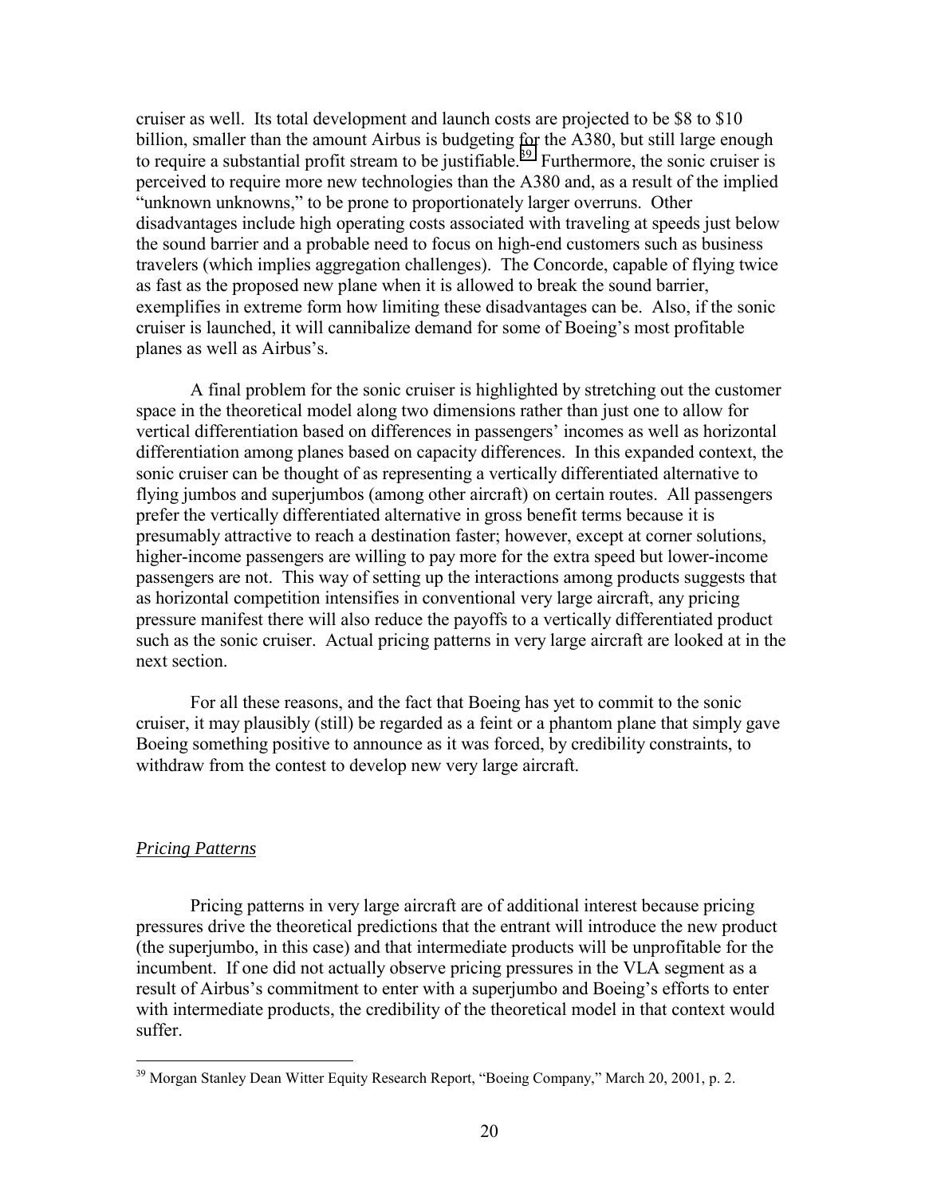cruiser as well. Its total development and launch costs are projected to be $8 to $10 billion, smaller than the amount Airbus is budgeting for the A380, but still large enough to require a substantial profit stream to be justifiable.[39] Furthermore, the sonic cruiser is perceived to require more new technologies than the A380 and, as a result of the implied "unknown unknowns," to be prone to proportionately larger overruns. Other disadvantages include high operating costs associated with traveling at speeds just below the sound barrier and a probable need to focus on high-end customers such as business travelers (which implies aggregation challenges). The Concorde, capable of flying twice as fast as the proposed new plane when it is allowed to break the sound barrier, exemplifies in extreme form how limiting these disadvantages can be. Also, if the sonic cruiser is launched, it will cannibalize demand for some of Boeing's most profitable planes as well as Airbus's.

A final problem for the sonic cruiser is highlighted by stretching out the customer space in the theoretical model along two dimensions rather than just one to allow for vertical differentiation based on differences in passengers' incomes as well as horizontal differentiation among planes based on capacity differences. In this expanded context, the sonic cruiser can be thought of as representing a vertically differentiated alternative to flying jumbos and superjumbos (among other aircraft) on certain routes. All passengers prefer the vertically differentiated alternative in gross benefit terms because it is presumably attractive to reach a destination faster; however, except at corner solutions, higher-income passengers are willing to pay more for the extra speed but lower-income passengers are not. This way of setting up the interactions among products suggests that as horizontal competition intensifies in conventional very large aircraft, any pricing pressure manifest there will also reduce the payoffs to a vertically differentiated product such as the sonic cruiser. Actual pricing patterns in very large aircraft are looked at in the next section.

For all these reasons, and the fact that Boeing has yet to commit to the sonic cruiser, it may plausibly (still) be regarded as a feint or a phantom plane that simply gave Boeing something positive to announce as it was forced, by credibility constraints, to withdraw from the contest to develop new very large aircraft.

*Pricing Patterns*

Pricing patterns in very large aircraft are of additional interest because pricing pressures drive the theoretical predictions that the entrant will introduce the new product (the superjumbo, in this case) and that intermediate products will be unprofitable for the incumbent. If one did not actually observe pricing pressures in the VLA segment as a result of Airbus's commitment to enter with a superjumbo and Boeing's efforts to enter with intermediate products, the credibility of the theoretical model in that context would suffer.

[39] Morgan Stanley Dean Witter Equity Research Report, "Boeing Company," March 20, 2001, p. 2.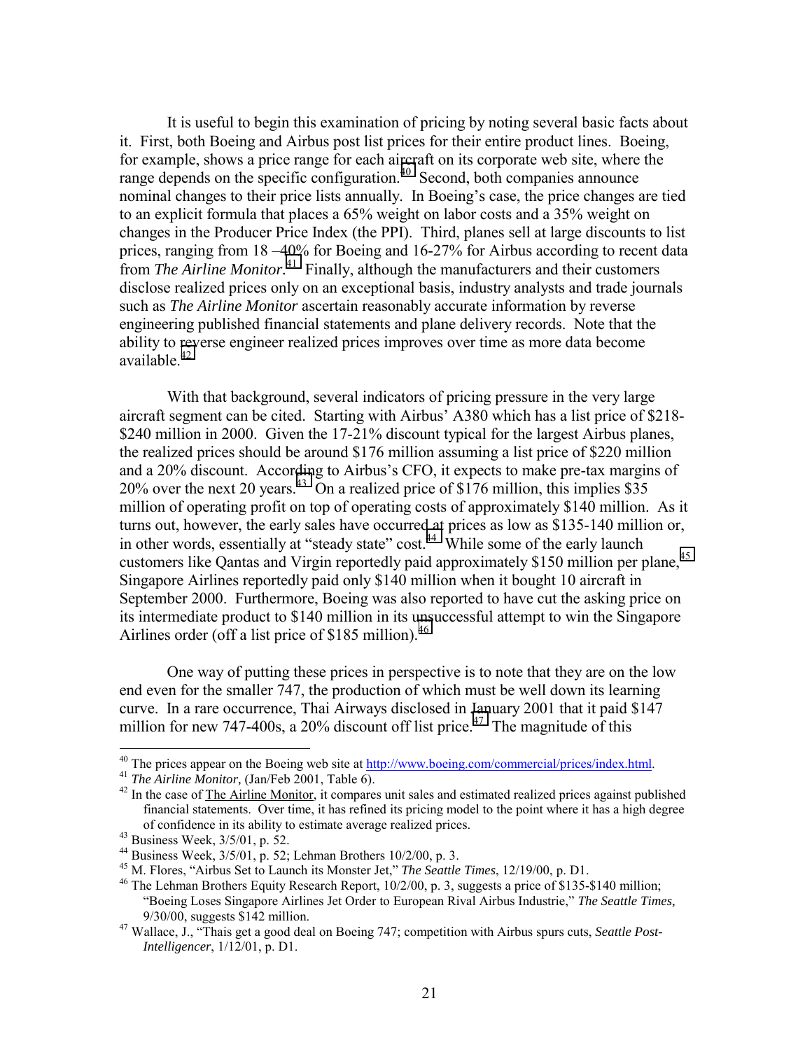It is useful to begin this examination of pricing by noting several basic facts about it. First, both Boeing and Airbus post list prices for their entire product lines. Boeing, for example, shows a price range for each aircraft on its corporate web site, where the range depends on the specific configuration.[40] Second, both companies announce nominal changes to their price lists annually. In Boeing's case, the price changes are tied to an explicit formula that places a 65% weight on labor costs and a 35% weight on changes in the Producer Price Index (the PPI). Third, planes sell at large discounts to list prices, ranging from 18 –40% for Boeing and 16-27% for Airbus according to recent data from *The Airline Monitor*.[41] Finally, although the manufacturers and their customers disclose realized prices only on an exceptional basis, industry analysts and trade journals such as *The Airline Monitor* ascertain reasonably accurate information by reverse engineering published financial statements and plane delivery records. Note that the ability to reverse engineer realized prices improves over time as more data become available.[42]

With that background, several indicators of pricing pressure in the very large aircraft segment can be cited. Starting with Airbus' A380 which has a list price of $218-$240 million in 2000. Given the 17-21% discount typical for the largest Airbus planes, the realized prices should be around $176 million assuming a list price of $220 million and a 20% discount. According to Airbus's CFO, it expects to make pre-tax margins of 20% over the next 20 years.[43] On a realized price of $176 million, this implies $35 million of operating profit on top of operating costs of approximately $140 million. As it turns out, however, the early sales have occurred at prices as low as $135-140 million or, in other words, essentially at "steady state" cost.[44] While some of the early launch customers like Qantas and Virgin reportedly paid approximately $150 million per plane,[45] Singapore Airlines reportedly paid only $140 million when it bought 10 aircraft in September 2000. Furthermore, Boeing was also reported to have cut the asking price on its intermediate product to $140 million in its unsuccessful attempt to win the Singapore Airlines order (off a list price of $185 million).[46]

One way of putting these prices in perspective is to note that they are on the low end even for the smaller 747, the production of which must be well down its learning curve. In a rare occurrence, Thai Airways disclosed in January 2001 that it paid $147 million for new 747-400s, a 20% discount off list price.[47] The magnitude of this

---

[40] The prices appear on the Boeing web site at http://www.boeing.com/commercial/prices/index.html.

[41] *The Airline Monitor,* (Jan/Feb 2001, Table 6).

[42] In the case of The Airline Monitor, it compares unit sales and estimated realized prices against published financial statements. Over time, it has refined its pricing model to the point where it has a high degree of confidence in its ability to estimate average realized prices.

[43] Business Week, 3/5/01, p. 52.

[44] Business Week, 3/5/01, p. 52; Lehman Brothers 10/2/00, p. 3.

[45] M. Flores, "Airbus Set to Launch its Monster Jet," *The Seattle Times*, 12/19/00, p. D1.

[46] The Lehman Brothers Equity Research Report, 10/2/00, p. 3, suggests a price of $135-$140 million; "Boeing Loses Singapore Airlines Jet Order to European Rival Airbus Industrie," *The Seattle Times,* 9/30/00, suggests $142 million.

[47] Wallace, J., "Thais get a good deal on Boeing 747; competition with Airbus spurs cuts, *Seattle Post-Intelligencer*, 1/12/01, p. D1.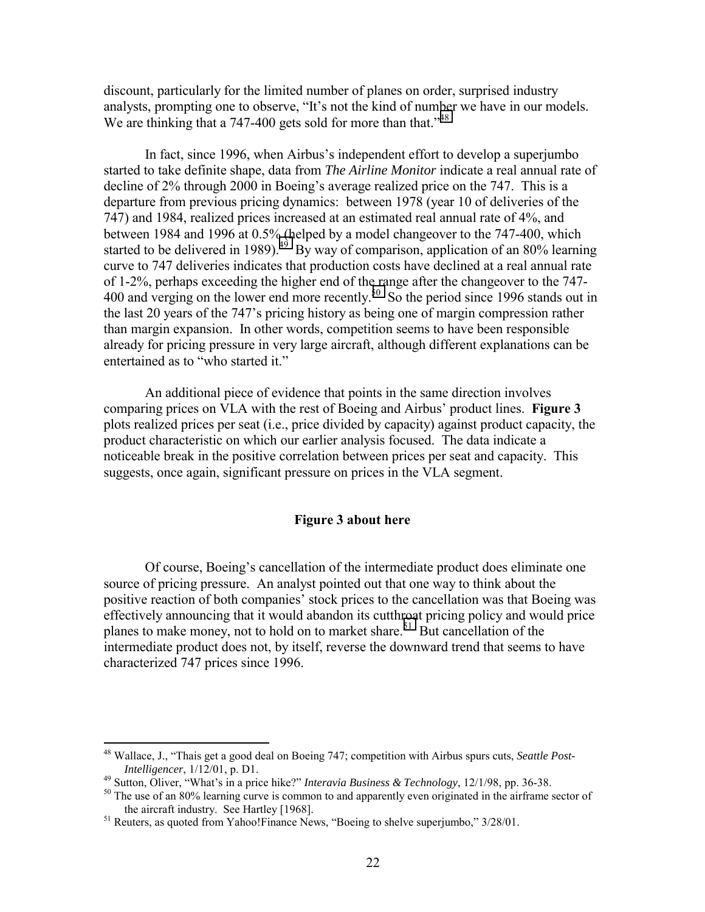discount, particularly for the limited number of planes on order, surprised industry analysts, prompting one to observe, "It's not the kind of number we have in our models. We are thinking that a 747-400 gets sold for more than that."[48]

In fact, since 1996, when Airbus's independent effort to develop a superjumbo started to take definite shape, data from *The Airline Monitor* indicate a real annual rate of decline of 2% through 2000 in Boeing's average realized price on the 747. This is a departure from previous pricing dynamics: between 1978 (year 10 of deliveries of the 747) and 1984, realized prices increased at an estimated real annual rate of 4%, and between 1984 and 1996 at 0.5% (helped by a model changeover to the 747-400, which started to be delivered in 1989).[49] By way of comparison, application of an 80% learning curve to 747 deliveries indicates that production costs have declined at a real annual rate of 1-2%, perhaps exceeding the higher end of the range after the changeover to the 747-400 and verging on the lower end more recently.[50] So the period since 1996 stands out in the last 20 years of the 747's pricing history as being one of margin compression rather than margin expansion. In other words, competition seems to have been responsible already for pricing pressure in very large aircraft, although different explanations can be entertained as to "who started it."

An additional piece of evidence that points in the same direction involves comparing prices on VLA with the rest of Boeing and Airbus' product lines. **Figure 3** plots realized prices per seat (i.e., price divided by capacity) against product capacity, the product characteristic on which our earlier analysis focused. The data indicate a noticeable break in the positive correlation between prices per seat and capacity. This suggests, once again, significant pressure on prices in the VLA segment.

**Figure 3 about here**

Of course, Boeing's cancellation of the intermediate product does eliminate one source of pricing pressure. An analyst pointed out that one way to think about the positive reaction of both companies' stock prices to the cancellation was that Boeing was effectively announcing that it would abandon its cutthroat pricing policy and would price planes to make money, not to hold on to market share.[51] But cancellation of the intermediate product does not, by itself, reverse the downward trend that seems to have characterized 747 prices since 1996.

---

[48] Wallace, J., "Thais get a good deal on Boeing 747; competition with Airbus spurs cuts, *Seattle Post-Intelligencer*, 1/12/01, p. D1.

[49] Sutton, Oliver, "What's in a price hike?" *Interavia Business & Technology*, 12/1/98, pp. 36-38.

[50] The use of an 80% learning curve is common to and apparently even originated in the airframe sector of the aircraft industry. See Hartley [1968].

[51] Reuters, as quoted from Yahoo!Finance News, "Boeing to shelve superjumbo," 3/28/01.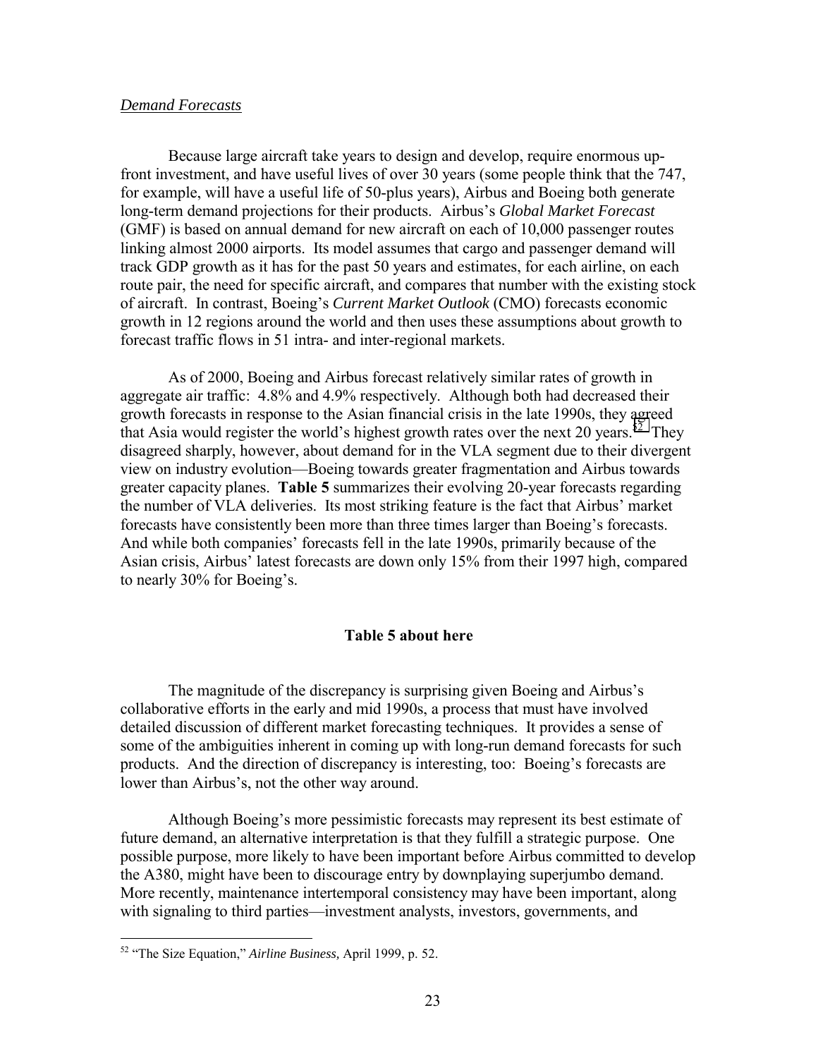*Demand Forecasts*

Because large aircraft take years to design and develop, require enormous up-front investment, and have useful lives of over 30 years (some people think that the 747, for example, will have a useful life of 50-plus years), Airbus and Boeing both generate long-term demand projections for their products. Airbus's *Global Market Forecast* (GMF) is based on annual demand for new aircraft on each of 10,000 passenger routes linking almost 2000 airports. Its model assumes that cargo and passenger demand will track GDP growth as it has for the past 50 years and estimates, for each airline, on each route pair, the need for specific aircraft, and compares that number with the existing stock of aircraft. In contrast, Boeing's *Current Market Outlook* (CMO) forecasts economic growth in 12 regions around the world and then uses these assumptions about growth to forecast traffic flows in 51 intra- and inter-regional markets.

As of 2000, Boeing and Airbus forecast relatively similar rates of growth in aggregate air traffic: 4.8% and 4.9% respectively. Although both had decreased their growth forecasts in response to the Asian financial crisis in the late 1990s, they agreed that Asia would register the world's highest growth rates over the next 20 years.[52] They disagreed sharply, however, about demand for in the VLA segment due to their divergent view on industry evolution—Boeing towards greater fragmentation and Airbus towards greater capacity planes. **Table 5** summarizes their evolving 20-year forecasts regarding the number of VLA deliveries. Its most striking feature is the fact that Airbus' market forecasts have consistently been more than three times larger than Boeing's forecasts. And while both companies' forecasts fell in the late 1990s, primarily because of the Asian crisis, Airbus' latest forecasts are down only 15% from their 1997 high, compared to nearly 30% for Boeing's.

**Table 5 about here**

The magnitude of the discrepancy is surprising given Boeing and Airbus's collaborative efforts in the early and mid 1990s, a process that must have involved detailed discussion of different market forecasting techniques. It provides a sense of some of the ambiguities inherent in coming up with long-run demand forecasts for such products. And the direction of discrepancy is interesting, too: Boeing's forecasts are lower than Airbus's, not the other way around.

Although Boeing's more pessimistic forecasts may represent its best estimate of future demand, an alternative interpretation is that they fulfill a strategic purpose. One possible purpose, more likely to have been important before Airbus committed to develop the A380, might have been to discourage entry by downplaying superjumbo demand. More recently, maintenance intertemporal consistency may have been important, along with signaling to third parties—investment analysts, investors, governments, and

[52] "The Size Equation," *Airline Business,* April 1999, p. 52.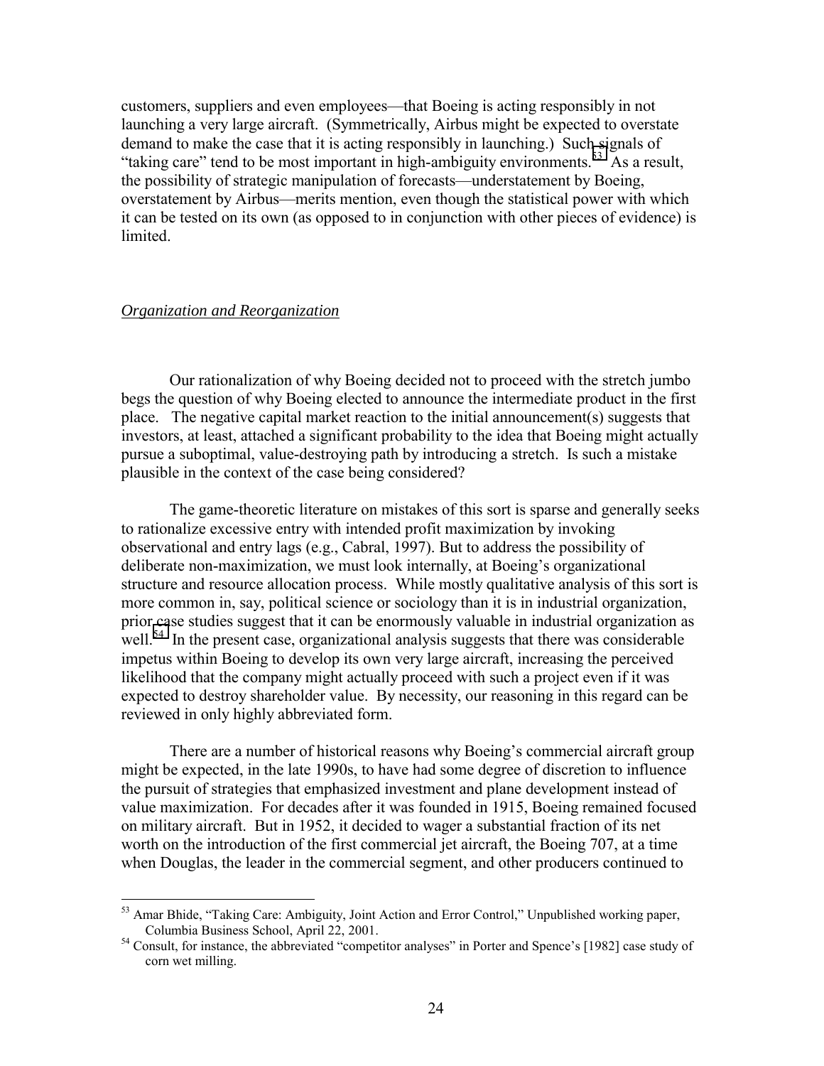customers, suppliers and even employees—that Boeing is acting responsibly in not launching a very large aircraft. (Symmetrically, Airbus might be expected to overstate demand to make the case that it is acting responsibly in launching.) Such signals of "taking care" tend to be most important in high-ambiguity environments.[53] As a result, the possibility of strategic manipulation of forecasts—understatement by Boeing, overstatement by Airbus—merits mention, even though the statistical power with which it can be tested on its own (as opposed to in conjunction with other pieces of evidence) is limited.

### *Organization and Reorganization*

Our rationalization of why Boeing decided not to proceed with the stretch jumbo begs the question of why Boeing elected to announce the intermediate product in the first place. The negative capital market reaction to the initial announcement(s) suggests that investors, at least, attached a significant probability to the idea that Boeing might actually pursue a suboptimal, value-destroying path by introducing a stretch. Is such a mistake plausible in the context of the case being considered?

The game-theoretic literature on mistakes of this sort is sparse and generally seeks to rationalize excessive entry with intended profit maximization by invoking observational and entry lags (e.g., Cabral, 1997). But to address the possibility of deliberate non-maximization, we must look internally, at Boeing's organizational structure and resource allocation process. While mostly qualitative analysis of this sort is more common in, say, political science or sociology than it is in industrial organization, prior case studies suggest that it can be enormously valuable in industrial organization as well.[54] In the present case, organizational analysis suggests that there was considerable impetus within Boeing to develop its own very large aircraft, increasing the perceived likelihood that the company might actually proceed with such a project even if it was expected to destroy shareholder value. By necessity, our reasoning in this regard can be reviewed in only highly abbreviated form.

There are a number of historical reasons why Boeing's commercial aircraft group might be expected, in the late 1990s, to have had some degree of discretion to influence the pursuit of strategies that emphasized investment and plane development instead of value maximization. For decades after it was founded in 1915, Boeing remained focused on military aircraft. But in 1952, it decided to wager a substantial fraction of its net worth on the introduction of the first commercial jet aircraft, the Boeing 707, at a time when Douglas, the leader in the commercial segment, and other producers continued to

---

[53] Amar Bhide, "Taking Care: Ambiguity, Joint Action and Error Control," Unpublished working paper, Columbia Business School, April 22, 2001.

[54] Consult, for instance, the abbreviated "competitor analyses" in Porter and Spence's [1982] case study of corn wet milling.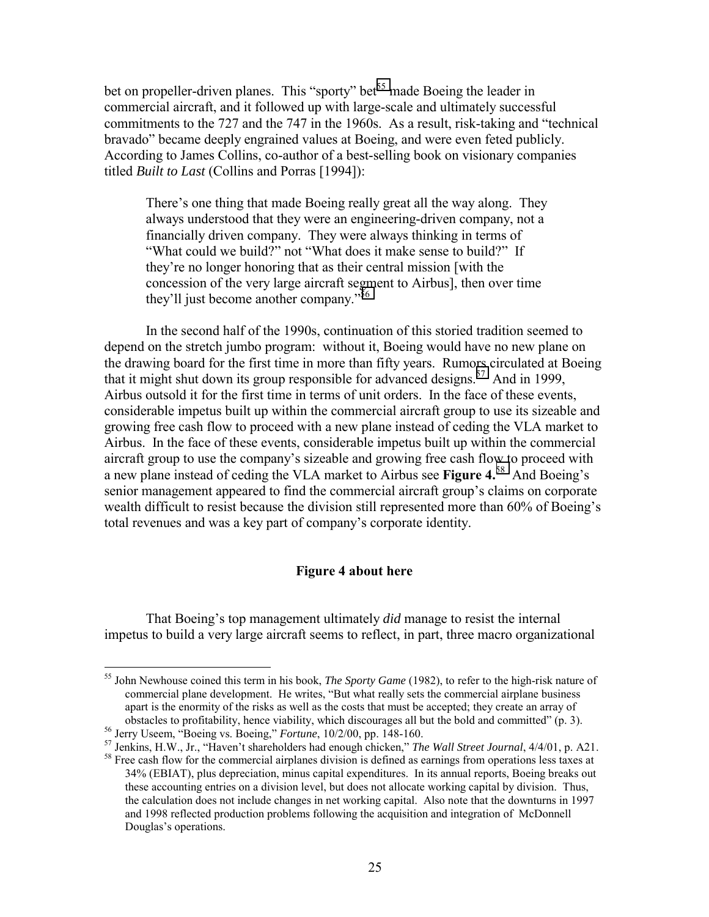bet on propeller-driven planes. This "sporty" bet[55] made Boeing the leader in commercial aircraft, and it followed up with large-scale and ultimately successful commitments to the 727 and the 747 in the 1960s. As a result, risk-taking and "technical bravado" became deeply engrained values at Boeing, and were even feted publicly. According to James Collins, co-author of a best-selling book on visionary companies titled *Built to Last* (Collins and Porras [1994]):

> There's one thing that made Boeing really great all the way along. They always understood that they were an engineering-driven company, not a financially driven company. They were always thinking in terms of "What could we build?" not "What does it make sense to build?" If they're no longer honoring that as their central mission [with the concession of the very large aircraft segment to Airbus], then over time they'll just become another company."[56]

In the second half of the 1990s, continuation of this storied tradition seemed to depend on the stretch jumbo program: without it, Boeing would have no new plane on the drawing board for the first time in more than fifty years. Rumors circulated at Boeing that it might shut down its group responsible for advanced designs.[57] And in 1999, Airbus outsold it for the first time in terms of unit orders. In the face of these events, considerable impetus built up within the commercial aircraft group to use its sizeable and growing free cash flow to proceed with a new plane instead of ceding the VLA market to Airbus. In the face of these events, considerable impetus built up within the commercial aircraft group to use the company's sizeable and growing free cash flow to proceed with a new plane instead of ceding the VLA market to Airbus see **Figure 4.**[58] And Boeing's senior management appeared to find the commercial aircraft group's claims on corporate wealth difficult to resist because the division still represented more than 60% of Boeing's total revenues and was a key part of company's corporate identity.

**Figure 4 about here**

That Boeing's top management ultimately *did* manage to resist the internal impetus to build a very large aircraft seems to reflect, in part, three macro organizational

---

[55] John Newhouse coined this term in his book, *The Sporty Game* (1982), to refer to the high-risk nature of commercial plane development. He writes, "But what really sets the commercial airplane business apart is the enormity of the risks as well as the costs that must be accepted; they create an array of obstacles to profitability, hence viability, which discourages all but the bold and committed" (p. 3).

[56] Jerry Useem, "Boeing vs. Boeing," *Fortune*, 10/2/00, pp. 148-160.

[57] Jenkins, H.W., Jr., "Haven't shareholders had enough chicken," *The Wall Street Journal*, 4/4/01, p. A21.

[58] Free cash flow for the commercial airplanes division is defined as earnings from operations less taxes at 34% (EBIAT), plus depreciation, minus capital expenditures. In its annual reports, Boeing breaks out these accounting entries on a division level, but does not allocate working capital by division. Thus, the calculation does not include changes in net working capital. Also note that the downturns in 1997 and 1998 reflected production problems following the acquisition and integration of McDonnell Douglas's operations.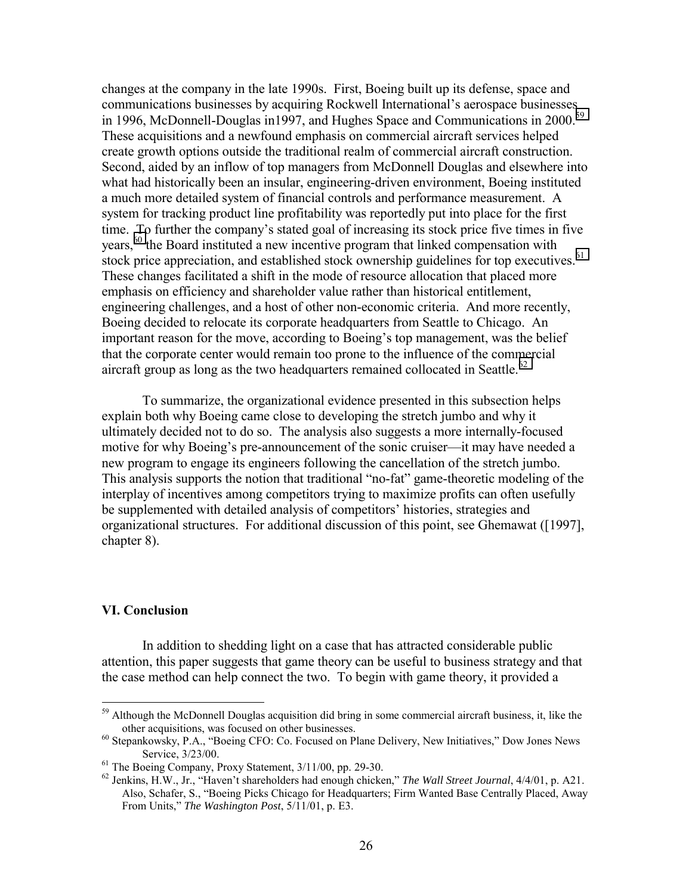changes at the company in the late 1990s. First, Boeing built up its defense, space and communications businesses by acquiring Rockwell International's aerospace businesses in 1996, McDonnell-Douglas in1997, and Hughes Space and Communications in 2000.[59] These acquisitions and a newfound emphasis on commercial aircraft services helped create growth options outside the traditional realm of commercial aircraft construction. Second, aided by an inflow of top managers from McDonnell Douglas and elsewhere into what had historically been an insular, engineering-driven environment, Boeing instituted a much more detailed system of financial controls and performance measurement. A system for tracking product line profitability was reportedly put into place for the first time. To further the company's stated goal of increasing its stock price five times in five years,[60] the Board instituted a new incentive program that linked compensation with stock price appreciation, and established stock ownership guidelines for top executives.[61] These changes facilitated a shift in the mode of resource allocation that placed more emphasis on efficiency and shareholder value rather than historical entitlement, engineering challenges, and a host of other non-economic criteria. And more recently, Boeing decided to relocate its corporate headquarters from Seattle to Chicago. An important reason for the move, according to Boeing's top management, was the belief that the corporate center would remain too prone to the influence of the commercial aircraft group as long as the two headquarters remained collocated in Seattle.[62]

To summarize, the organizational evidence presented in this subsection helps explain both why Boeing came close to developing the stretch jumbo and why it ultimately decided not to do so. The analysis also suggests a more internally-focused motive for why Boeing's pre-announcement of the sonic cruiser—it may have needed a new program to engage its engineers following the cancellation of the stretch jumbo. This analysis supports the notion that traditional "no-fat" game-theoretic modeling of the interplay of incentives among competitors trying to maximize profits can often usefully be supplemented with detailed analysis of competitors' histories, strategies and organizational structures. For additional discussion of this point, see Ghemawat ([1997], chapter 8).

## VI. Conclusion

In addition to shedding light on a case that has attracted considerable public attention, this paper suggests that game theory can be useful to business strategy and that the case method can help connect the two. To begin with game theory, it provided a

---

[59] Although the McDonnell Douglas acquisition did bring in some commercial aircraft business, it, like the other acquisitions, was focused on other businesses.

[60] Stepankowsky, P.A., "Boeing CFO: Co. Focused on Plane Delivery, New Initiatives," Dow Jones News Service, 3/23/00.

[61] The Boeing Company, Proxy Statement, 3/11/00, pp. 29-30.

[62] Jenkins, H.W., Jr., "Haven't shareholders had enough chicken," *The Wall Street Journal*, 4/4/01, p. A21. Also, Schafer, S., "Boeing Picks Chicago for Headquarters; Firm Wanted Base Centrally Placed, Away From Units," *The Washington Post*, 5/11/01, p. E3.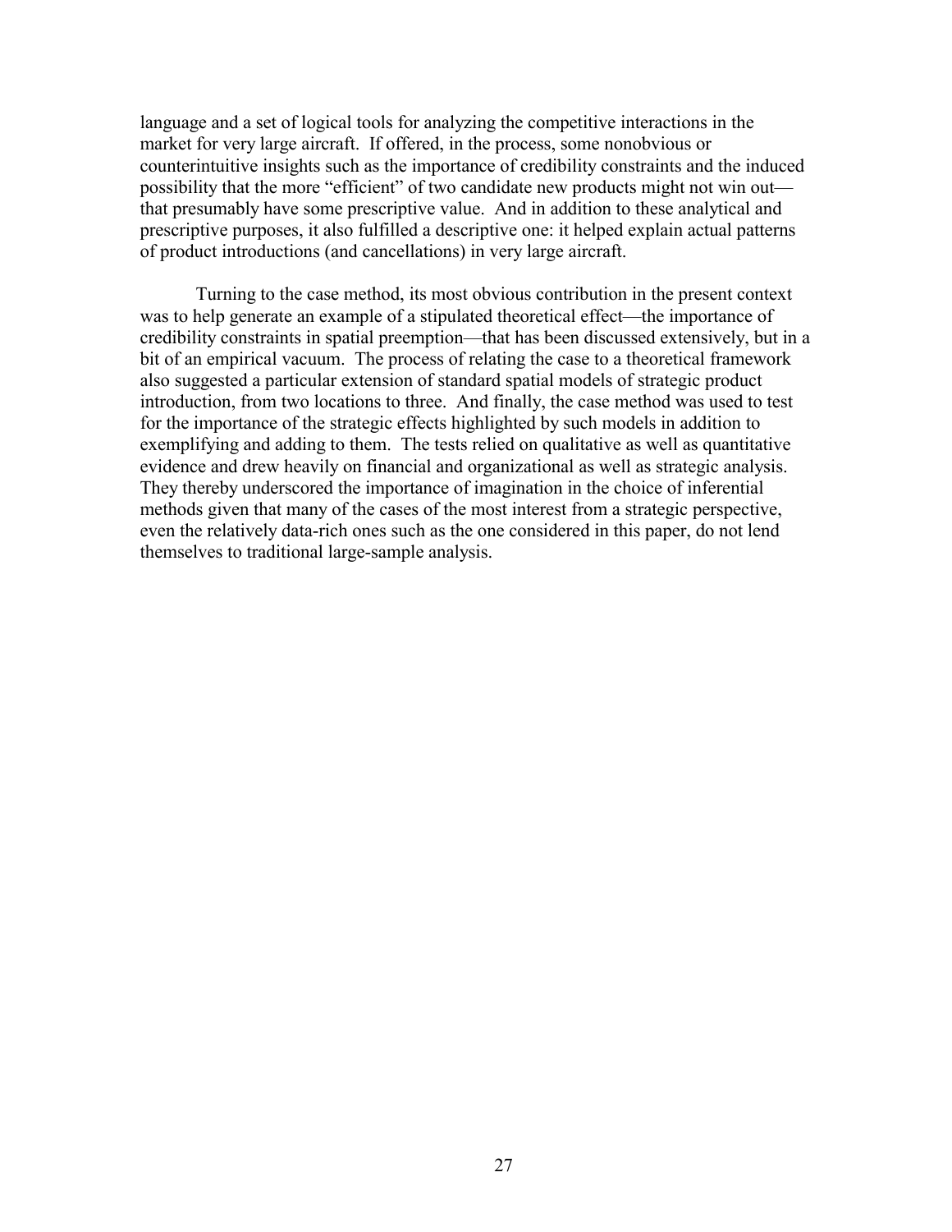language and a set of logical tools for analyzing the competitive interactions in the market for very large aircraft. If offered, in the process, some nonobvious or counterintuitive insights such as the importance of credibility constraints and the induced possibility that the more "efficient" of two candidate new products might not win out—that presumably have some prescriptive value. And in addition to these analytical and prescriptive purposes, it also fulfilled a descriptive one: it helped explain actual patterns of product introductions (and cancellations) in very large aircraft.

Turning to the case method, its most obvious contribution in the present context was to help generate an example of a stipulated theoretical effect—the importance of credibility constraints in spatial preemption—that has been discussed extensively, but in a bit of an empirical vacuum. The process of relating the case to a theoretical framework also suggested a particular extension of standard spatial models of strategic product introduction, from two locations to three. And finally, the case method was used to test for the importance of the strategic effects highlighted by such models in addition to exemplifying and adding to them. The tests relied on qualitative as well as quantitative evidence and drew heavily on financial and organizational as well as strategic analysis. They thereby underscored the importance of imagination in the choice of inferential methods given that many of the cases of the most interest from a strategic perspective, even the relatively data-rich ones such as the one considered in this paper, do not lend themselves to traditional large-sample analysis.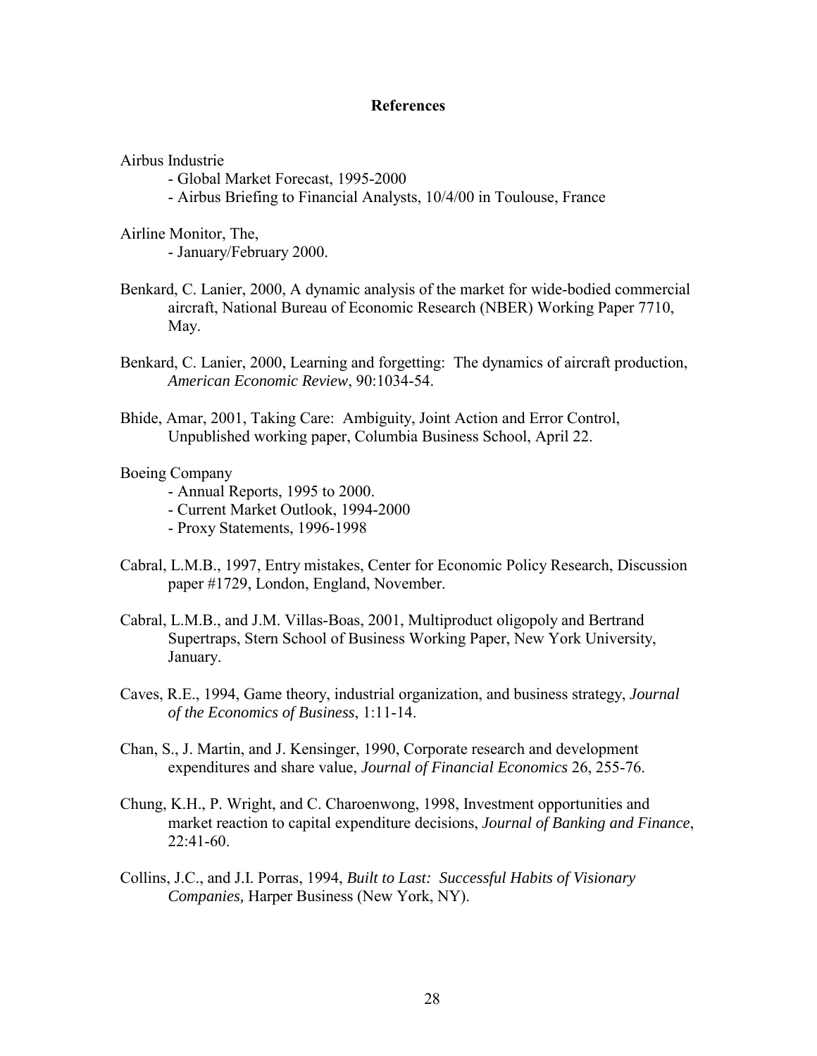## References

Airbus Industrie

- Global Market Forecast, 1995-2000
- Airbus Briefing to Financial Analysts, 10/4/00 in Toulouse, France

Airline Monitor, The,

- January/February 2000.

Benkard, C. Lanier, 2000, A dynamic analysis of the market for wide-bodied commercial aircraft, National Bureau of Economic Research (NBER) Working Paper 7710, May.

Benkard, C. Lanier, 2000, Learning and forgetting: The dynamics of aircraft production, *American Economic Review*, 90:1034-54.

Bhide, Amar, 2001, Taking Care: Ambiguity, Joint Action and Error Control, Unpublished working paper, Columbia Business School, April 22.

Boeing Company

- Annual Reports, 1995 to 2000.
- Current Market Outlook, 1994-2000
- Proxy Statements, 1996-1998

Cabral, L.M.B., 1997, Entry mistakes, Center for Economic Policy Research, Discussion paper #1729, London, England, November.

Cabral, L.M.B., and J.M. Villas-Boas, 2001, Multiproduct oligopoly and Bertrand Supertraps, Stern School of Business Working Paper, New York University, January.

Caves, R.E., 1994, Game theory, industrial organization, and business strategy, *Journal of the Economics of Business*, 1:11-14.

Chan, S., J. Martin, and J. Kensinger, 1990, Corporate research and development expenditures and share value, *Journal of Financial Economics* 26, 255-76.

Chung, K.H., P. Wright, and C. Charoenwong, 1998, Investment opportunities and market reaction to capital expenditure decisions, *Journal of Banking and Finance*, 22:41-60.

Collins, J.C., and J.I. Porras, 1994, *Built to Last: Successful Habits of Visionary Companies,* Harper Business (New York, NY).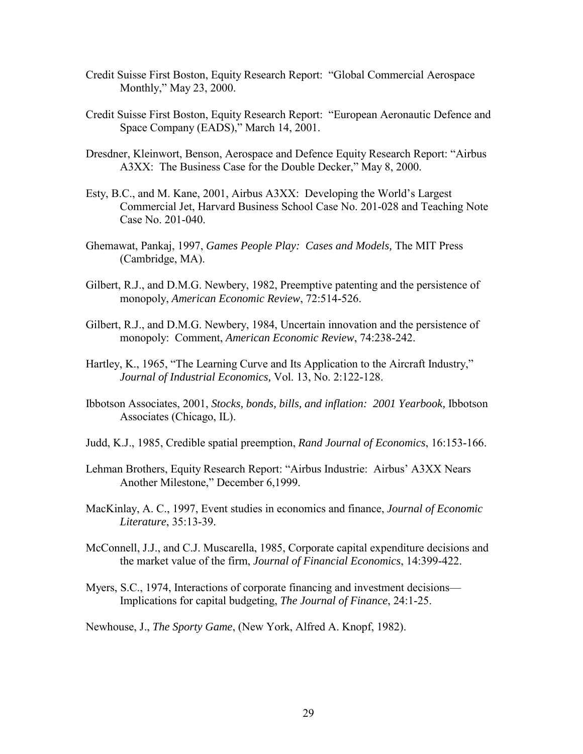Credit Suisse First Boston, Equity Research Report: "Global Commercial Aerospace Monthly," May 23, 2000.

Credit Suisse First Boston, Equity Research Report: "European Aeronautic Defence and Space Company (EADS)," March 14, 2001.

Dresdner, Kleinwort, Benson, Aerospace and Defence Equity Research Report: "Airbus A3XX: The Business Case for the Double Decker," May 8, 2000.

Esty, B.C., and M. Kane, 2001, Airbus A3XX: Developing the World's Largest Commercial Jet, Harvard Business School Case No. 201-028 and Teaching Note Case No. 201-040.

Ghemawat, Pankaj, 1997, *Games People Play: Cases and Models,* The MIT Press (Cambridge, MA).

Gilbert, R.J., and D.M.G. Newbery, 1982, Preemptive patenting and the persistence of monopoly, *American Economic Review*, 72:514-526.

Gilbert, R.J., and D.M.G. Newbery, 1984, Uncertain innovation and the persistence of monopoly: Comment, *American Economic Review*, 74:238-242.

Hartley, K., 1965, "The Learning Curve and Its Application to the Aircraft Industry," *Journal of Industrial Economics,* Vol. 13, No. 2:122-128.

Ibbotson Associates, 2001, *Stocks, bonds, bills, and inflation: 2001 Yearbook,* Ibbotson Associates (Chicago, IL).

Judd, K.J., 1985, Credible spatial preemption, *Rand Journal of Economics*, 16:153-166.

Lehman Brothers, Equity Research Report: "Airbus Industrie: Airbus' A3XX Nears Another Milestone," December 6,1999.

MacKinlay, A. C., 1997, Event studies in economics and finance, *Journal of Economic Literature*, 35:13-39.

McConnell, J.J., and C.J. Muscarella, 1985, Corporate capital expenditure decisions and the market value of the firm, *Journal of Financial Economics*, 14:399-422.

Myers, S.C., 1974, Interactions of corporate financing and investment decisions—Implications for capital budgeting, *The Journal of Finance*, 24:1-25.

Newhouse, J., *The Sporty Game*, (New York, Alfred A. Knopf, 1982).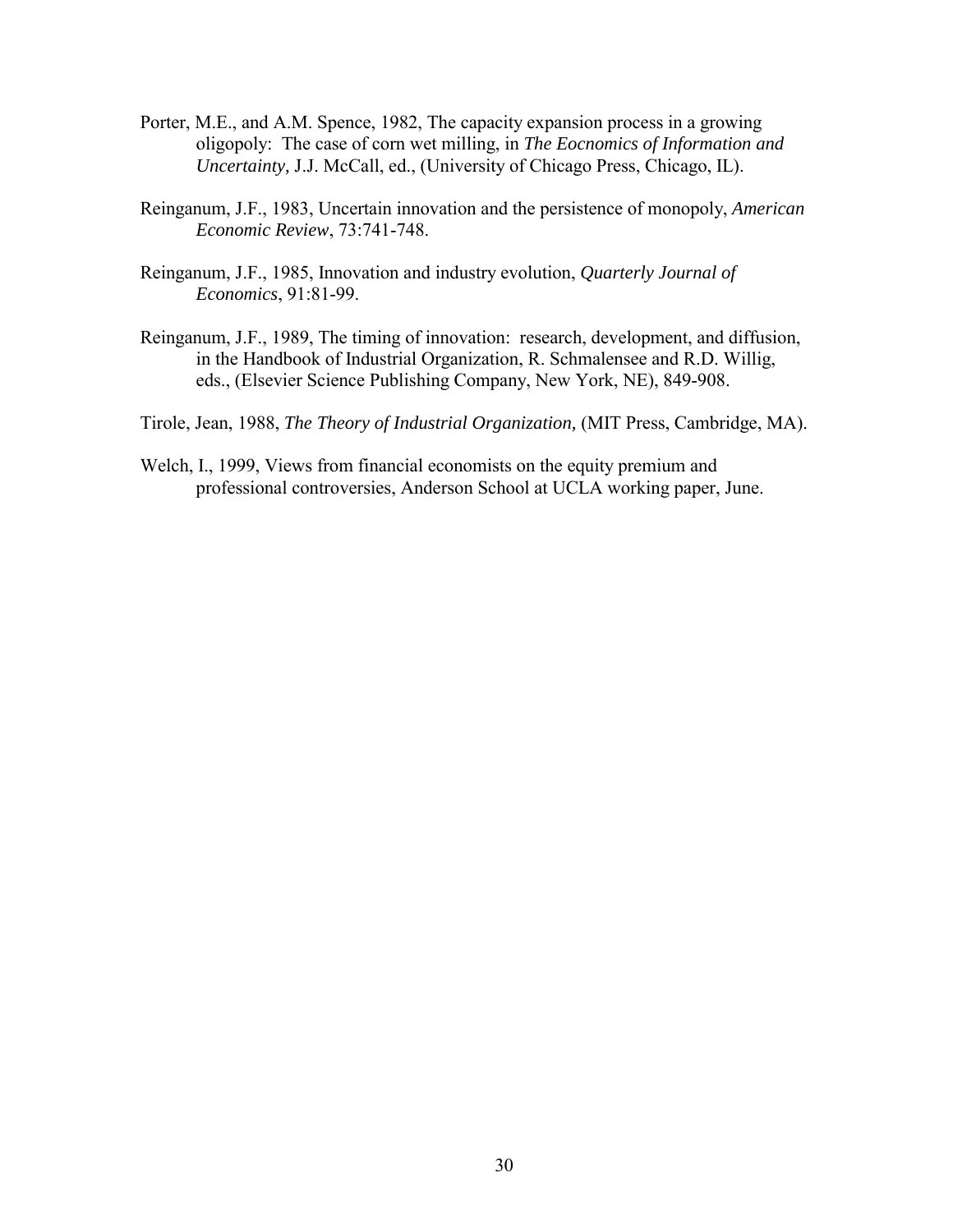Porter, M.E., and A.M. Spence, 1982, The capacity expansion process in a growing oligopoly: The case of corn wet milling, in *The Eocnomics of Information and Uncertainty,* J.J. McCall, ed., (University of Chicago Press, Chicago, IL).

Reinganum, J.F., 1983, Uncertain innovation and the persistence of monopoly, *American Economic Review*, 73:741-748.

Reinganum, J.F., 1985, Innovation and industry evolution, *Quarterly Journal of Economics*, 91:81-99.

Reinganum, J.F., 1989, The timing of innovation: research, development, and diffusion, in the Handbook of Industrial Organization, R. Schmalensee and R.D. Willig, eds., (Elsevier Science Publishing Company, New York, NE), 849-908.

Tirole, Jean, 1988, *The Theory of Industrial Organization,* (MIT Press, Cambridge, MA).

Welch, I., 1999, Views from financial economists on the equity premium and professional controversies, Anderson School at UCLA working paper, June.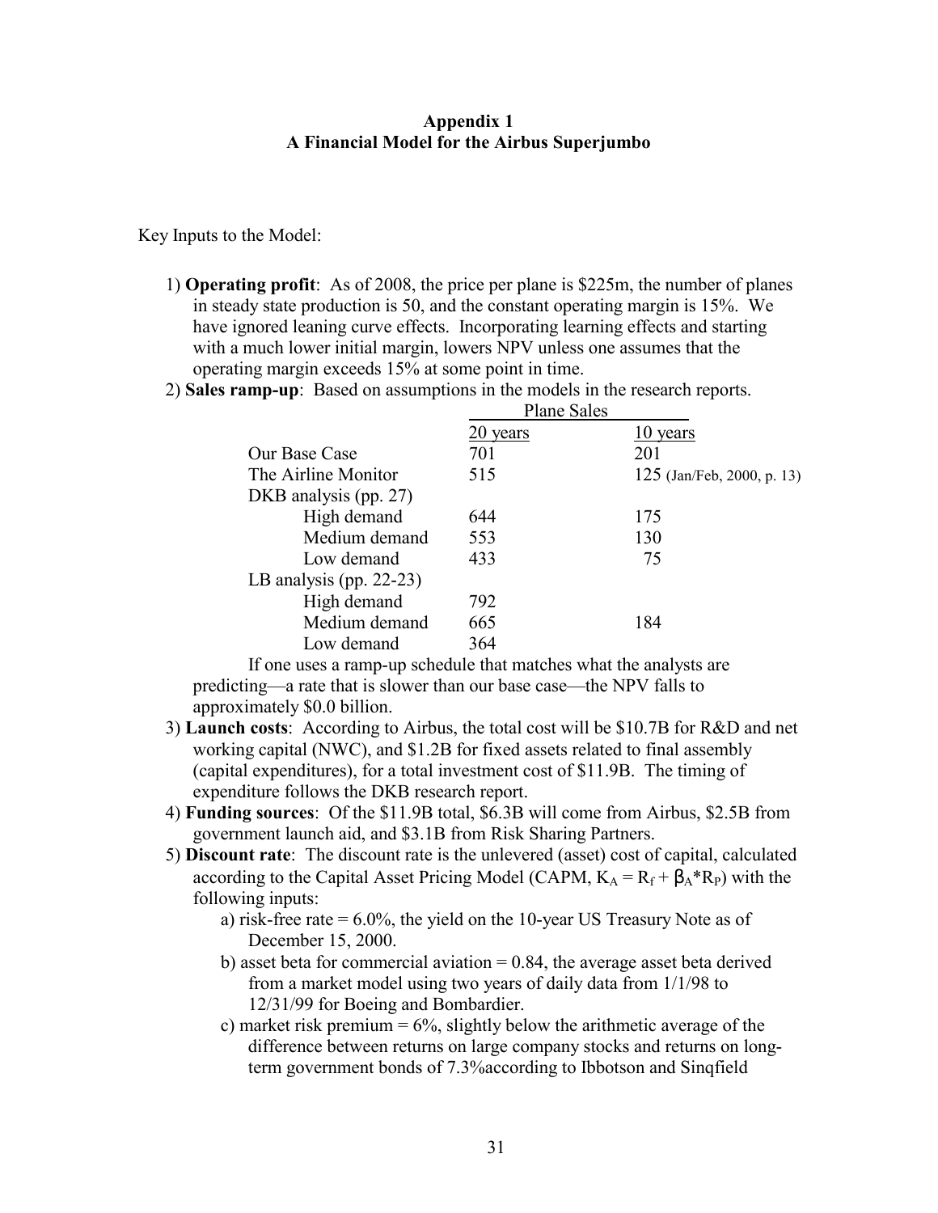**Appendix 1**
**A Financial Model for the Airbus Superjumbo**

Key Inputs to the Model:

1) **Operating profit**: As of 2008, the price per plane is \$225m, the number of planes in steady state production is 50, and the constant operating margin is 15%. We have ignored leaning curve effects. Incorporating learning effects and starting with a much lower initial margin, lowers NPV unless one assumes that the operating margin exceeds 15% at some point in time.

2) **Sales ramp-up**: Based on assumptions in the models in the research reports.

| | Plane Sales | |
|---|---|---|
| | 20 years | 10 years |
| Our Base Case | 701 | 201 |
| The Airline Monitor | 515 | 125 (Jan/Feb, 2000, p. 13) |
| DKB analysis (pp. 27) | | |
| High demand | 644 | 175 |
| Medium demand | 553 | 130 |
| Low demand | 433 | 75 |
| LB analysis (pp. 22-23) | | |
| High demand | 792 | |
| Medium demand | 665 | 184 |
| Low demand | 364 | |

If one uses a ramp-up schedule that matches what the analysts are predicting—a rate that is slower than our base case—the NPV falls to approximately \$0.0 billion.

3) **Launch costs**: According to Airbus, the total cost will be \$10.7B for R&D and net working capital (NWC), and \$1.2B for fixed assets related to final assembly (capital expenditures), for a total investment cost of \$11.9B. The timing of expenditure follows the DKB research report.

4) **Funding sources**: Of the \$11.9B total, \$6.3B will come from Airbus, \$2.5B from government launch aid, and \$3.1B from Risk Sharing Partners.

5) **Discount rate**: The discount rate is the unlevered (asset) cost of capital, calculated according to the Capital Asset Pricing Model (CAPM, $K_A = R_f + \beta_A * R_P$) with the following inputs:
   a) risk-free rate = 6.0%, the yield on the 10-year US Treasury Note as of December 15, 2000.
   b) asset beta for commercial aviation = 0.84, the average asset beta derived from a market model using two years of daily data from 1/1/98 to 12/31/99 for Boeing and Bombardier.
   c) market risk premium = 6%, slightly below the arithmetic average of the difference between returns on large company stocks and returns on long-term government bonds of 7.3%according to Ibbotson and Sinqfield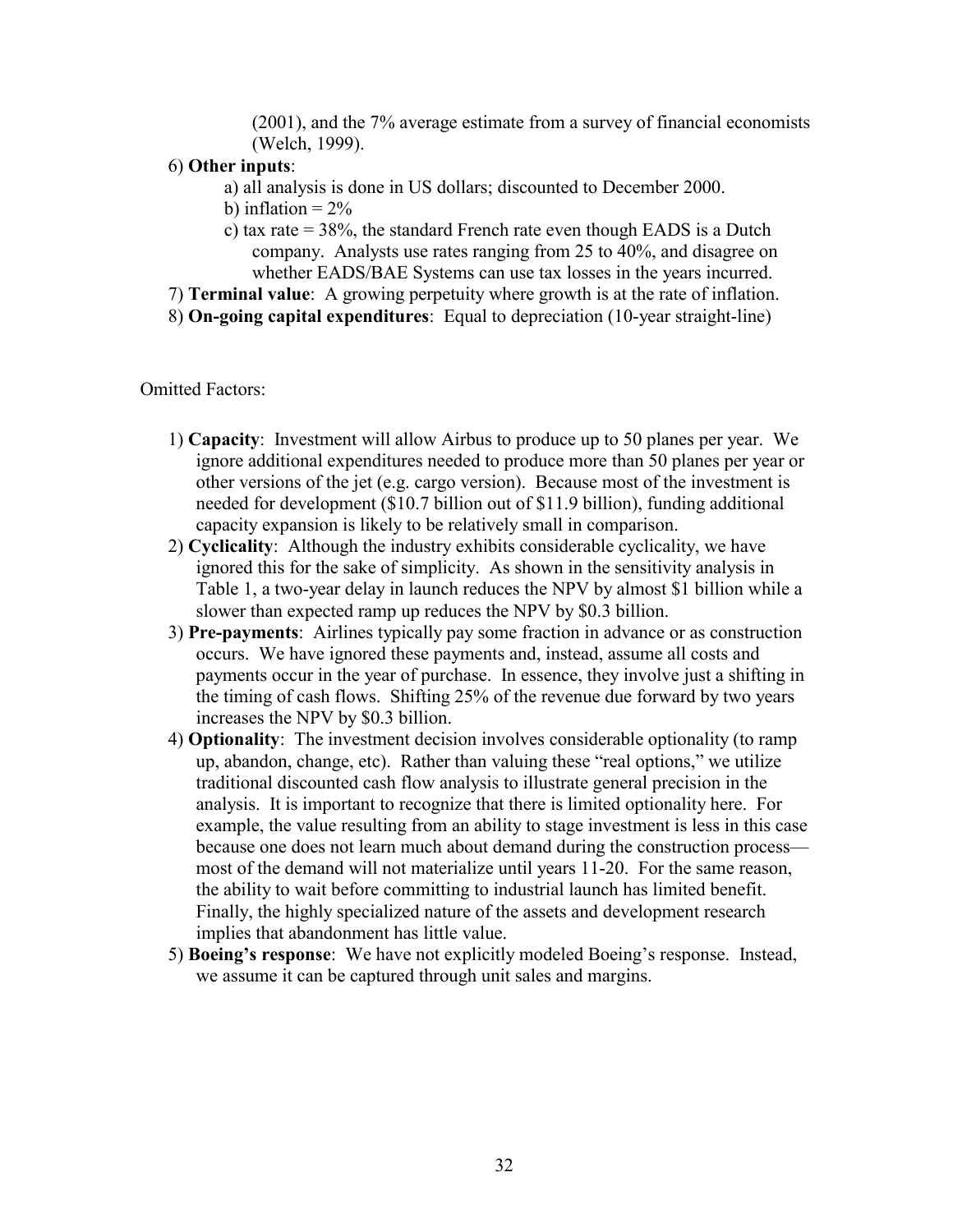(2001), and the 7% average estimate from a survey of financial economists (Welch, 1999).

6) **Other inputs**:

   a) all analysis is done in US dollars; discounted to December 2000.

   b) inflation = 2%

   c) tax rate = 38%, the standard French rate even though EADS is a Dutch company. Analysts use rates ranging from 25 to 40%, and disagree on whether EADS/BAE Systems can use tax losses in the years incurred.

7) **Terminal value**: A growing perpetuity where growth is at the rate of inflation.

8) **On-going capital expenditures**: Equal to depreciation (10-year straight-line)

Omitted Factors:

1) **Capacity**: Investment will allow Airbus to produce up to 50 planes per year. We ignore additional expenditures needed to produce more than 50 planes per year or other versions of the jet (e.g. cargo version). Because most of the investment is needed for development ($10.7 billion out of $11.9 billion), funding additional capacity expansion is likely to be relatively small in comparison.

2) **Cyclicality**: Although the industry exhibits considerable cyclicality, we have ignored this for the sake of simplicity. As shown in the sensitivity analysis in Table 1, a two-year delay in launch reduces the NPV by almost $1 billion while a slower than expected ramp up reduces the NPV by $0.3 billion.

3) **Pre-payments**: Airlines typically pay some fraction in advance or as construction occurs. We have ignored these payments and, instead, assume all costs and payments occur in the year of purchase. In essence, they involve just a shifting in the timing of cash flows. Shifting 25% of the revenue due forward by two years increases the NPV by $0.3 billion.

4) **Optionality**: The investment decision involves considerable optionality (to ramp up, abandon, change, etc). Rather than valuing these "real options," we utilize traditional discounted cash flow analysis to illustrate general precision in the analysis. It is important to recognize that there is limited optionality here. For example, the value resulting from an ability to stage investment is less in this case because one does not learn much about demand during the construction process—most of the demand will not materialize until years 11-20. For the same reason, the ability to wait before committing to industrial launch has limited benefit. Finally, the highly specialized nature of the assets and development research implies that abandonment has little value.

5) **Boeing's response**: We have not explicitly modeled Boeing's response. Instead, we assume it can be captured through unit sales and margins.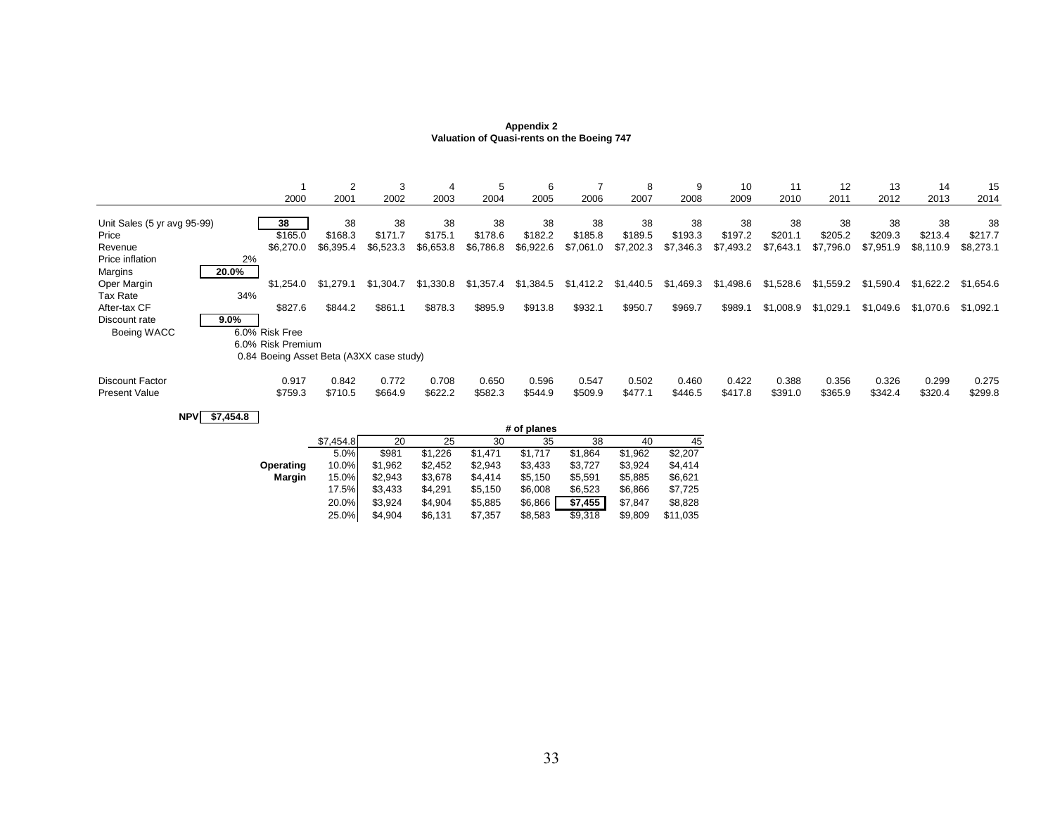**Appendix 2**
**Valuation of Quasi-rents on the Boeing 747**

| | | 1 | 2 | 3 | 4 | 5 | 6 | 7 | 8 | 9 | 10 | 11 | 12 | 13 | 14 | 15 |
|---|---|---|---|---|---|---|---|---|---|---|---|---|---|---|---|---|
| | | 2000 | 2001 | 2002 | 2003 | 2004 | 2005 | 2006 | 2007 | 2008 | 2009 | 2010 | 2011 | 2012 | 2013 | 2014 |
| Unit Sales (5 yr avg 95-99) | | **38** | 38 | 38 | 38 | 38 | 38 | 38 | 38 | 38 | 38 | 38 | 38 | 38 | 38 | 38 |
| Price | | $165.0 | $168.3 | $171.7 | $175.1 | $178.6 | $182.2 | $185.8 | $189.5 | $193.3 | $197.2 | $201.1 | $205.2 | $209.3 | $213.4 | $217.7 |
| Revenue | | $6,270.0 | $6,395.4 | $6,523.3 | $6,653.8 | $6,786.8 | $6,922.6 | $7,061.0 | $7,202.3 | $7,346.3 | $7,493.2 | $7,643.1 | $7,796.0 | $7,951.9 | $8,110.9 | $8,273.1 |
| Price inflation | 2% | | | | | | | | | | | | | | | |
| Margins | **20.0%** | | | | | | | | | | | | | | | |
| Oper Margin | | $1,254.0 | $1,279.1 | $1,304.7 | $1,330.8 | $1,357.4 | $1,384.5 | $1,412.2 | $1,440.5 | $1,469.3 | $1,498.6 | $1,528.6 | $1,559.2 | $1,590.4 | $1,622.2 | $1,654.6 |
| Tax Rate | 34% | | | | | | | | | | | | | | | |
| After-tax CF | | $827.6 | $844.2 | $861.1 | $878.3 | $895.9 | $913.8 | $932.1 | $950.7 | $969.7 | $989.1 | $1,008.9 | $1,029.1 | $1,049.6 | $1,070.6 | $1,092.1 |
| Discount rate | **9.0%** | | | | | | | | | | | | | | | |
| Boeing WACC | | 6.0% Risk Free | | | | | | | | | | | | | | |
| | | 6.0% Risk Premium | | | | | | | | | | | | | | |
| | | 0.84 Boeing Asset Beta (A3XX case study) | | | | | | | | | | | | | | |
| Discount Factor | | 0.917 | 0.842 | 0.772 | 0.708 | 0.650 | 0.596 | 0.547 | 0.502 | 0.460 | 0.422 | 0.388 | 0.356 | 0.326 | 0.299 | 0.275 |
| Present Value | | $759.3 | $710.5 | $664.9 | $622.2 | $582.3 | $544.9 | $509.9 | $477.1 | $446.5 | $417.8 | $391.0 | $365.9 | $342.4 | $320.4 | $299.8 |

**NPV** **$7,454.8**

| | | # of planes | | | | | | |
|---|---|---|---|---|---|---|---|---|
| | $7,454.8 | 20 | 25 | 30 | 35 | 38 | 40 | 45 |
| | 5.0% | $981 | $1,226 | $1,471 | $1,717 | $1,864 | $1,962 | $2,207 |
| **Operating** | 10.0% | $1,962 | $2,452 | $2,943 | $3,433 | $3,727 | $3,924 | $4,414 |
| **Margin** | 15.0% | $2,943 | $3,678 | $4,414 | $5,150 | $5,591 | $5,885 | $6,621 |
| | 17.5% | $3,433 | $4,291 | $5,150 | $6,008 | $6,523 | $6,866 | $7,725 |
| | 20.0% | $3,924 | $4,904 | $5,885 | $6,866 | **$7,455** | $7,847 | $8,828 |
| | 25.0% | $4,904 | $6,131 | $7,357 | $8,583 | $9,318 | $9,809 | $11,035 |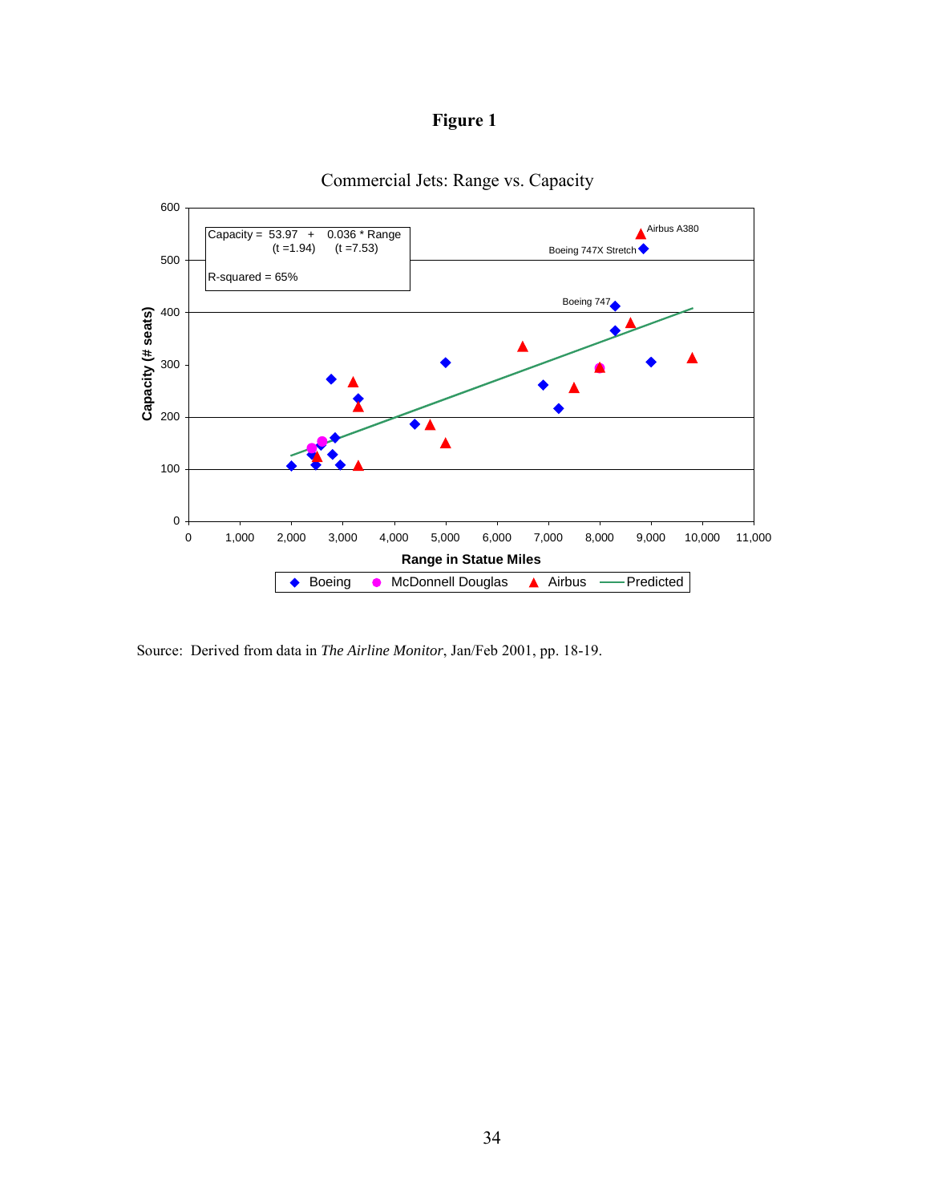# Figure 1

Commercial Jets: Range vs. Capacity

Capacity = 53.97 + 0.036 * Range
(t =1.94) (t =7.53)

R-squared = 65%

Source: Derived from data in *The Airline Monitor*, Jan/Feb 2001, pp. 18-19.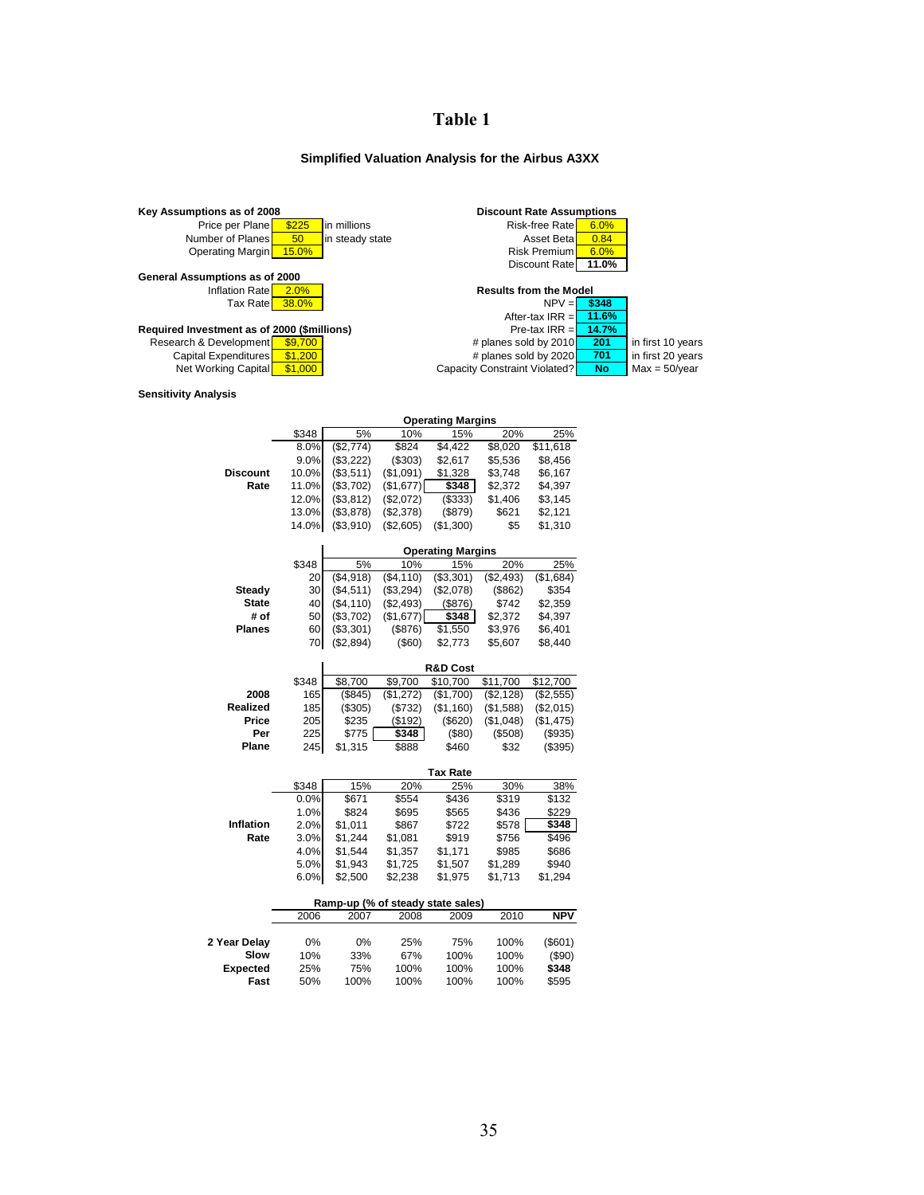# Table 1

### Simplified Valuation Analysis for the Airbus A3XX

**Key Assumptions as of 2008**

| | | |
|---|---|---|
| Price per Plane | $225 | in millions |
| Number of Planes | 50 | in steady state |
| Operating Margin | 15.0% | |

**General Assumptions as of 2000**

| | |
|---|---|
| Inflation Rate | 2.0% |
| Tax Rate | 38.0% |

**Required Investment as of 2000 ($millions)**

| | |
|---|---|
| Research & Development | $9,700 |
| Capital Expenditures | $1,200 |
| Net Working Capital | $1,000 |

**Discount Rate Assumptions**

| | |
|---|---|
| Risk-free Rate | 6.0% |
| Asset Beta | 0.84 |
| Risk Premium | 6.0% |
| Discount Rate | 11.0% |

**Results from the Model**

| | | |
|---|---|---|
| NPV = | $348 | |
| After-tax IRR = | 11.6% | |
| Pre-tax IRR = | 14.7% | |
| # planes sold by 2010 | 201 | in first 10 years |
| # planes sold by 2020 | 701 | in first 20 years |
| Capacity Constraint Violated? | No | Max = 50/year |

**Sensitivity Analysis**

| | | Operating Margins | | | | |
|---|---|---|---|---|---|---|
| | $348 | 5% | 10% | 15% | 20% | 25% |
| **Discount Rate** | 8.0% | ($2,774) | $824 | $4,422 | $8,020 | $11,618 |
| | 9.0% | ($3,222) | ($303) | $2,617 | $5,536 | $8,456 |
| | 10.0% | ($3,511) | ($1,091) | $1,328 | $3,748 | $6,167 |
| | 11.0% | ($3,702) | ($1,677) | **$348** | $2,372 | $4,397 |
| | 12.0% | ($3,812) | ($2,072) | ($333) | $1,406 | $3,145 |
| | 13.0% | ($3,878) | ($2,378) | ($879) | $621 | $2,121 |
| | 14.0% | ($3,910) | ($2,605) | ($1,300) | $5 | $1,310 |

| | | Operating Margins | | | | |
|---|---|---|---|---|---|---|
| | $348 | 5% | 10% | 15% | 20% | 25% |
| **Steady State # of Planes** | 20 | ($4,918) | ($4,110) | ($3,301) | ($2,493) | ($1,684) |
| | 30 | ($4,511) | ($3,294) | ($2,078) | ($862) | $354 |
| | 40 | ($4,110) | ($2,493) | ($876) | $742 | $2,359 |
| | 50 | ($3,702) | ($1,677) | **$348** | $2,372 | $4,397 |
| | 60 | ($3,301) | ($876) | $1,550 | $3,976 | $6,401 |
| | 70 | ($2,894) | ($60) | $2,773 | $5,607 | $8,440 |

| | | R&D Cost | | | | |
|---|---|---|---|---|---|---|
| | $348 | $8,700 | $9,700 | $10,700 | $11,700 | $12,700 |
| **2008 Realized Price Per Plane** | 165 | ($845) | ($1,272) | ($1,700) | ($2,128) | ($2,555) |
| | 185 | ($305) | ($732) | ($1,160) | ($1,588) | ($2,015) |
| | 205 | $235 | ($192) | ($620) | ($1,048) | ($1,475) |
| | 225 | $775 | **$348** | ($80) | ($508) | ($935) |
| | 245 | $1,315 | $888 | $460 | $32 | ($395) |

| | | Tax Rate | | | | |
|---|---|---|---|---|---|---|
| | $348 | 15% | 20% | 25% | 30% | 38% |
| **Inflation Rate** | 0.0% | $671 | $554 | $436 | $319 | $132 |
| | 1.0% | $824 | $695 | $565 | $436 | $229 |
| | 2.0% | $1,011 | $867 | $722 | $578 | **$348** |
| | 3.0% | $1,244 | $1,081 | $919 | $756 | $496 |
| | 4.0% | $1,544 | $1,357 | $1,171 | $985 | $686 |
| | 5.0% | $1,943 | $1,725 | $1,507 | $1,289 | $940 |
| | 6.0% | $2,500 | $2,238 | $1,975 | $1,713 | $1,294 |

| | Ramp-up (% of steady state sales) | | | | | |
|---|---|---|---|---|---|---|
| | 2006 | 2007 | 2008 | 2009 | 2010 | **NPV** |
| **2 Year Delay** | 0% | 0% | 25% | 75% | 100% | ($601) |
| **Slow** | 10% | 33% | 67% | 100% | 100% | ($90) |
| **Expected** | 25% | 75% | 100% | 100% | 100% | **$348** |
| **Fast** | 50% | 100% | 100% | 100% | 100% | $595 |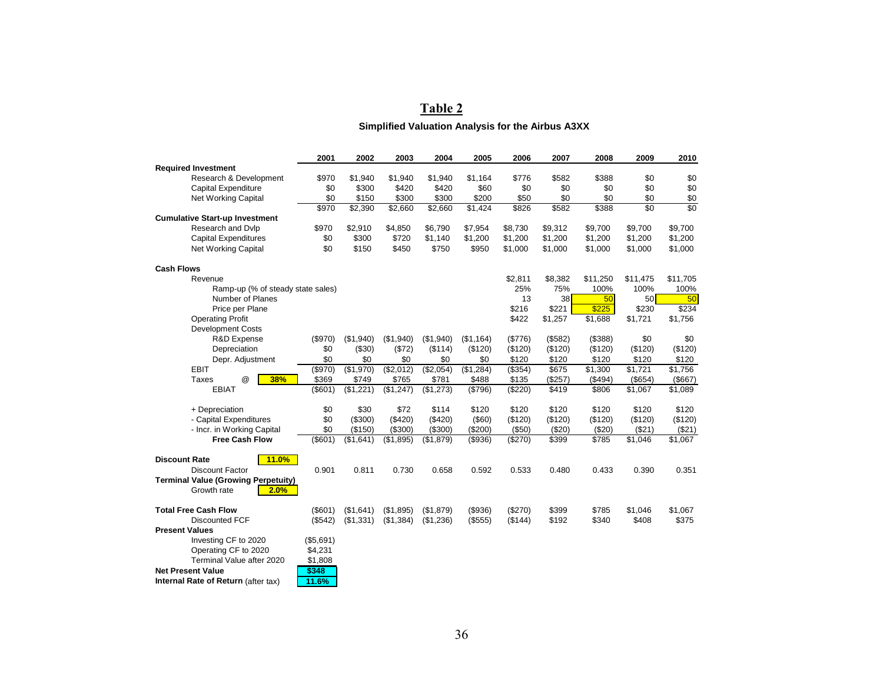# Table 2

**Simplified Valuation Analysis for the Airbus A3XX**

| | 2001 | 2002 | 2003 | 2004 | 2005 | 2006 | 2007 | 2008 | 2009 | 2010 |
|---|---|---|---|---|---|---|---|---|---|---|
| **Required Investment** | | | | | | | | | | |
| Research & Development | $970 | $1,940 | $1,940 | $1,940 | $1,164 | $776 | $582 | $388 | $0 | $0 |
| Capital Expenditure | $0 | $300 | $420 | $420 | $60 | $0 | $0 | $0 | $0 | $0 |
| Net Working Capital | $0 | $150 | $300 | $300 | $200 | $50 | $0 | $0 | $0 | $0 |
| | $970 | $2,390 | $2,660 | $2,660 | $1,424 | $826 | $582 | $388 | $0 | $0 |
| **Cumulative Start-up Investment** | | | | | | | | | | |
| Research and Dvlp | $970 | $2,910 | $4,850 | $6,790 | $7,954 | $8,730 | $9,312 | $9,700 | $9,700 | $9,700 |
| Capital Expenditures | $0 | $300 | $720 | $1,140 | $1,200 | $1,200 | $1,200 | $1,200 | $1,200 | $1,200 |
| Net Working Capital | $0 | $150 | $450 | $750 | $950 | $1,000 | $1,000 | $1,000 | $1,000 | $1,000 |
| **Cash Flows** | | | | | | | | | | |
| Revenue | | | | | | $2,811 | $8,382 | $11,250 | $11,475 | $11,705 |
| Ramp-up (% of steady state sales) | | | | | | 25% | 75% | 100% | 100% | 100% |
| Number of Planes | | | | | | 13 | 38 | 50 | 50 | 50 |
| Price per Plane | | | | | | $216 | $221 | $225 | $230 | $234 |
| Operating Profit | | | | | | $422 | $1,257 | $1,688 | $1,721 | $1,756 |
| Development Costs | | | | | | | | | | |
| R&D Expense | ($970) | ($1,940) | ($1,940) | ($1,940) | ($1,164) | ($776) | ($582) | ($388) | $0 | $0 |
| Depreciation | $0 | ($30) | ($72) | ($114) | ($120) | ($120) | ($120) | ($120) | ($120) | ($120) |
| Depr. Adjustment | $0 | $0 | $0 | $0 | $0 | $120 | $120 | $120 | $120 | $120 |
| EBIT | ($970) | ($1,970) | ($2,012) | ($2,054) | ($1,284) | ($354) | $675 | $1,300 | $1,721 | $1,756 |
| Taxes @ 38% | $369 | $749 | $765 | $781 | $488 | $135 | ($257) | ($494) | ($654) | ($667) |
| EBIAT | ($601) | ($1,221) | ($1,247) | ($1,273) | ($796) | ($220) | $419 | $806 | $1,067 | $1,089 |
| + Depreciation | $0 | $30 | $72 | $114 | $120 | $120 | $120 | $120 | $120 | $120 |
| - Capital Expenditures | $0 | ($300) | ($420) | ($420) | ($60) | ($120) | ($120) | ($120) | ($120) | ($120) |
| - Incr. in Working Capital | $0 | ($150) | ($300) | ($300) | ($200) | ($50) | ($20) | ($20) | ($21) | ($21) |
| **Free Cash Flow** | ($601) | ($1,641) | ($1,895) | ($1,879) | ($936) | ($270) | $399 | $785 | $1,046 | $1,067 |
| **Discount Rate** 11.0% | | | | | | | | | | |
| Discount Factor | 0.901 | 0.811 | 0.730 | 0.658 | 0.592 | 0.533 | 0.480 | 0.433 | 0.390 | 0.351 |
| **Terminal Value (Growing Perpetuity)** | | | | | | | | | | |
| Growth rate 2.0% | | | | | | | | | | |
| **Total Free Cash Flow** | ($601) | ($1,641) | ($1,895) | ($1,879) | ($936) | ($270) | $399 | $785 | $1,046 | $1,067 |
| Discounted FCF | ($542) | ($1,331) | ($1,384) | ($1,236) | ($555) | ($144) | $192 | $340 | $408 | $375 |
| **Present Values** | | | | | | | | | | |
| Investing CF to 2020 | ($5,691) | | | | | | | | | |
| Operating CF to 2020 | $4,231 | | | | | | | | | |
| Terminal Value after 2020 | $1,808 | | | | | | | | | |
| **Net Present Value** | $348 | | | | | | | | | |
| **Internal Rate of Return** (after tax) | 11.6% | | | | | | | | | |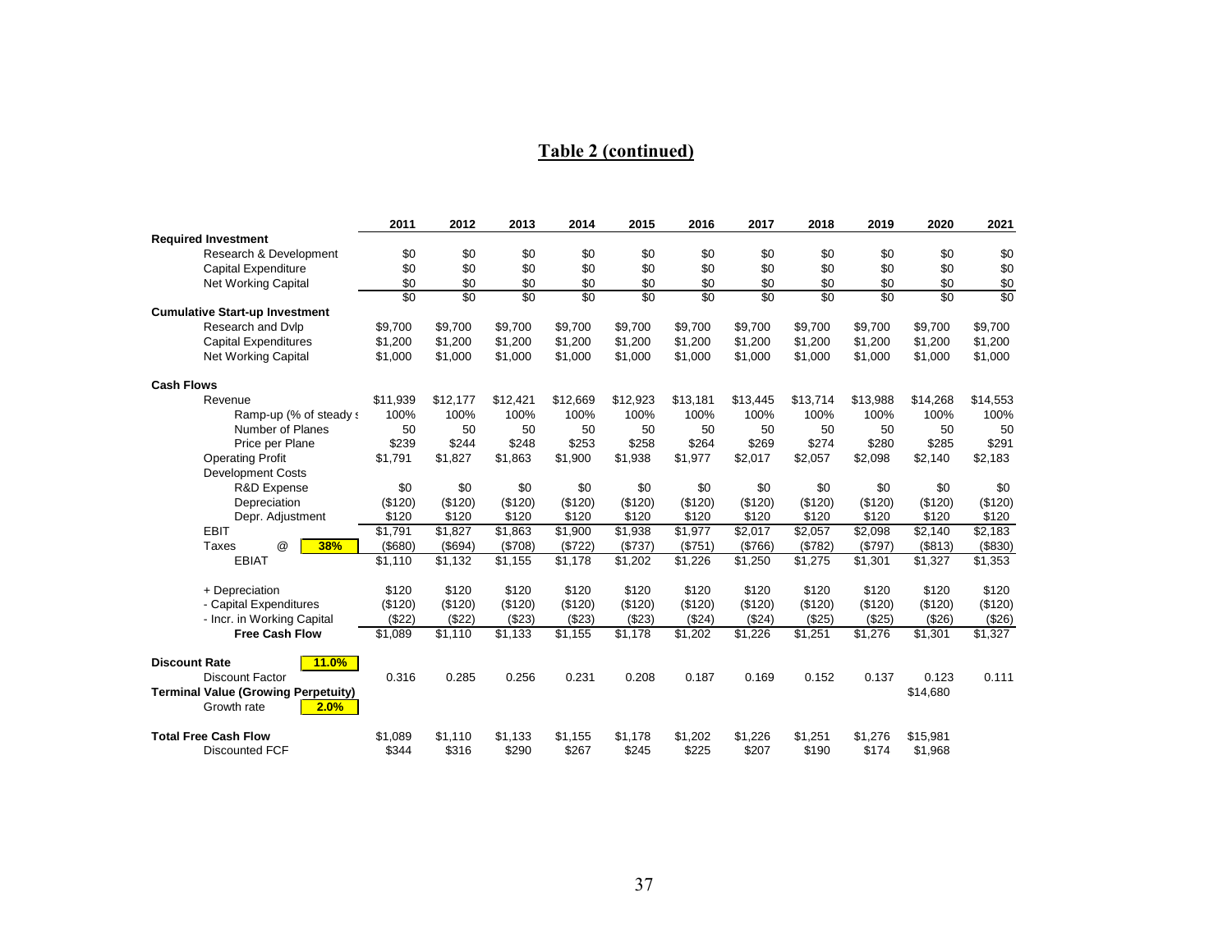## Table 2 (continued)

| | 2011 | 2012 | 2013 | 2014 | 2015 | 2016 | 2017 | 2018 | 2019 | 2020 | 2021 |
|---|---|---|---|---|---|---|---|---|---|---|---|
| **Required Investment** | | | | | | | | | | | |
| Research & Development | $0 | $0 | $0 | $0 | $0 | $0 | $0 | $0 | $0 | $0 | $0 |
| Capital Expenditure | $0 | $0 | $0 | $0 | $0 | $0 | $0 | $0 | $0 | $0 | $0 |
| Net Working Capital | $0 | $0 | $0 | $0 | $0 | $0 | $0 | $0 | $0 | $0 | $0 |
| | $0 | $0 | $0 | $0 | $0 | $0 | $0 | $0 | $0 | $0 | $0 |
| **Cumulative Start-up Investment** | | | | | | | | | | | |
| Research and Dvlp | $9,700 | $9,700 | $9,700 | $9,700 | $9,700 | $9,700 | $9,700 | $9,700 | $9,700 | $9,700 | $9,700 |
| Capital Expenditures | $1,200 | $1,200 | $1,200 | $1,200 | $1,200 | $1,200 | $1,200 | $1,200 | $1,200 | $1,200 | $1,200 |
| Net Working Capital | $1,000 | $1,000 | $1,000 | $1,000 | $1,000 | $1,000 | $1,000 | $1,000 | $1,000 | $1,000 | $1,000 |
| **Cash Flows** | | | | | | | | | | | |
| Revenue | $11,939 | $12,177 | $12,421 | $12,669 | $12,923 | $13,181 | $13,445 | $13,714 | $13,988 | $14,268 | $14,553 |
| Ramp-up (% of steady s | 100% | 100% | 100% | 100% | 100% | 100% | 100% | 100% | 100% | 100% | 100% |
| Number of Planes | 50 | 50 | 50 | 50 | 50 | 50 | 50 | 50 | 50 | 50 | 50 |
| Price per Plane | $239 | $244 | $248 | $253 | $258 | $264 | $269 | $274 | $280 | $285 | $291 |
| Operating Profit | $1,791 | $1,827 | $1,863 | $1,900 | $1,938 | $1,977 | $2,017 | $2,057 | $2,098 | $2,140 | $2,183 |
| Development Costs | | | | | | | | | | | |
| R&D Expense | $0 | $0 | $0 | $0 | $0 | $0 | $0 | $0 | $0 | $0 | $0 |
| Depreciation | ($120) | ($120) | ($120) | ($120) | ($120) | ($120) | ($120) | ($120) | ($120) | ($120) | ($120) |
| Depr. Adjustment | $120 | $120 | $120 | $120 | $120 | $120 | $120 | $120 | $120 | $120 | $120 |
| EBIT | $1,791 | $1,827 | $1,863 | $1,900 | $1,938 | $1,977 | $2,017 | $2,057 | $2,098 | $2,140 | $2,183 |
| Taxes @ 38% | ($680) | ($694) | ($708) | ($722) | ($737) | ($751) | ($766) | ($782) | ($797) | ($813) | ($830) |
| EBIAT | $1,110 | $1,132 | $1,155 | $1,178 | $1,202 | $1,226 | $1,250 | $1,275 | $1,301 | $1,327 | $1,353 |
| + Depreciation | $120 | $120 | $120 | $120 | $120 | $120 | $120 | $120 | $120 | $120 | $120 |
| - Capital Expenditures | ($120) | ($120) | ($120) | ($120) | ($120) | ($120) | ($120) | ($120) | ($120) | ($120) | ($120) |
| - Incr. in Working Capital | ($22) | ($22) | ($23) | ($23) | ($23) | ($24) | ($24) | ($25) | ($25) | ($26) | ($26) |
| **Free Cash Flow** | $1,089 | $1,110 | $1,133 | $1,155 | $1,178 | $1,202 | $1,226 | $1,251 | $1,276 | $1,301 | $1,327 |
| **Discount Rate** 11.0% | | | | | | | | | | | |
| Discount Factor | 0.316 | 0.285 | 0.256 | 0.231 | 0.208 | 0.187 | 0.169 | 0.152 | 0.137 | 0.123 | 0.111 |
| **Terminal Value (Growing Perpetuity)** | | | | | | | | | | $14,680 | |
| Growth rate 2.0% | | | | | | | | | | | |
| **Total Free Cash Flow** | $1,089 | $1,110 | $1,133 | $1,155 | $1,178 | $1,202 | $1,226 | $1,251 | $1,276 | $15,981 | |
| Discounted FCF | $344 | $316 | $290 | $267 | $245 | $225 | $207 | $190 | $174 | $1,968 | |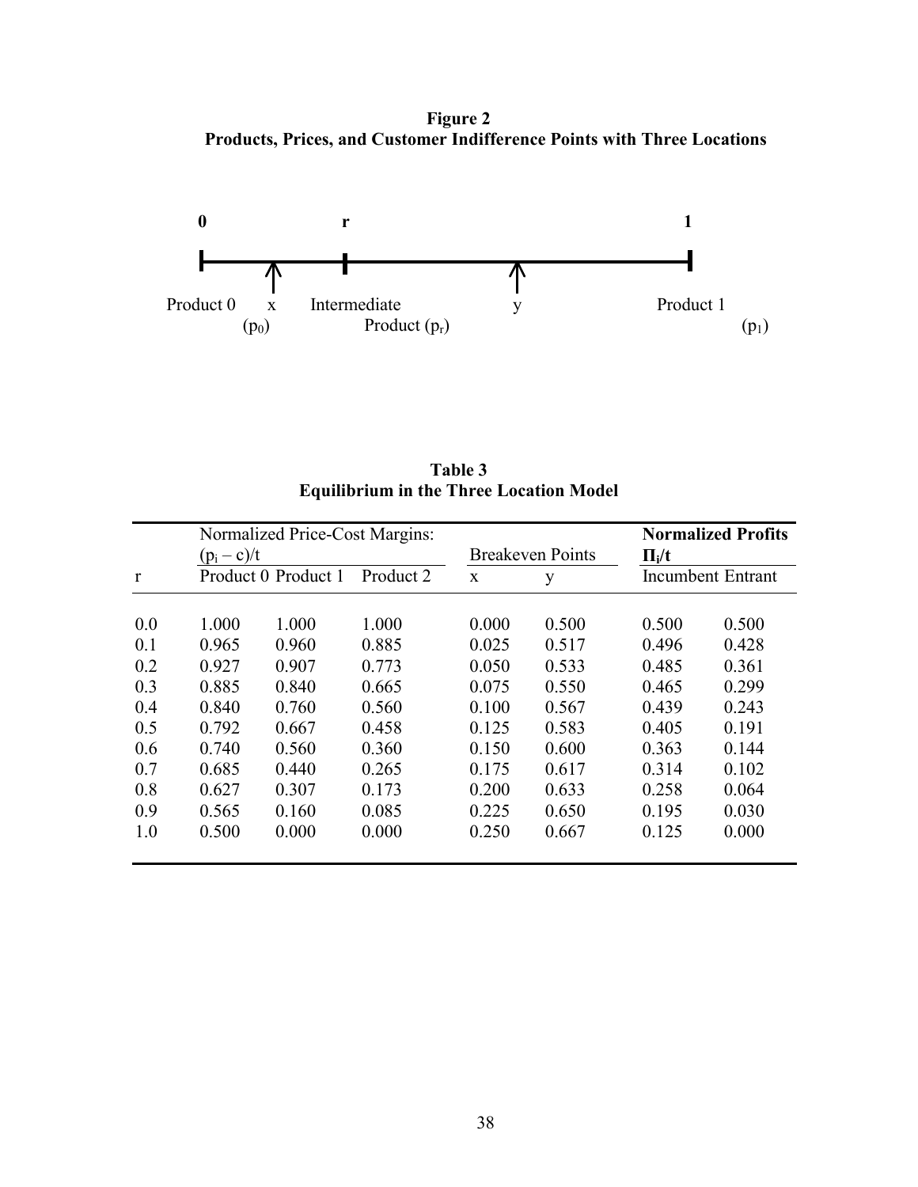**Figure 2**
**Products, Prices, and Customer Indifference Points with Three Locations**

0 r 1

Product 0 ($p_0$) x Intermediate Product ($p_r$) y Product 1 ($p_1$)

**Table 3**
**Equilibrium in the Three Location Model**

| | Normalized Price-Cost Margins: $(p_i - c)/t$ | | | Breakeven Points | | **Normalized Profits $\Pi_i/t$** | |
|---|---|---|---|---|---|---|---|
| r | Product 0 | Product 1 | Product 2 | x | y | Incumbent | Entrant |
| 0.0 | 1.000 | 1.000 | 1.000 | 0.000 | 0.500 | 0.500 | 0.500 |
| 0.1 | 0.965 | 0.960 | 0.885 | 0.025 | 0.517 | 0.496 | 0.428 |
| 0.2 | 0.927 | 0.907 | 0.773 | 0.050 | 0.533 | 0.485 | 0.361 |
| 0.3 | 0.885 | 0.840 | 0.665 | 0.075 | 0.550 | 0.465 | 0.299 |
| 0.4 | 0.840 | 0.760 | 0.560 | 0.100 | 0.567 | 0.439 | 0.243 |
| 0.5 | 0.792 | 0.667 | 0.458 | 0.125 | 0.583 | 0.405 | 0.191 |
| 0.6 | 0.740 | 0.560 | 0.360 | 0.150 | 0.600 | 0.363 | 0.144 |
| 0.7 | 0.685 | 0.440 | 0.265 | 0.175 | 0.617 | 0.314 | 0.102 |
| 0.8 | 0.627 | 0.307 | 0.173 | 0.200 | 0.633 | 0.258 | 0.064 |
| 0.9 | 0.565 | 0.160 | 0.085 | 0.225 | 0.650 | 0.195 | 0.030 |
| 1.0 | 0.500 | 0.000 | 0.000 | 0.250 | 0.667 | 0.125 | 0.000 |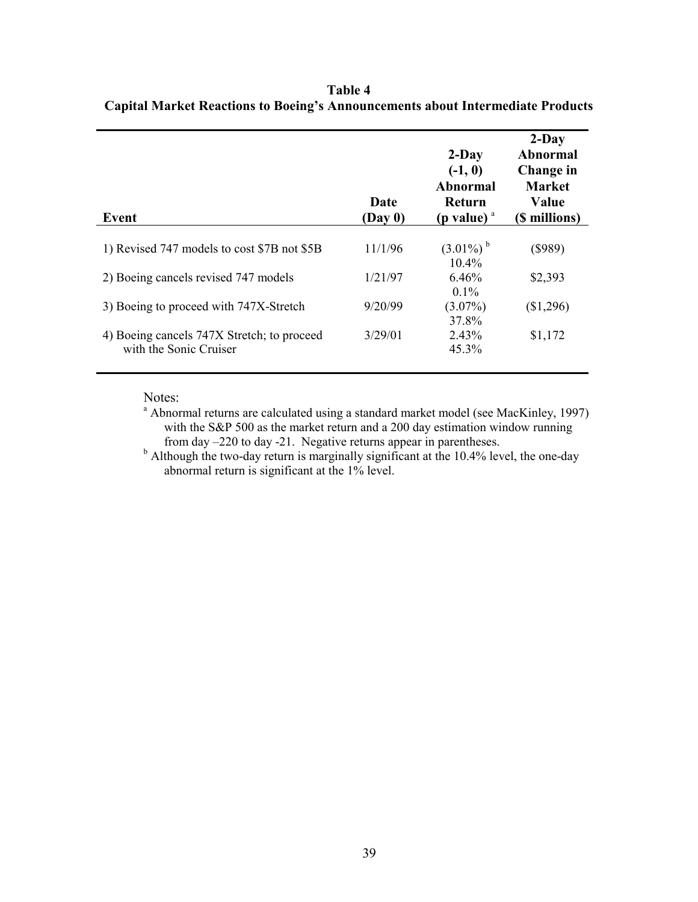**Table 4**
**Capital Market Reactions to Boeing's Announcements about Intermediate Products**

| Event | Date (Day 0) | 2-Day (-1, 0) Abnormal Return (p value) [a] | 2-Day Abnormal Change in Market Value ($ millions) |
|---|---|---|---|
| 1) Revised 747 models to cost $7B not $5B | 11/1/96 | (3.01%) [b] 10.4% | ($989) |
| 2) Boeing cancels revised 747 models | 1/21/97 | 6.46% 0.1% | $2,393 |
| 3) Boeing to proceed with 747X-Stretch | 9/20/99 | (3.07%) 37.8% | ($1,296) |
| 4) Boeing cancels 747X Stretch; to proceed with the Sonic Cruiser | 3/29/01 | 2.43% 45.3% | $1,172 |

Notes:

[a] Abnormal returns are calculated using a standard market model (see MacKinley, 1997) with the S&P 500 as the market return and a 200 day estimation window running from day –220 to day -21. Negative returns appear in parentheses.

[b] Although the two-day return is marginally significant at the 10.4% level, the one-day abnormal return is significant at the 1% level.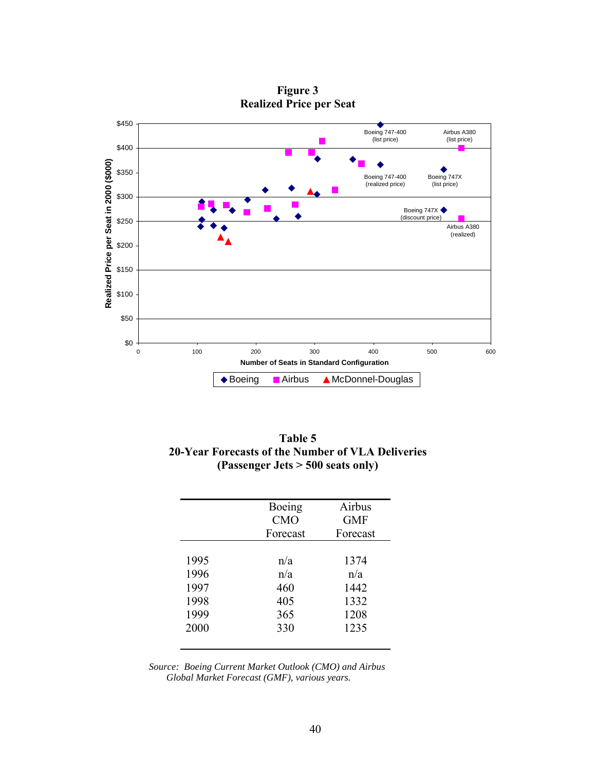**Figure 3**
**Realized Price per Seat**

**Table 5**
**20-Year Forecasts of the Number of VLA Deliveries**
**(Passenger Jets > 500 seats only)**

| | Boeing CMO Forecast | Airbus GMF Forecast |
|---|---|---|
| 1995 | n/a | 1374 |
| 1996 | n/a | n/a |
| 1997 | 460 | 1442 |
| 1998 | 405 | 1332 |
| 1999 | 365 | 1208 |
| 2000 | 330 | 1235 |

*Source: Boeing Current Market Outlook (CMO) and Airbus Global Market Forecast (GMF), various years.*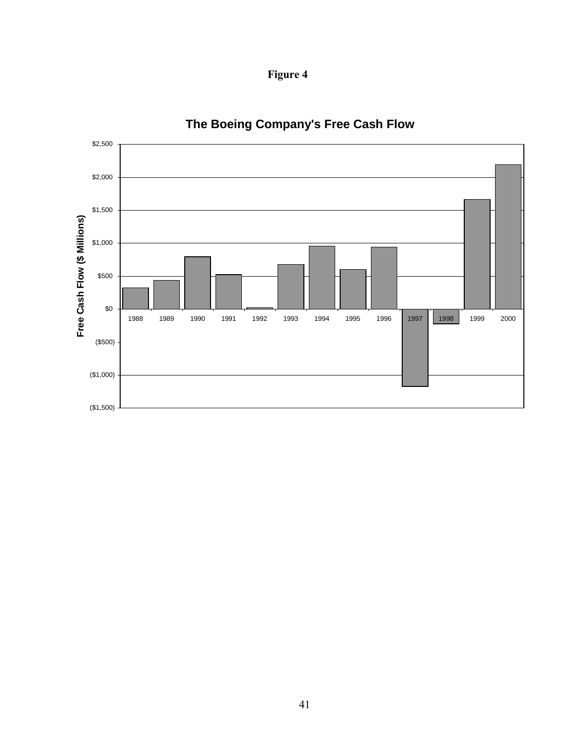**Figure 4**

The Boeing Company's Free Cash Flow

Free Cash Flow ($ Millions)

$2,500
$2,000
$1,500
$1,000
$500
$0
($500)
($1,000)
($1,500)

1988 1989 1990 1991 1992 1993 1994 1995 1996 1997 1998 1999 2000